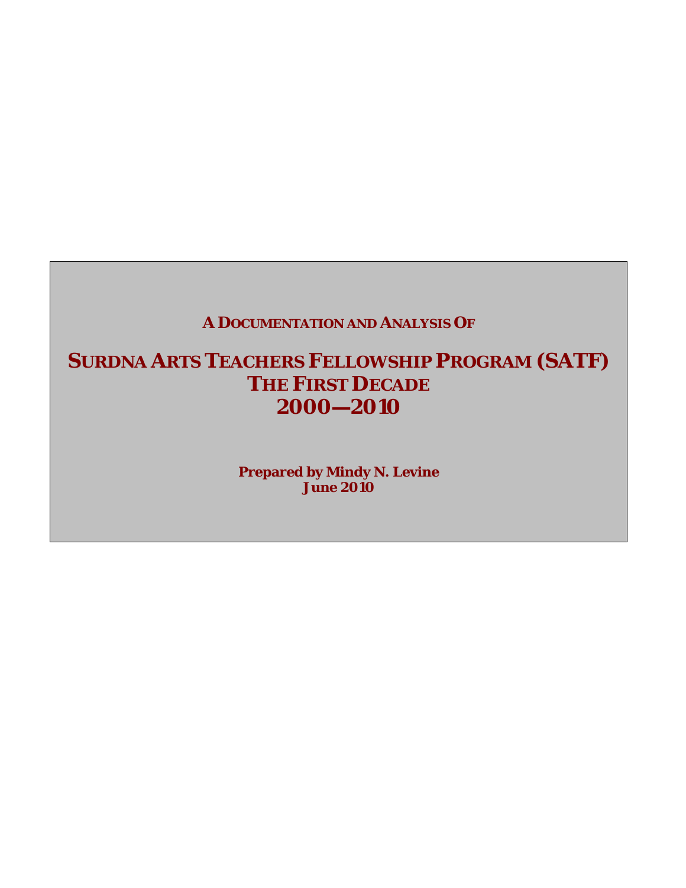**A DOCUMENTATION AND ANALYSIS OF**

# SURDNA ARTS TEACHERS FELLOWSHIP PROGRAM (SATF)
## THE FIRST DECADE
## 2000—2010

**Prepared by Mindy N. Levine**
**June 2010**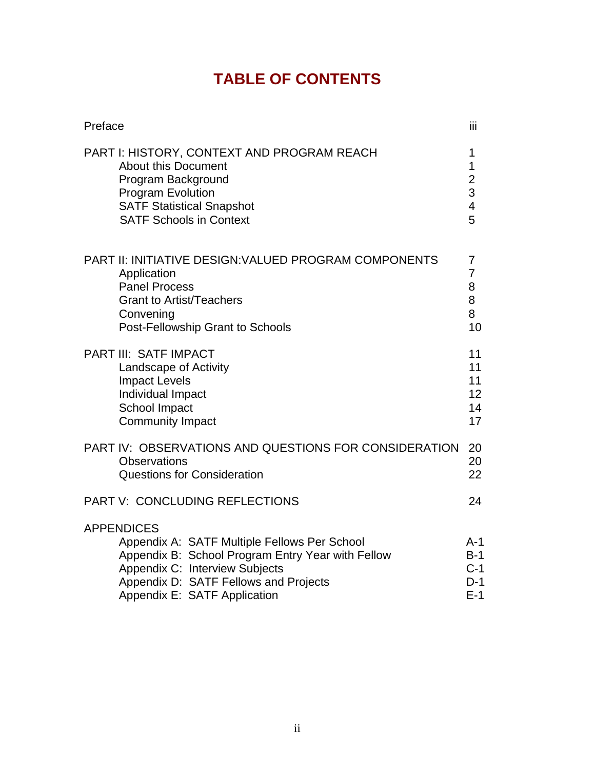# TABLE OF CONTENTS

| | |
|---|---|
| Preface | iii |
| PART I: HISTORY, CONTEXT AND PROGRAM REACH | 1 |
| About this Document | 1 |
| Program Background | 2 |
| Program Evolution | 3 |
| SATF Statistical Snapshot | 4 |
| SATF Schools in Context | 5 |
| PART II: INITIATIVE DESIGN:VALUED PROGRAM COMPONENTS | 7 |
| Application | 7 |
| Panel Process | 8 |
| Grant to Artist/Teachers | 8 |
| Convening | 8 |
| Post-Fellowship Grant to Schools | 10 |
| PART III: SATF IMPACT | 11 |
| Landscape of Activity | 11 |
| Impact Levels | 11 |
| Individual Impact | 12 |
| School Impact | 14 |
| Community Impact | 17 |
| PART IV: OBSERVATIONS AND QUESTIONS FOR CONSIDERATION | 20 |
| Observations | 20 |
| Questions for Consideration | 22 |
| PART V: CONCLUDING REFLECTIONS | 24 |
| APPENDICES | |
| Appendix A: SATF Multiple Fellows Per School | A-1 |
| Appendix B: School Program Entry Year with Fellow | B-1 |
| Appendix C: Interview Subjects | C-1 |
| Appendix D: SATF Fellows and Projects | D-1 |
| Appendix E: SATF Application | E-1 |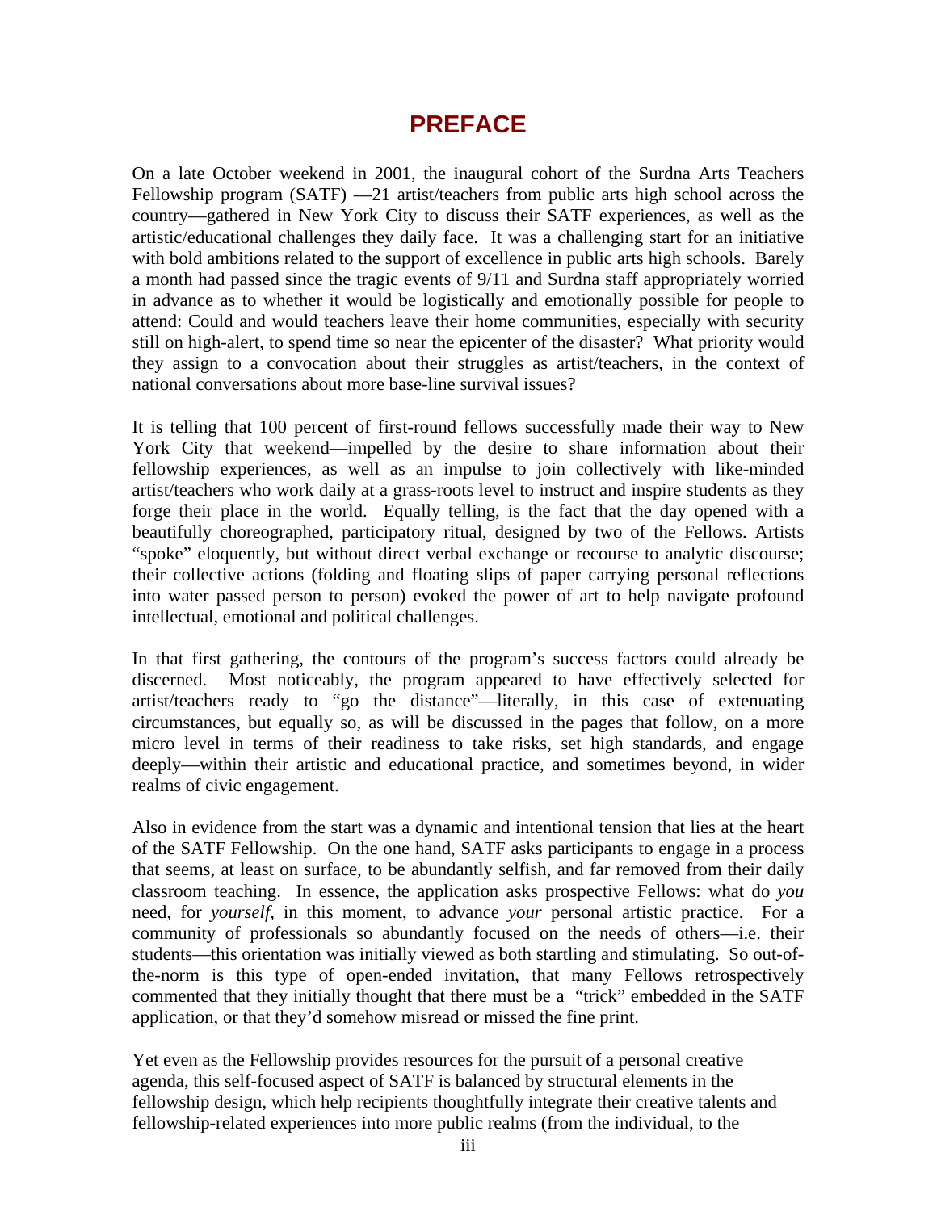# PREFACE

On a late October weekend in 2001, the inaugural cohort of the Surdna Arts Teachers Fellowship program (SATF) —21 artist/teachers from public arts high school across the country—gathered in New York City to discuss their SATF experiences, as well as the artistic/educational challenges they daily face. It was a challenging start for an initiative with bold ambitions related to the support of excellence in public arts high schools. Barely a month had passed since the tragic events of 9/11 and Surdna staff appropriately worried in advance as to whether it would be logistically and emotionally possible for people to attend: Could and would teachers leave their home communities, especially with security still on high-alert, to spend time so near the epicenter of the disaster? What priority would they assign to a convocation about their struggles as artist/teachers, in the context of national conversations about more base-line survival issues?

It is telling that 100 percent of first-round fellows successfully made their way to New York City that weekend—impelled by the desire to share information about their fellowship experiences, as well as an impulse to join collectively with like-minded artist/teachers who work daily at a grass-roots level to instruct and inspire students as they forge their place in the world. Equally telling, is the fact that the day opened with a beautifully choreographed, participatory ritual, designed by two of the Fellows. Artists "spoke" eloquently, but without direct verbal exchange or recourse to analytic discourse; their collective actions (folding and floating slips of paper carrying personal reflections into water passed person to person) evoked the power of art to help navigate profound intellectual, emotional and political challenges.

In that first gathering, the contours of the program's success factors could already be discerned. Most noticeably, the program appeared to have effectively selected for artist/teachers ready to "go the distance"—literally, in this case of extenuating circumstances, but equally so, as will be discussed in the pages that follow, on a more micro level in terms of their readiness to take risks, set high standards, and engage deeply—within their artistic and educational practice, and sometimes beyond, in wider realms of civic engagement.

Also in evidence from the start was a dynamic and intentional tension that lies at the heart of the SATF Fellowship. On the one hand, SATF asks participants to engage in a process that seems, at least on surface, to be abundantly selfish, and far removed from their daily classroom teaching. In essence, the application asks prospective Fellows: what do *you* need, for *yourself*, in this moment, to advance *your* personal artistic practice. For a community of professionals so abundantly focused on the needs of others—i.e. their students—this orientation was initially viewed as both startling and stimulating. So out-of-the-norm is this type of open-ended invitation, that many Fellows retrospectively commented that they initially thought that there must be a "trick" embedded in the SATF application, or that they'd somehow misread or missed the fine print.

Yet even as the Fellowship provides resources for the pursuit of a personal creative agenda, this self-focused aspect of SATF is balanced by structural elements in the fellowship design, which help recipients thoughtfully integrate their creative talents and fellowship-related experiences into more public realms (from the individual, to the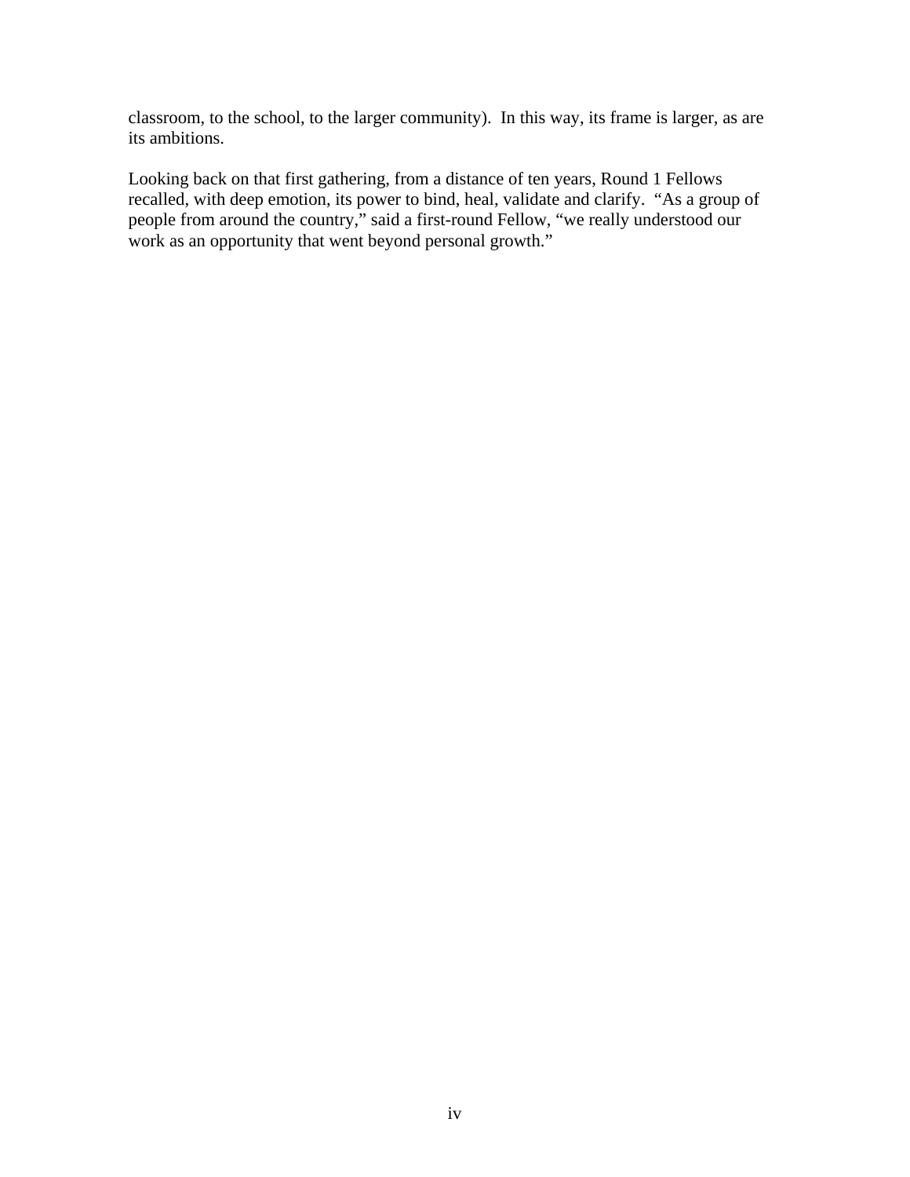classroom, to the school, to the larger community). In this way, its frame is larger, as are its ambitions.

Looking back on that first gathering, from a distance of ten years, Round 1 Fellows recalled, with deep emotion, its power to bind, heal, validate and clarify. "As a group of people from around the country," said a first-round Fellow, "we really understood our work as an opportunity that went beyond personal growth."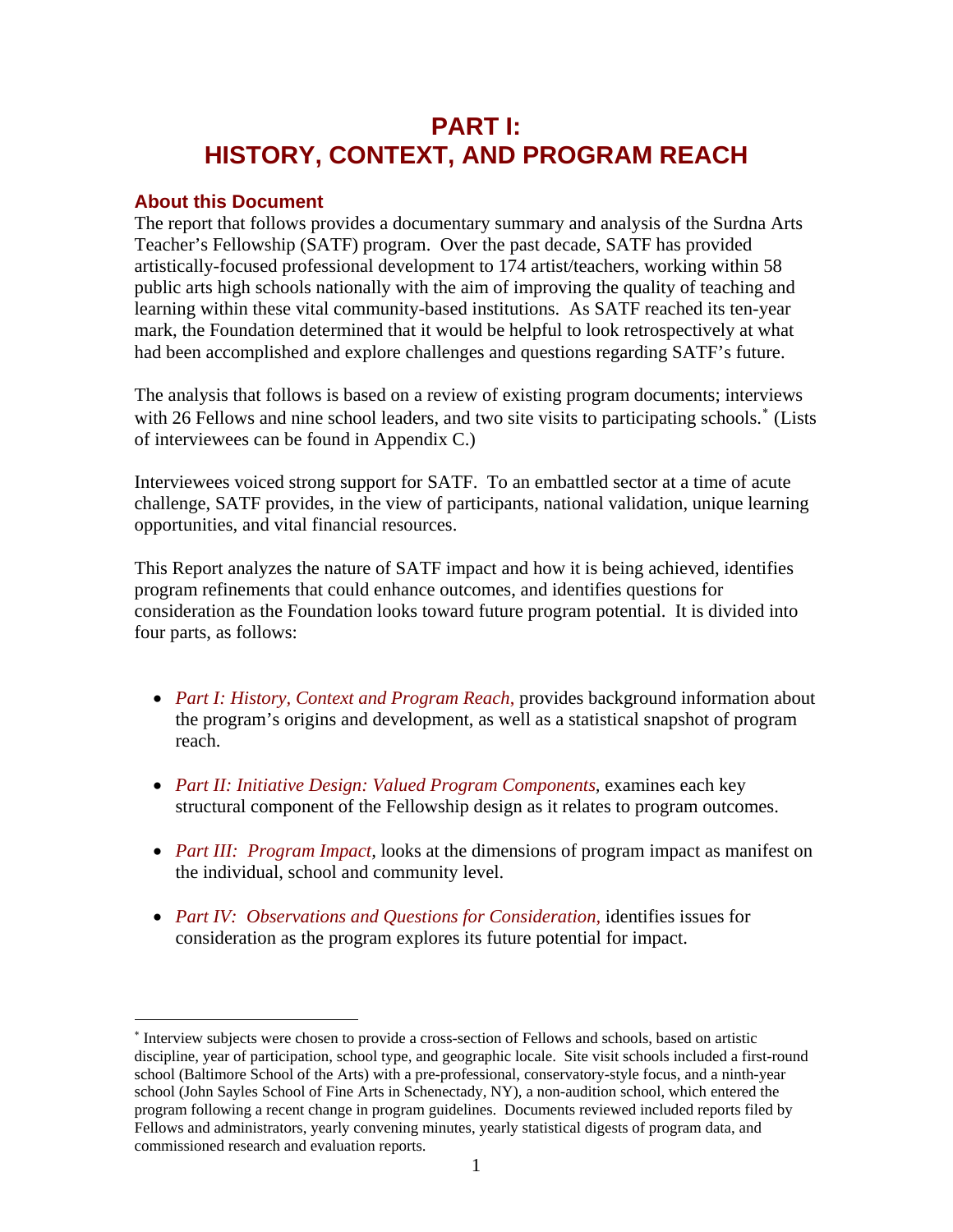# PART I: HISTORY, CONTEXT, AND PROGRAM REACH

## About this Document

The report that follows provides a documentary summary and analysis of the Surdna Arts Teacher's Fellowship (SATF) program. Over the past decade, SATF has provided artistically-focused professional development to 174 artist/teachers, working within 58 public arts high schools nationally with the aim of improving the quality of teaching and learning within these vital community-based institutions. As SATF reached its ten-year mark, the Foundation determined that it would be helpful to look retrospectively at what had been accomplished and explore challenges and questions regarding SATF's future.

The analysis that follows is based on a review of existing program documents; interviews with 26 Fellows and nine school leaders, and two site visits to participating schools.* (Lists of interviewees can be found in Appendix C.)

Interviewees voiced strong support for SATF. To an embattled sector at a time of acute challenge, SATF provides, in the view of participants, national validation, unique learning opportunities, and vital financial resources.

This Report analyzes the nature of SATF impact and how it is being achieved, identifies program refinements that could enhance outcomes, and identifies questions for consideration as the Foundation looks toward future program potential. It is divided into four parts, as follows:

- *Part I: History, Context and Program Reach,* provides background information about the program's origins and development, as well as a statistical snapshot of program reach.
- *Part II: Initiative Design: Valued Program Components,* examines each key structural component of the Fellowship design as it relates to program outcomes.
- *Part III: Program Impact,* looks at the dimensions of program impact as manifest on the individual, school and community level.
- *Part IV: Observations and Questions for Consideration,* identifies issues for consideration as the program explores its future potential for impact.

---

* Interview subjects were chosen to provide a cross-section of Fellows and schools, based on artistic discipline, year of participation, school type, and geographic locale. Site visit schools included a first-round school (Baltimore School of the Arts) with a pre-professional, conservatory-style focus, and a ninth-year school (John Sayles School of Fine Arts in Schenectady, NY), a non-audition school, which entered the program following a recent change in program guidelines. Documents reviewed included reports filed by Fellows and administrators, yearly convening minutes, yearly statistical digests of program data, and commissioned research and evaluation reports.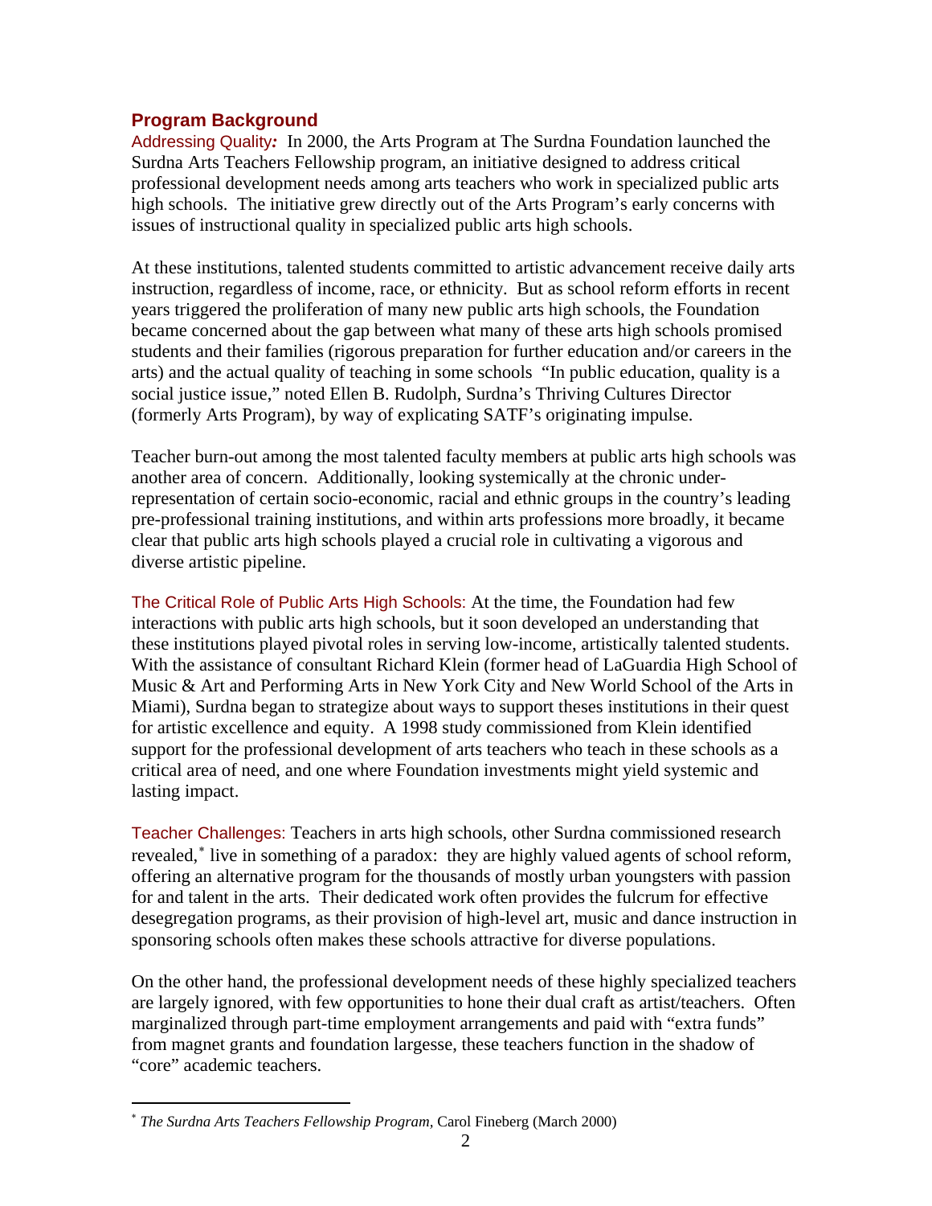## Program Background

Addressing Quality***:*** In 2000, the Arts Program at The Surdna Foundation launched the Surdna Arts Teachers Fellowship program, an initiative designed to address critical professional development needs among arts teachers who work in specialized public arts high schools. The initiative grew directly out of the Arts Program's early concerns with issues of instructional quality in specialized public arts high schools.

At these institutions, talented students committed to artistic advancement receive daily arts instruction, regardless of income, race, or ethnicity. But as school reform efforts in recent years triggered the proliferation of many new public arts high schools, the Foundation became concerned about the gap between what many of these arts high schools promised students and their families (rigorous preparation for further education and/or careers in the arts) and the actual quality of teaching in some schools "In public education, quality is a social justice issue," noted Ellen B. Rudolph, Surdna's Thriving Cultures Director (formerly Arts Program), by way of explicating SATF's originating impulse.

Teacher burn-out among the most talented faculty members at public arts high schools was another area of concern. Additionally, looking systemically at the chronic under-representation of certain socio-economic, racial and ethnic groups in the country's leading pre-professional training institutions, and within arts professions more broadly, it became clear that public arts high schools played a crucial role in cultivating a vigorous and diverse artistic pipeline.

The Critical Role of Public Arts High Schools: At the time, the Foundation had few interactions with public arts high schools, but it soon developed an understanding that these institutions played pivotal roles in serving low-income, artistically talented students. With the assistance of consultant Richard Klein (former head of LaGuardia High School of Music & Art and Performing Arts in New York City and New World School of the Arts in Miami), Surdna began to strategize about ways to support theses institutions in their quest for artistic excellence and equity. A 1998 study commissioned from Klein identified support for the professional development of arts teachers who teach in these schools as a critical area of need, and one where Foundation investments might yield systemic and lasting impact.

Teacher Challenges: Teachers in arts high schools, other Surdna commissioned research revealed,[*] live in something of a paradox: they are highly valued agents of school reform, offering an alternative program for the thousands of mostly urban youngsters with passion for and talent in the arts. Their dedicated work often provides the fulcrum for effective desegregation programs, as their provision of high-level art, music and dance instruction in sponsoring schools often makes these schools attractive for diverse populations.

On the other hand, the professional development needs of these highly specialized teachers are largely ignored, with few opportunities to hone their dual craft as artist/teachers. Often marginalized through part-time employment arrangements and paid with "extra funds" from magnet grants and foundation largesse, these teachers function in the shadow of "core" academic teachers.

---

[*] *The Surdna Arts Teachers Fellowship Program,* Carol Fineberg (March 2000)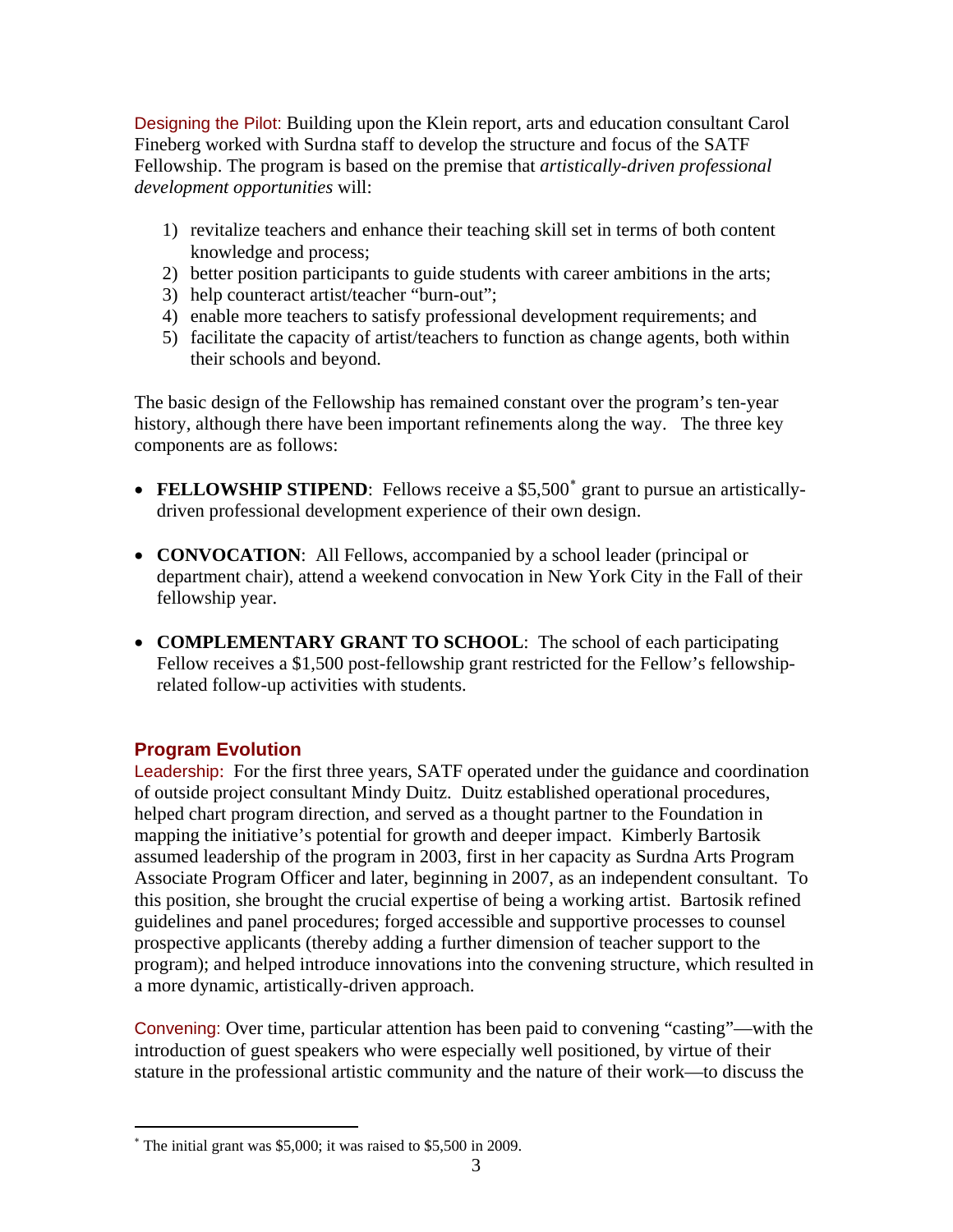Designing the Pilot: Building upon the Klein report, arts and education consultant Carol Fineberg worked with Surdna staff to develop the structure and focus of the SATF Fellowship. The program is based on the premise that *artistically-driven professional development opportunities* will:

1) revitalize teachers and enhance their teaching skill set in terms of both content knowledge and process;
2) better position participants to guide students with career ambitions in the arts;
3) help counteract artist/teacher "burn-out";
4) enable more teachers to satisfy professional development requirements; and
5) facilitate the capacity of artist/teachers to function as change agents, both within their schools and beyond.

The basic design of the Fellowship has remained constant over the program's ten-year history, although there have been important refinements along the way. The three key components are as follows:

- **FELLOWSHIP STIPEND**: Fellows receive a $5,500* grant to pursue an artistically-driven professional development experience of their own design.

- **CONVOCATION**: All Fellows, accompanied by a school leader (principal or department chair), attend a weekend convocation in New York City in the Fall of their fellowship year.

- **COMPLEMENTARY GRANT TO SCHOOL**: The school of each participating Fellow receives a $1,500 post-fellowship grant restricted for the Fellow's fellowship-related follow-up activities with students.

## Program Evolution

Leadership: For the first three years, SATF operated under the guidance and coordination of outside project consultant Mindy Duitz. Duitz established operational procedures, helped chart program direction, and served as a thought partner to the Foundation in mapping the initiative's potential for growth and deeper impact. Kimberly Bartosik assumed leadership of the program in 2003, first in her capacity as Surdna Arts Program Associate Program Officer and later, beginning in 2007, as an independent consultant. To this position, she brought the crucial expertise of being a working artist. Bartosik refined guidelines and panel procedures; forged accessible and supportive processes to counsel prospective applicants (thereby adding a further dimension of teacher support to the program); and helped introduce innovations into the convening structure, which resulted in a more dynamic, artistically-driven approach.

Convening: Over time, particular attention has been paid to convening "casting"—with the introduction of guest speakers who were especially well positioned, by virtue of their stature in the professional artistic community and the nature of their work—to discuss the

* The initial grant was $5,000; it was raised to $5,500 in 2009.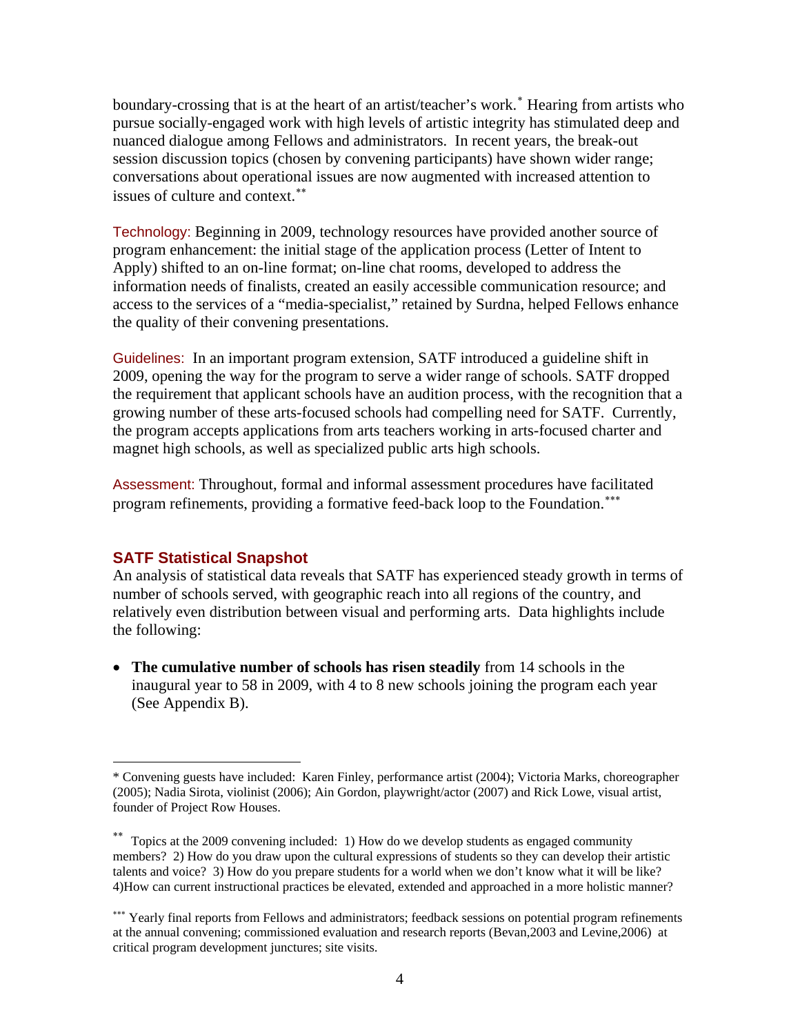boundary-crossing that is at the heart of an artist/teacher's work.* Hearing from artists who pursue socially-engaged work with high levels of artistic integrity has stimulated deep and nuanced dialogue among Fellows and administrators. In recent years, the break-out session discussion topics (chosen by convening participants) have shown wider range; conversations about operational issues are now augmented with increased attention to issues of culture and context.**

Technology: Beginning in 2009, technology resources have provided another source of program enhancement: the initial stage of the application process (Letter of Intent to Apply) shifted to an on-line format; on-line chat rooms, developed to address the information needs of finalists, created an easily accessible communication resource; and access to the services of a "media-specialist," retained by Surdna, helped Fellows enhance the quality of their convening presentations.

Guidelines: In an important program extension, SATF introduced a guideline shift in 2009, opening the way for the program to serve a wider range of schools. SATF dropped the requirement that applicant schools have an audition process, with the recognition that a growing number of these arts-focused schools had compelling need for SATF. Currently, the program accepts applications from arts teachers working in arts-focused charter and magnet high schools, as well as specialized public arts high schools.

Assessment: Throughout, formal and informal assessment procedures have facilitated program refinements, providing a formative feed-back loop to the Foundation.***

## SATF Statistical Snapshot

An analysis of statistical data reveals that SATF has experienced steady growth in terms of number of schools served, with geographic reach into all regions of the country, and relatively even distribution between visual and performing arts. Data highlights include the following:

- **The cumulative number of schools has risen steadily** from 14 schools in the inaugural year to 58 in 2009, with 4 to 8 new schools joining the program each year (See Appendix B).

---

* Convening guests have included: Karen Finley, performance artist (2004); Victoria Marks, choreographer (2005); Nadia Sirota, violinist (2006); Ain Gordon, playwright/actor (2007) and Rick Lowe, visual artist, founder of Project Row Houses.

** Topics at the 2009 convening included: 1) How do we develop students as engaged community members? 2) How do you draw upon the cultural expressions of students so they can develop their artistic talents and voice? 3) How do you prepare students for a world when we don't know what it will be like? 4)How can current instructional practices be elevated, extended and approached in a more holistic manner?

*** Yearly final reports from Fellows and administrators; feedback sessions on potential program refinements at the annual convening; commissioned evaluation and research reports (Bevan,2003 and Levine,2006) at critical program development junctures; site visits.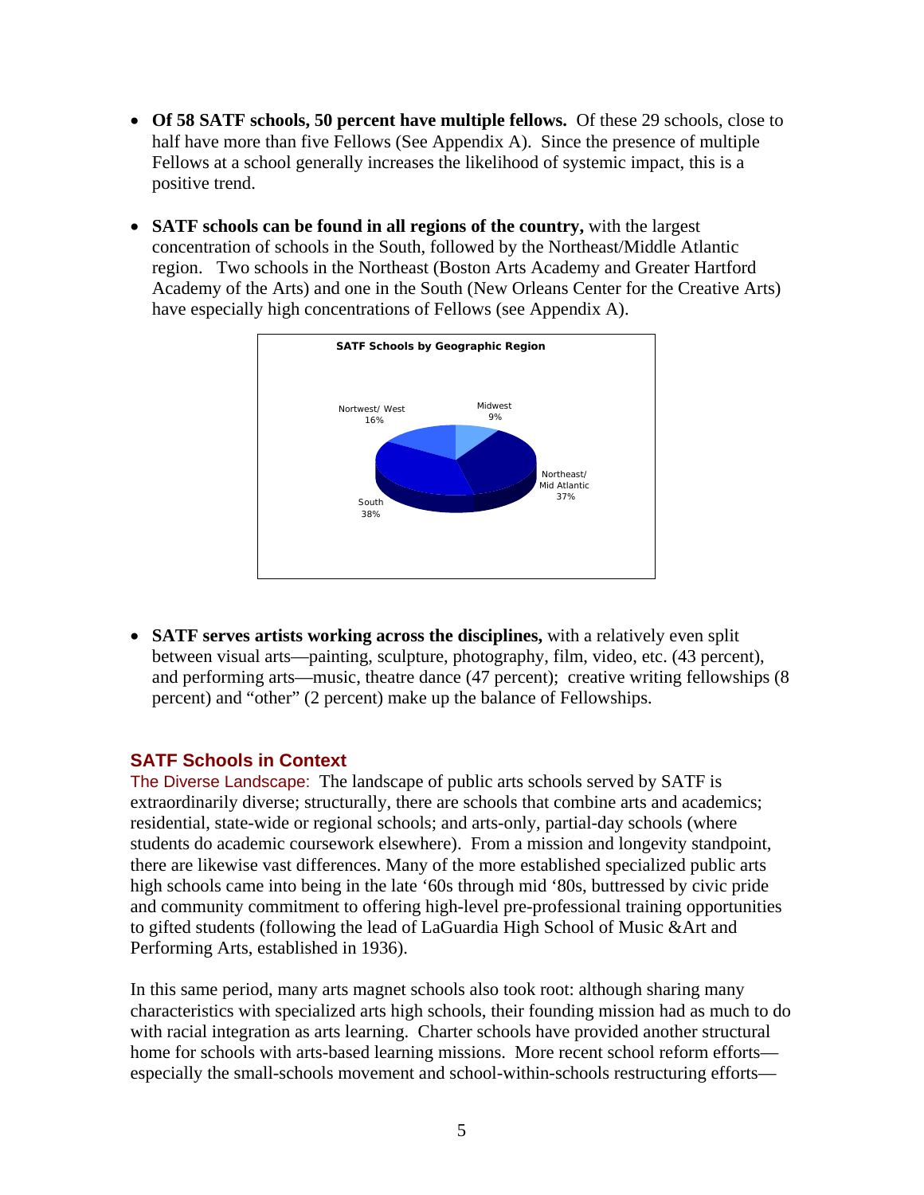- **Of 58 SATF schools, 50 percent have multiple fellows.** Of these 29 schools, close to half have more than five Fellows (See Appendix A). Since the presence of multiple Fellows at a school generally increases the likelihood of systemic impact, this is a positive trend.

- **SATF schools can be found in all regions of the country,** with the largest concentration of schools in the South, followed by the Northeast/Middle Atlantic region. Two schools in the Northeast (Boston Arts Academy and Greater Hartford Academy of the Arts) and one in the South (New Orleans Center for the Creative Arts) have especially high concentrations of Fellows (see Appendix A).

**SATF Schools by Geographic Region**

| Region | Percent |
|---|---|
| Nortwest/ West | 16% |
| Midwest | 9% |
| Northeast/ Mid Atlantic | 37% |
| South | 38% |

- **SATF serves artists working across the disciplines,** with a relatively even split between visual arts—painting, sculpture, photography, film, video, etc. (43 percent), and performing arts—music, theatre dance (47 percent); creative writing fellowships (8 percent) and "other" (2 percent) make up the balance of Fellowships.

## SATF Schools in Context

The Diverse Landscape: The landscape of public arts schools served by SATF is extraordinarily diverse; structurally, there are schools that combine arts and academics; residential, state-wide or regional schools; and arts-only, partial-day schools (where students do academic coursework elsewhere). From a mission and longevity standpoint, there are likewise vast differences. Many of the more established specialized public arts high schools came into being in the late '60s through mid '80s, buttressed by civic pride and community commitment to offering high-level pre-professional training opportunities to gifted students (following the lead of LaGuardia High School of Music &Art and Performing Arts, established in 1936).

In this same period, many arts magnet schools also took root: although sharing many characteristics with specialized arts high schools, their founding mission had as much to do with racial integration as arts learning. Charter schools have provided another structural home for schools with arts-based learning missions. More recent school reform efforts—especially the small-schools movement and school-within-schools restructuring efforts—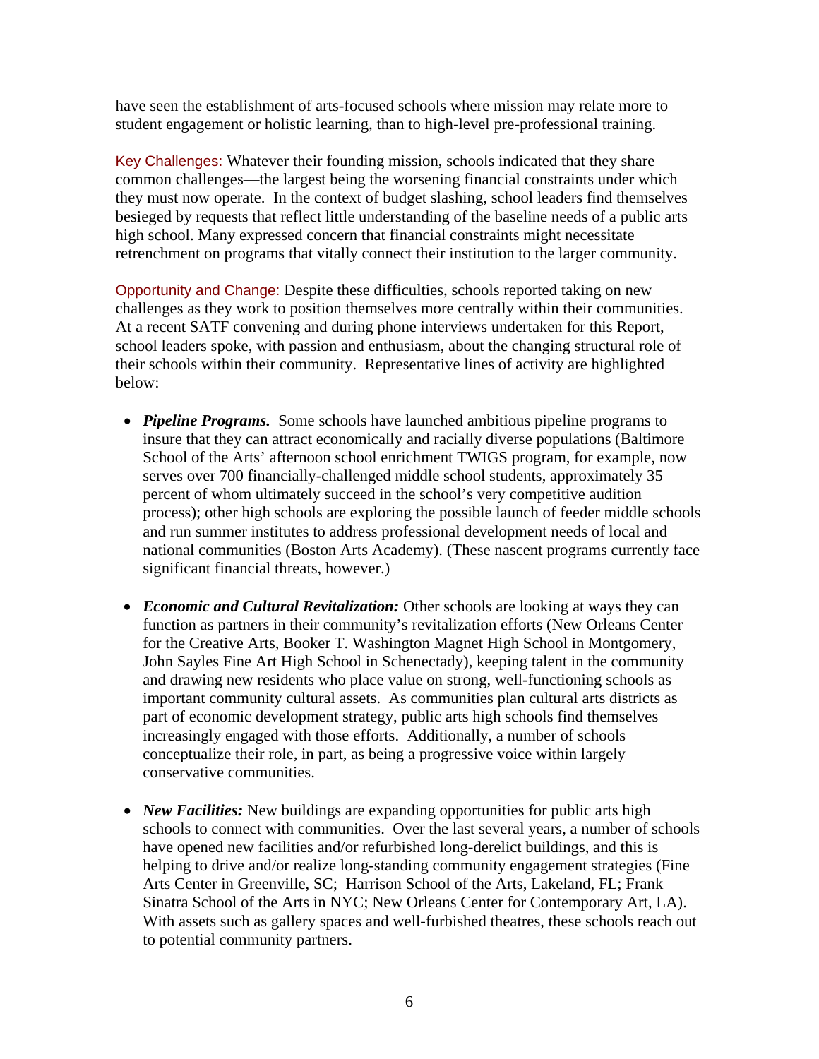have seen the establishment of arts-focused schools where mission may relate more to student engagement or holistic learning, than to high-level pre-professional training.

Key Challenges: Whatever their founding mission, schools indicated that they share common challenges—the largest being the worsening financial constraints under which they must now operate. In the context of budget slashing, school leaders find themselves besieged by requests that reflect little understanding of the baseline needs of a public arts high school. Many expressed concern that financial constraints might necessitate retrenchment on programs that vitally connect their institution to the larger community.

Opportunity and Change: Despite these difficulties, schools reported taking on new challenges as they work to position themselves more centrally within their communities. At a recent SATF convening and during phone interviews undertaken for this Report, school leaders spoke, with passion and enthusiasm, about the changing structural role of their schools within their community. Representative lines of activity are highlighted below:

- ***Pipeline Programs.*** Some schools have launched ambitious pipeline programs to insure that they can attract economically and racially diverse populations (Baltimore School of the Arts' afternoon school enrichment TWIGS program, for example, now serves over 700 financially-challenged middle school students, approximately 35 percent of whom ultimately succeed in the school's very competitive audition process); other high schools are exploring the possible launch of feeder middle schools and run summer institutes to address professional development needs of local and national communities (Boston Arts Academy). (These nascent programs currently face significant financial threats, however.)

- ***Economic and Cultural Revitalization:*** Other schools are looking at ways they can function as partners in their community's revitalization efforts (New Orleans Center for the Creative Arts, Booker T. Washington Magnet High School in Montgomery, John Sayles Fine Art High School in Schenectady), keeping talent in the community and drawing new residents who place value on strong, well-functioning schools as important community cultural assets. As communities plan cultural arts districts as part of economic development strategy, public arts high schools find themselves increasingly engaged with those efforts. Additionally, a number of schools conceptualize their role, in part, as being a progressive voice within largely conservative communities.

- ***New Facilities:*** New buildings are expanding opportunities for public arts high schools to connect with communities. Over the last several years, a number of schools have opened new facilities and/or refurbished long-derelict buildings, and this is helping to drive and/or realize long-standing community engagement strategies (Fine Arts Center in Greenville, SC; Harrison School of the Arts, Lakeland, FL; Frank Sinatra School of the Arts in NYC; New Orleans Center for Contemporary Art, LA). With assets such as gallery spaces and well-furbished theatres, these schools reach out to potential community partners.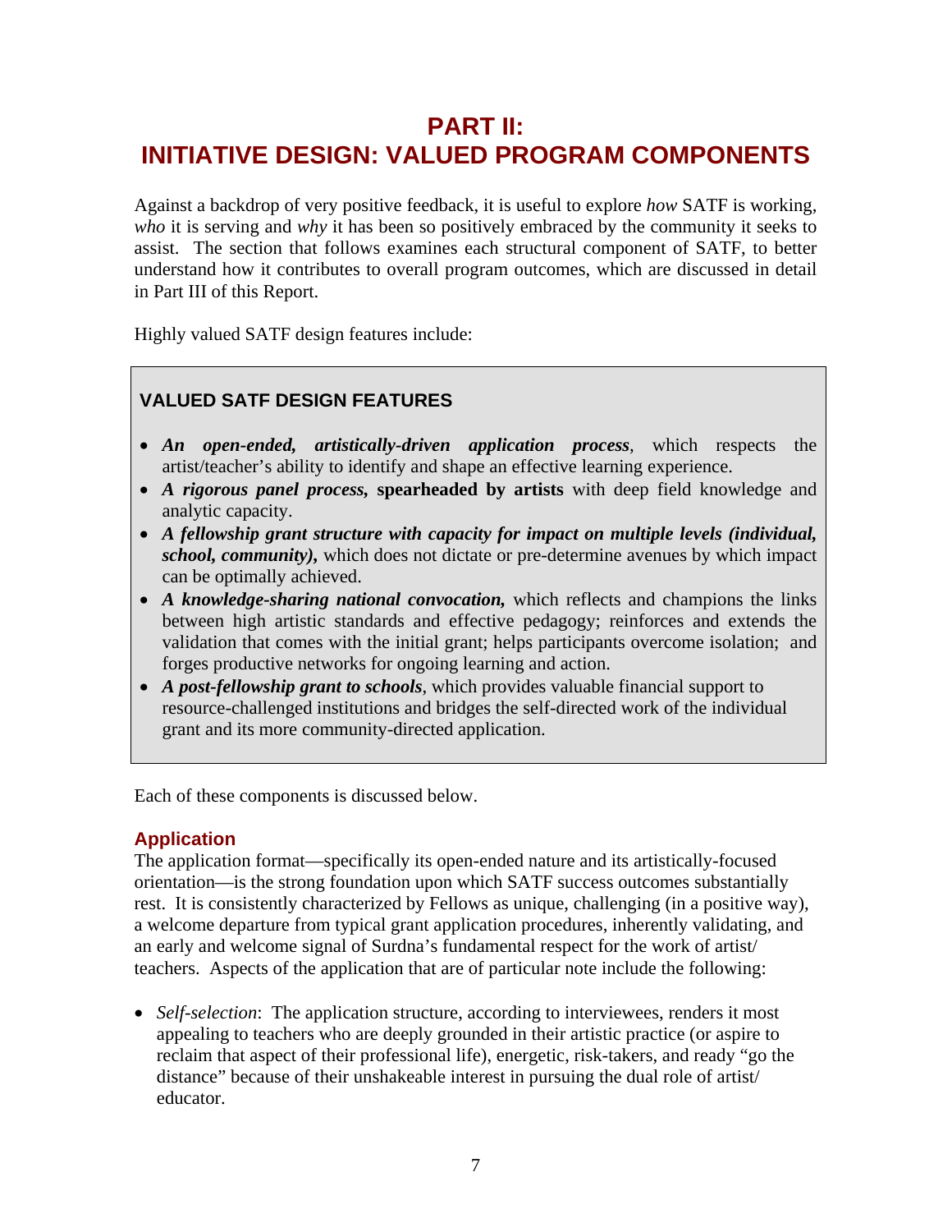# PART II: INITIATIVE DESIGN: VALUED PROGRAM COMPONENTS

Against a backdrop of very positive feedback, it is useful to explore *how* SATF is working, *who* it is serving and *why* it has been so positively embraced by the community it seeks to assist. The section that follows examines each structural component of SATF, to better understand how it contributes to overall program outcomes, which are discussed in detail in Part III of this Report.

Highly valued SATF design features include:

> **VALUED SATF DESIGN FEATURES**
>
> - ***An open-ended, artistically-driven application process***, which respects the artist/teacher's ability to identify and shape an effective learning experience.
> - ***A rigorous panel process,* spearheaded by artists** with deep field knowledge and analytic capacity.
> - ***A fellowship grant structure with capacity for impact on multiple levels (individual, school, community),*** which does not dictate or pre-determine avenues by which impact can be optimally achieved.
> - ***A knowledge-sharing national convocation,*** which reflects and champions the links between high artistic standards and effective pedagogy; reinforces and extends the validation that comes with the initial grant; helps participants overcome isolation; and forges productive networks for ongoing learning and action.
> - ***A post-fellowship grant to schools***, which provides valuable financial support to resource-challenged institutions and bridges the self-directed work of the individual grant and its more community-directed application.

Each of these components is discussed below.

## Application

The application format—specifically its open-ended nature and its artistically-focused orientation—is the strong foundation upon which SATF success outcomes substantially rest. It is consistently characterized by Fellows as unique, challenging (in a positive way), a welcome departure from typical grant application procedures, inherently validating, and an early and welcome signal of Surdna's fundamental respect for the work of artist/teachers. Aspects of the application that are of particular note include the following:

- *Self-selection*: The application structure, according to interviewees, renders it most appealing to teachers who are deeply grounded in their artistic practice (or aspire to reclaim that aspect of their professional life), energetic, risk-takers, and ready "go the distance" because of their unshakeable interest in pursuing the dual role of artist/educator.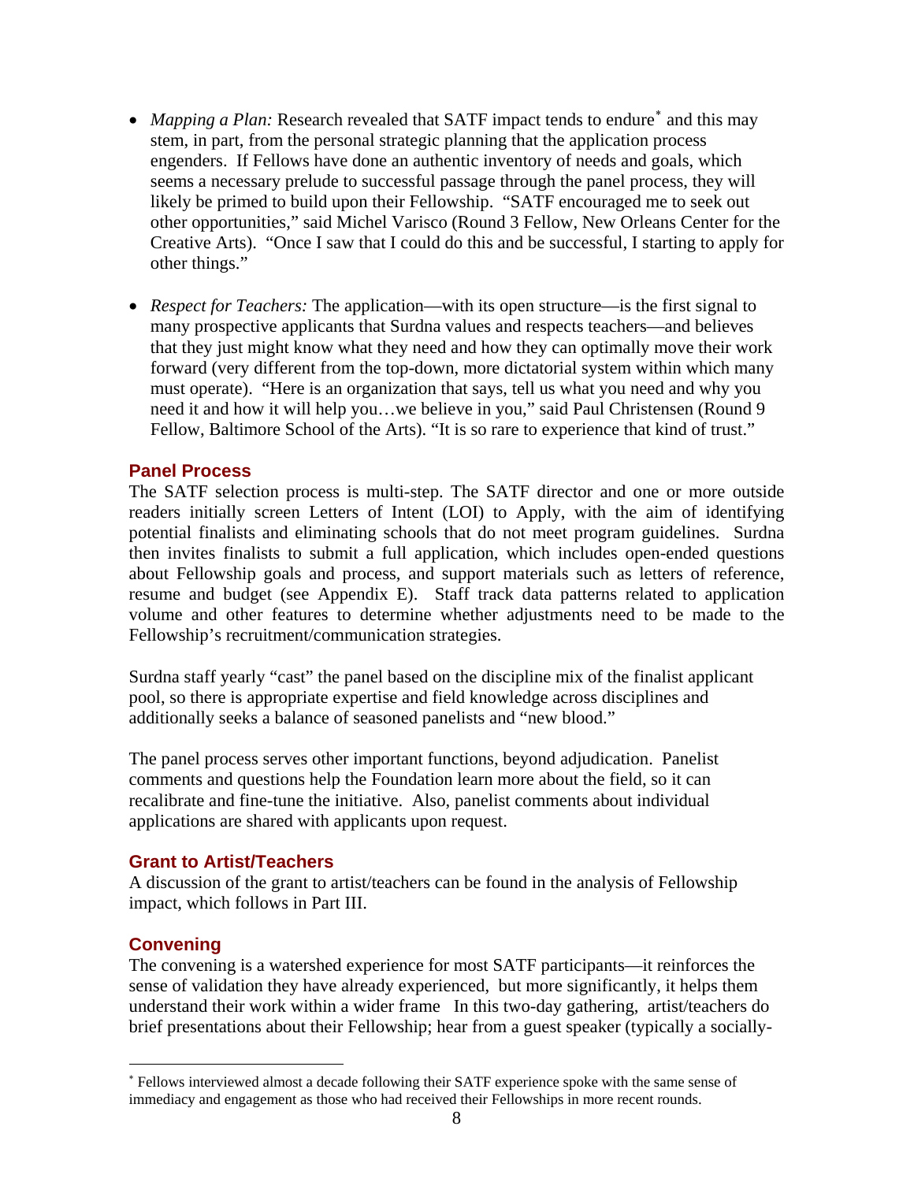- *Mapping a Plan:* Research revealed that SATF impact tends to endure* and this may stem, in part, from the personal strategic planning that the application process engenders. If Fellows have done an authentic inventory of needs and goals, which seems a necessary prelude to successful passage through the panel process, they will likely be primed to build upon their Fellowship. "SATF encouraged me to seek out other opportunities," said Michel Varisco (Round 3 Fellow, New Orleans Center for the Creative Arts). "Once I saw that I could do this and be successful, I starting to apply for other things."

- *Respect for Teachers:* The application—with its open structure—is the first signal to many prospective applicants that Surdna values and respects teachers—and believes that they just might know what they need and how they can optimally move their work forward (very different from the top-down, more dictatorial system within which many must operate). "Here is an organization that says, tell us what you need and why you need it and how it will help you…we believe in you," said Paul Christensen (Round 9 Fellow, Baltimore School of the Arts). "It is so rare to experience that kind of trust."

## Panel Process

The SATF selection process is multi-step. The SATF director and one or more outside readers initially screen Letters of Intent (LOI) to Apply, with the aim of identifying potential finalists and eliminating schools that do not meet program guidelines. Surdna then invites finalists to submit a full application, which includes open-ended questions about Fellowship goals and process, and support materials such as letters of reference, resume and budget (see Appendix E). Staff track data patterns related to application volume and other features to determine whether adjustments need to be made to the Fellowship's recruitment/communication strategies.

Surdna staff yearly "cast" the panel based on the discipline mix of the finalist applicant pool, so there is appropriate expertise and field knowledge across disciplines and additionally seeks a balance of seasoned panelists and "new blood."

The panel process serves other important functions, beyond adjudication. Panelist comments and questions help the Foundation learn more about the field, so it can recalibrate and fine-tune the initiative. Also, panelist comments about individual applications are shared with applicants upon request.

## Grant to Artist/Teachers

A discussion of the grant to artist/teachers can be found in the analysis of Fellowship impact, which follows in Part III.

## Convening

The convening is a watershed experience for most SATF participants—it reinforces the sense of validation they have already experienced, but more significantly, it helps them understand their work within a wider frame In this two-day gathering, artist/teachers do brief presentations about their Fellowship; hear from a guest speaker (typically a socially-

* Fellows interviewed almost a decade following their SATF experience spoke with the same sense of immediacy and engagement as those who had received their Fellowships in more recent rounds.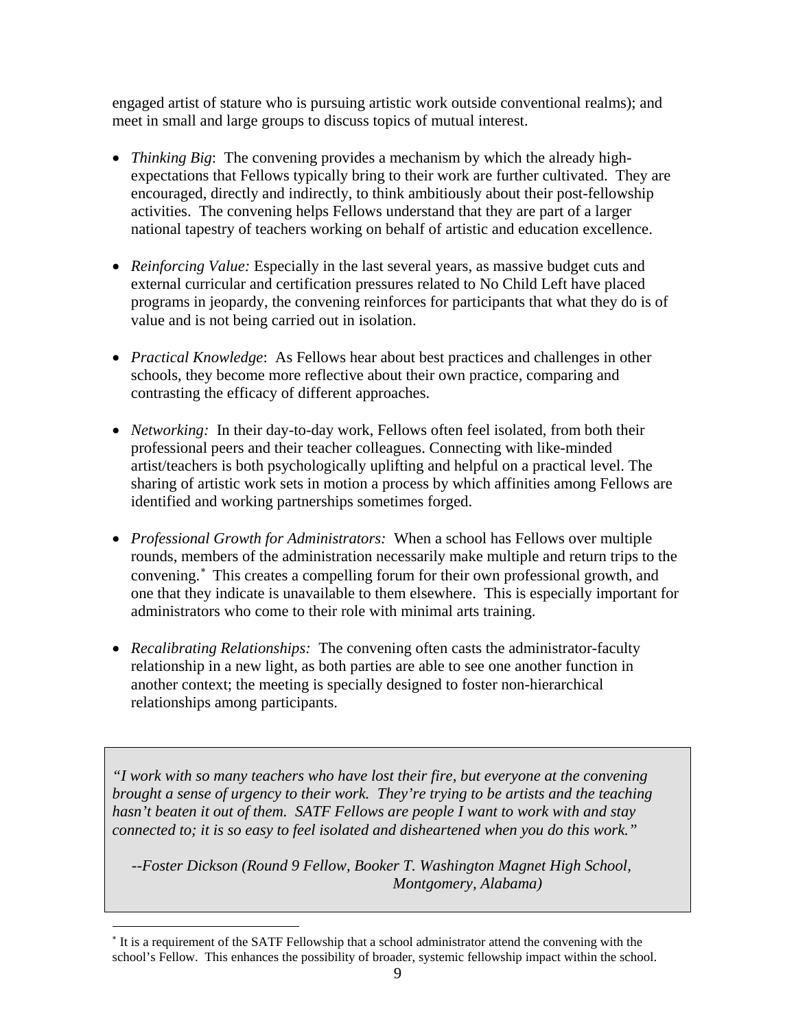engaged artist of stature who is pursuing artistic work outside conventional realms); and meet in small and large groups to discuss topics of mutual interest.

- *Thinking Big*: The convening provides a mechanism by which the already high-expectations that Fellows typically bring to their work are further cultivated. They are encouraged, directly and indirectly, to think ambitiously about their post-fellowship activities. The convening helps Fellows understand that they are part of a larger national tapestry of teachers working on behalf of artistic and education excellence.

- *Reinforcing Value:* Especially in the last several years, as massive budget cuts and external curricular and certification pressures related to No Child Left have placed programs in jeopardy, the convening reinforces for participants that what they do is of value and is not being carried out in isolation.

- *Practical Knowledge*: As Fellows hear about best practices and challenges in other schools, they become more reflective about their own practice, comparing and contrasting the efficacy of different approaches.

- *Networking:* In their day-to-day work, Fellows often feel isolated, from both their professional peers and their teacher colleagues. Connecting with like-minded artist/teachers is both psychologically uplifting and helpful on a practical level. The sharing of artistic work sets in motion a process by which affinities among Fellows are identified and working partnerships sometimes forged.

- *Professional Growth for Administrators:* When a school has Fellows over multiple rounds, members of the administration necessarily make multiple and return trips to the convening.[*] This creates a compelling forum for their own professional growth, and one that they indicate is unavailable to them elsewhere. This is especially important for administrators who come to their role with minimal arts training.

- *Recalibrating Relationships:* The convening often casts the administrator-faculty relationship in a new light, as both parties are able to see one another function in another context; the meeting is specially designed to foster non-hierarchical relationships among participants.

> *"I work with so many teachers who have lost their fire, but everyone at the convening brought a sense of urgency to their work. They're trying to be artists and the teaching hasn't beaten it out of them. SATF Fellows are people I want to work with and stay connected to; it is so easy to feel isolated and disheartened when you do this work."*
>
> *--Foster Dickson (Round 9 Fellow, Booker T. Washington Magnet High School, Montgomery, Alabama)*

[*] It is a requirement of the SATF Fellowship that a school administrator attend the convening with the school's Fellow. This enhances the possibility of broader, systemic fellowship impact within the school.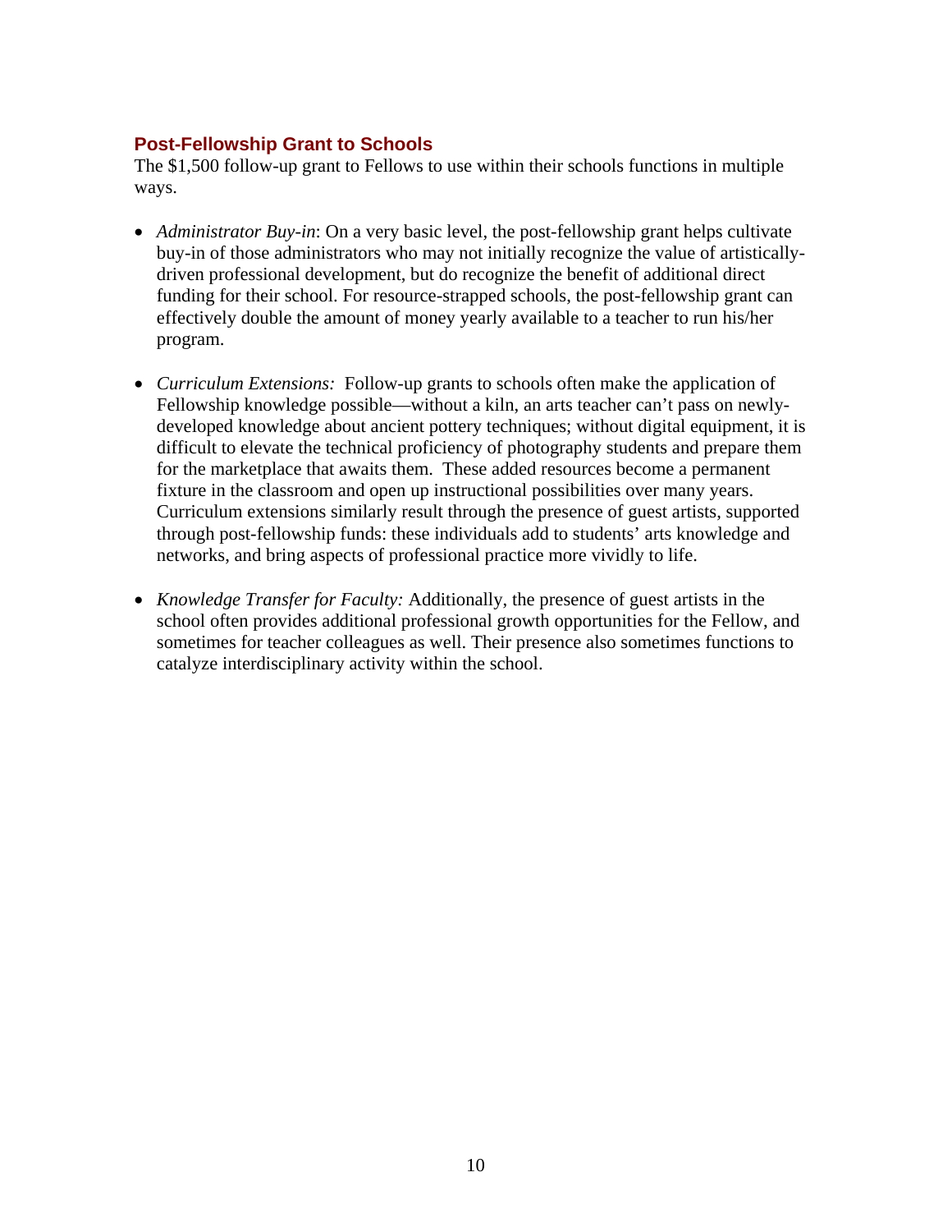## Post-Fellowship Grant to Schools

The $1,500 follow-up grant to Fellows to use within their schools functions in multiple ways.

- *Administrator Buy-in*: On a very basic level, the post-fellowship grant helps cultivate buy-in of those administrators who may not initially recognize the value of artistically-driven professional development, but do recognize the benefit of additional direct funding for their school. For resource-strapped schools, the post-fellowship grant can effectively double the amount of money yearly available to a teacher to run his/her program.

- *Curriculum Extensions:* Follow-up grants to schools often make the application of Fellowship knowledge possible—without a kiln, an arts teacher can't pass on newly-developed knowledge about ancient pottery techniques; without digital equipment, it is difficult to elevate the technical proficiency of photography students and prepare them for the marketplace that awaits them. These added resources become a permanent fixture in the classroom and open up instructional possibilities over many years. Curriculum extensions similarly result through the presence of guest artists, supported through post-fellowship funds: these individuals add to students' arts knowledge and networks, and bring aspects of professional practice more vividly to life.

- *Knowledge Transfer for Faculty:* Additionally, the presence of guest artists in the school often provides additional professional growth opportunities for the Fellow, and sometimes for teacher colleagues as well. Their presence also sometimes functions to catalyze interdisciplinary activity within the school.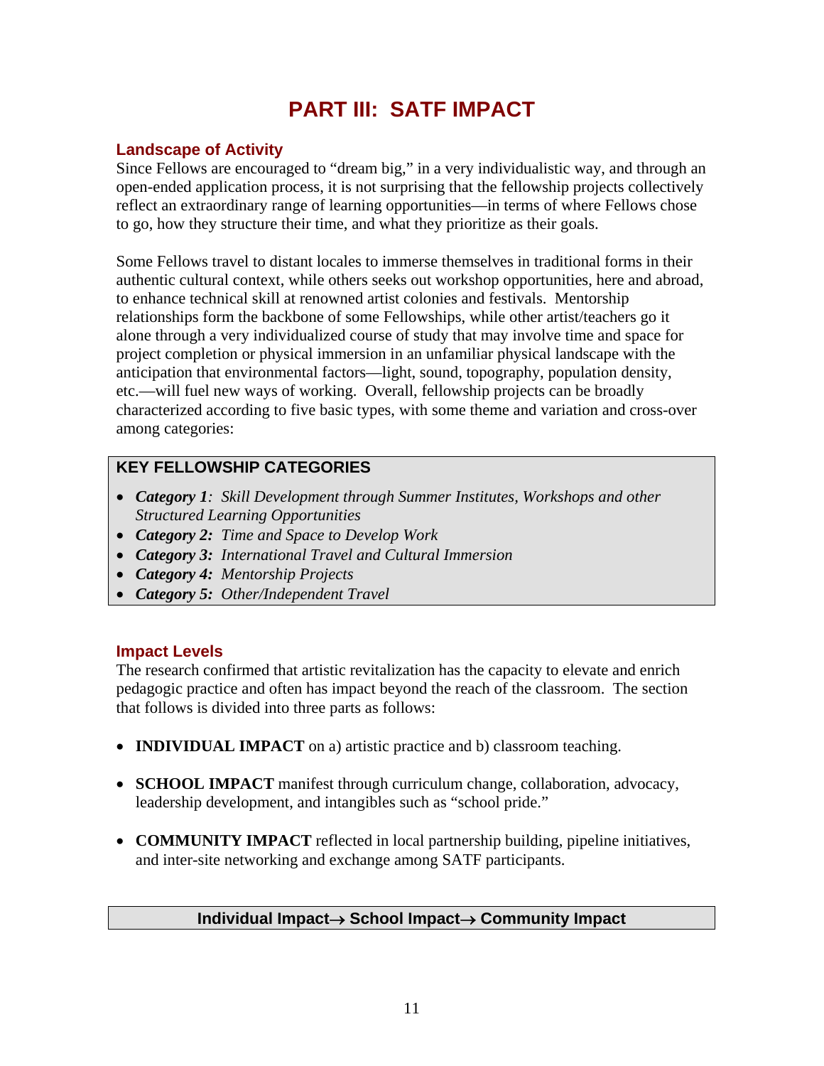# PART III: SATF IMPACT

## Landscape of Activity

Since Fellows are encouraged to "dream big," in a very individualistic way, and through an open-ended application process, it is not surprising that the fellowship projects collectively reflect an extraordinary range of learning opportunities—in terms of where Fellows chose to go, how they structure their time, and what they prioritize as their goals.

Some Fellows travel to distant locales to immerse themselves in traditional forms in their authentic cultural context, while others seeks out workshop opportunities, here and abroad, to enhance technical skill at renowned artist colonies and festivals. Mentorship relationships form the backbone of some Fellowships, while other artist/teachers go it alone through a very individualized course of study that may involve time and space for project completion or physical immersion in an unfamiliar physical landscape with the anticipation that environmental factors—light, sound, topography, population density, etc.—will fuel new ways of working. Overall, fellowship projects can be broadly characterized according to five basic types, with some theme and variation and cross-over among categories:

**KEY FELLOWSHIP CATEGORIES**

- ***Category 1****: Skill Development through Summer Institutes, Workshops and other Structured Learning Opportunities*
- ***Category 2:*** *Time and Space to Develop Work*
- ***Category 3:*** *International Travel and Cultural Immersion*
- ***Category 4:*** *Mentorship Projects*
- ***Category 5:*** *Other/Independent Travel*

## Impact Levels

The research confirmed that artistic revitalization has the capacity to elevate and enrich pedagogic practice and often has impact beyond the reach of the classroom. The section that follows is divided into three parts as follows:

- **INDIVIDUAL IMPACT** on a) artistic practice and b) classroom teaching.
- **SCHOOL IMPACT** manifest through curriculum change, collaboration, advocacy, leadership development, and intangibles such as "school pride."
- **COMMUNITY IMPACT** reflected in local partnership building, pipeline initiatives, and inter-site networking and exchange among SATF participants.

**Individual Impact→ School Impact→ Community Impact**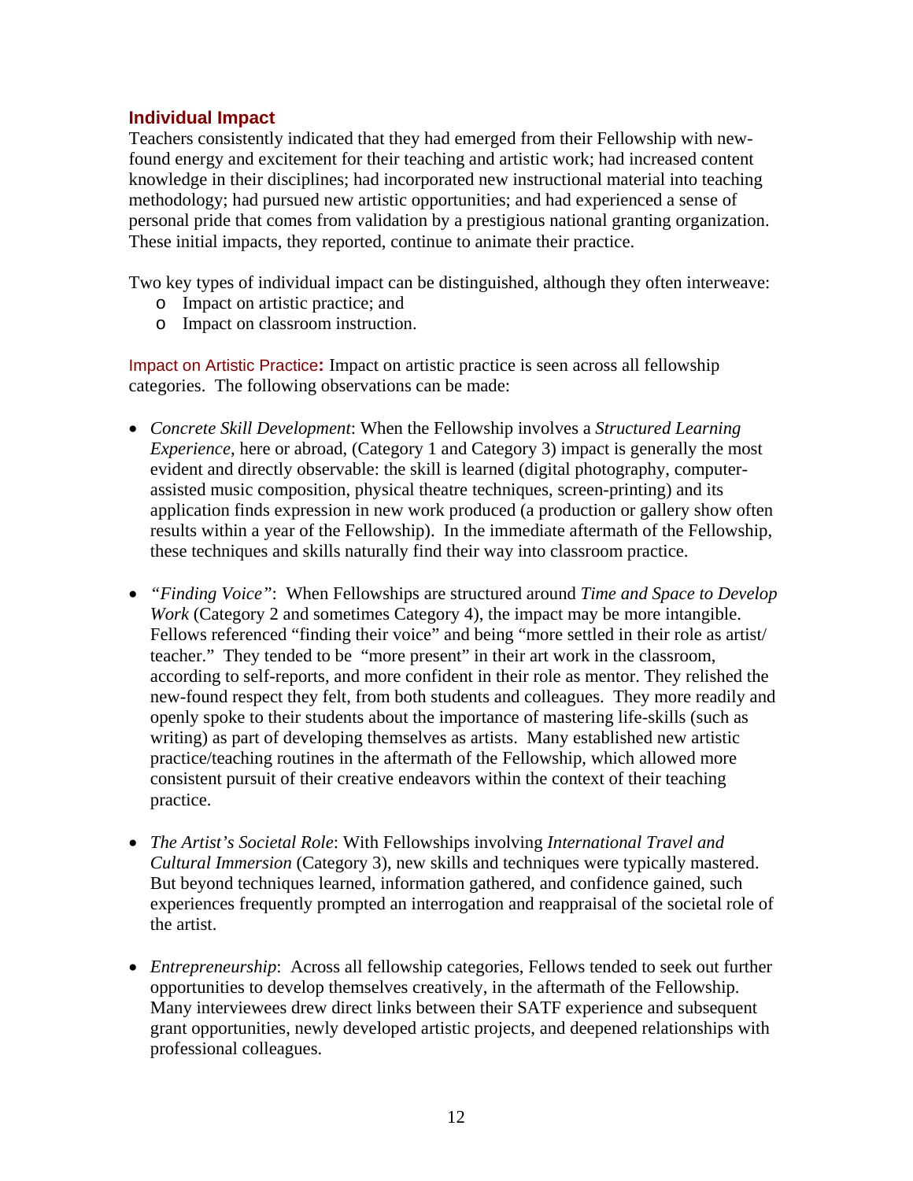## Individual Impact

Teachers consistently indicated that they had emerged from their Fellowship with new-found energy and excitement for their teaching and artistic work; had increased content knowledge in their disciplines; had incorporated new instructional material into teaching methodology; had pursued new artistic opportunities; and had experienced a sense of personal pride that comes from validation by a prestigious national granting organization. These initial impacts, they reported, continue to animate their practice.

Two key types of individual impact can be distinguished, although they often interweave:

- Impact on artistic practice; and
- Impact on classroom instruction.

**Impact on Artistic Practice:** Impact on artistic practice is seen across all fellowship categories. The following observations can be made:

- *Concrete Skill Development*: When the Fellowship involves a *Structured Learning Experience*, here or abroad, (Category 1 and Category 3) impact is generally the most evident and directly observable: the skill is learned (digital photography, computer-assisted music composition, physical theatre techniques, screen-printing) and its application finds expression in new work produced (a production or gallery show often results within a year of the Fellowship). In the immediate aftermath of the Fellowship, these techniques and skills naturally find their way into classroom practice.

- *"Finding Voice"*: When Fellowships are structured around *Time and Space to Develop Work* (Category 2 and sometimes Category 4), the impact may be more intangible. Fellows referenced "finding their voice" and being "more settled in their role as artist/ teacher." They tended to be "more present" in their art work in the classroom, according to self-reports, and more confident in their role as mentor. They relished the new-found respect they felt, from both students and colleagues. They more readily and openly spoke to their students about the importance of mastering life-skills (such as writing) as part of developing themselves as artists. Many established new artistic practice/teaching routines in the aftermath of the Fellowship, which allowed more consistent pursuit of their creative endeavors within the context of their teaching practice.

- *The Artist's Societal Role*: With Fellowships involving *International Travel and Cultural Immersion* (Category 3), new skills and techniques were typically mastered. But beyond techniques learned, information gathered, and confidence gained, such experiences frequently prompted an interrogation and reappraisal of the societal role of the artist.

- *Entrepreneurship*: Across all fellowship categories, Fellows tended to seek out further opportunities to develop themselves creatively, in the aftermath of the Fellowship. Many interviewees drew direct links between their SATF experience and subsequent grant opportunities, newly developed artistic projects, and deepened relationships with professional colleagues.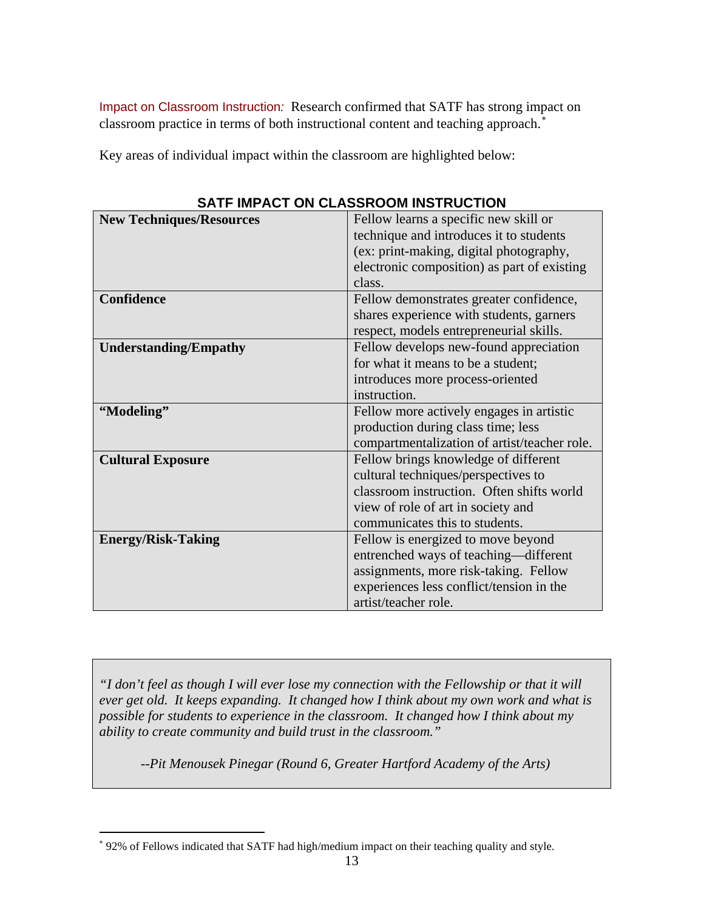Impact on Classroom Instruction*:* Research confirmed that SATF has strong impact on classroom practice in terms of both instructional content and teaching approach.[*]

Key areas of individual impact within the classroom are highlighted below:

**SATF IMPACT ON CLASSROOM INSTRUCTION**

| | |
|---|---|
| **New Techniques/Resources** | Fellow learns a specific new skill or technique and introduces it to students (ex: print-making, digital photography, electronic composition) as part of existing class. |
| **Confidence** | Fellow demonstrates greater confidence, shares experience with students, garners respect, models entrepreneurial skills. |
| **Understanding/Empathy** | Fellow develops new-found appreciation for what it means to be a student; introduces more process-oriented instruction. |
| **"Modeling"** | Fellow more actively engages in artistic production during class time; less compartmentalization of artist/teacher role. |
| **Cultural Exposure** | Fellow brings knowledge of different cultural techniques/perspectives to classroom instruction. Often shifts world view of role of art in society and communicates this to students. |
| **Energy/Risk-Taking** | Fellow is energized to move beyond entrenched ways of teaching—different assignments, more risk-taking. Fellow experiences less conflict/tension in the artist/teacher role. |

> *"I don't feel as though I will ever lose my connection with the Fellowship or that it will ever get old. It keeps expanding. It changed how I think about my own work and what is possible for students to experience in the classroom. It changed how I think about my ability to create community and build trust in the classroom."*
>
> *--Pit Menousek Pinegar (Round 6, Greater Hartford Academy of the Arts)*

[*] 92% of Fellows indicated that SATF had high/medium impact on their teaching quality and style.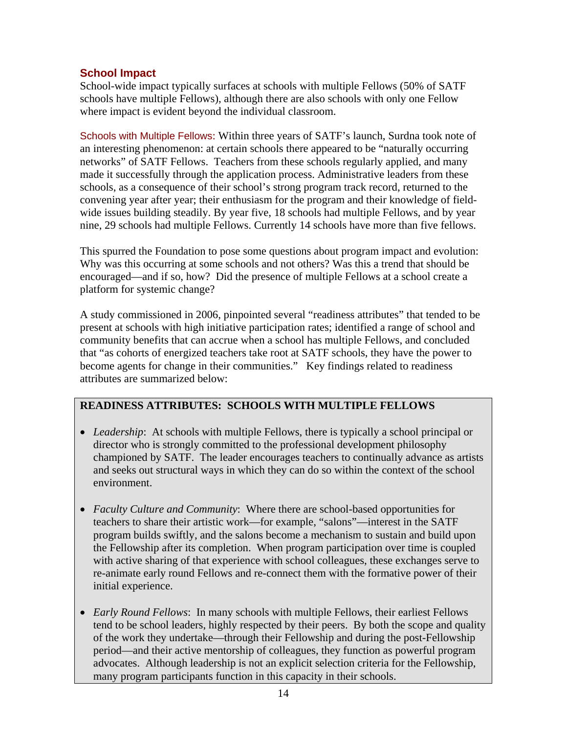## School Impact

School-wide impact typically surfaces at schools with multiple Fellows (50% of SATF schools have multiple Fellows), although there are also schools with only one Fellow where impact is evident beyond the individual classroom.

Schools with Multiple Fellows: Within three years of SATF's launch, Surdna took note of an interesting phenomenon: at certain schools there appeared to be "naturally occurring networks" of SATF Fellows. Teachers from these schools regularly applied, and many made it successfully through the application process. Administrative leaders from these schools, as a consequence of their school's strong program track record, returned to the convening year after year; their enthusiasm for the program and their knowledge of field-wide issues building steadily. By year five, 18 schools had multiple Fellows, and by year nine, 29 schools had multiple Fellows. Currently 14 schools have more than five fellows.

This spurred the Foundation to pose some questions about program impact and evolution: Why was this occurring at some schools and not others? Was this a trend that should be encouraged—and if so, how? Did the presence of multiple Fellows at a school create a platform for systemic change?

A study commissioned in 2006, pinpointed several "readiness attributes" that tended to be present at schools with high initiative participation rates; identified a range of school and community benefits that can accrue when a school has multiple Fellows, and concluded that "as cohorts of energized teachers take root at SATF schools, they have the power to become agents for change in their communities." Key findings related to readiness attributes are summarized below:

**READINESS ATTRIBUTES: SCHOOLS WITH MULTIPLE FELLOWS**

- *Leadership*: At schools with multiple Fellows, there is typically a school principal or director who is strongly committed to the professional development philosophy championed by SATF. The leader encourages teachers to continually advance as artists and seeks out structural ways in which they can do so within the context of the school environment.

- *Faculty Culture and Community*: Where there are school-based opportunities for teachers to share their artistic work—for example, "salons"—interest in the SATF program builds swiftly, and the salons become a mechanism to sustain and build upon the Fellowship after its completion. When program participation over time is coupled with active sharing of that experience with school colleagues, these exchanges serve to re-animate early round Fellows and re-connect them with the formative power of their initial experience.

- *Early Round Fellows*: In many schools with multiple Fellows, their earliest Fellows tend to be school leaders, highly respected by their peers. By both the scope and quality of the work they undertake—through their Fellowship and during the post-Fellowship period—and their active mentorship of colleagues, they function as powerful program advocates. Although leadership is not an explicit selection criteria for the Fellowship, many program participants function in this capacity in their schools.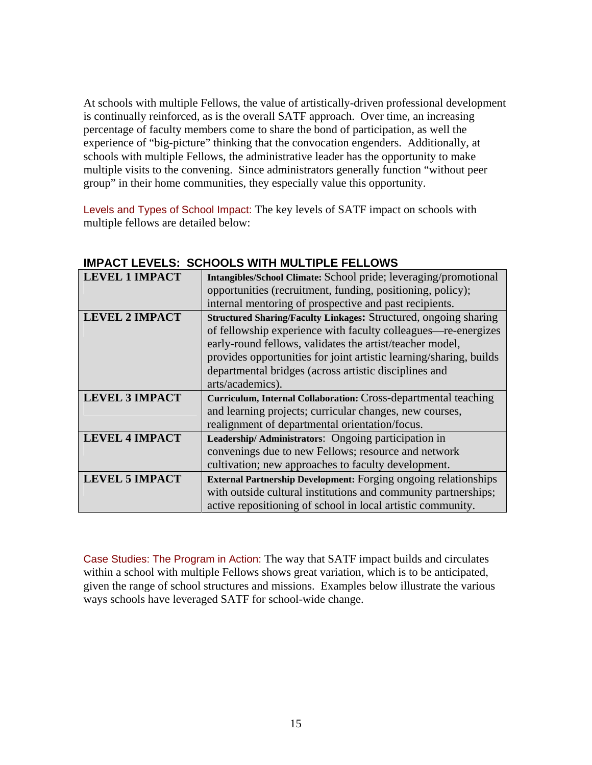At schools with multiple Fellows, the value of artistically-driven professional development is continually reinforced, as is the overall SATF approach. Over time, an increasing percentage of faculty members come to share the bond of participation, as well the experience of "big-picture" thinking that the convocation engenders. Additionally, at schools with multiple Fellows, the administrative leader has the opportunity to make multiple visits to the convening. Since administrators generally function "without peer group" in their home communities, they especially value this opportunity.

Levels and Types of School Impact: The key levels of SATF impact on schools with multiple fellows are detailed below:

**IMPACT LEVELS: SCHOOLS WITH MULTIPLE FELLOWS**

| | |
|---|---|
| **LEVEL 1 IMPACT** | **Intangibles/School Climate:** School pride; leveraging/promotional opportunities (recruitment, funding, positioning, policy); internal mentoring of prospective and past recipients. |
| **LEVEL 2 IMPACT** | **Structured Sharing/Faculty Linkages:** Structured, ongoing sharing of fellowship experience with faculty colleagues—re-energizes early-round fellows, validates the artist/teacher model, provides opportunities for joint artistic learning/sharing, builds departmental bridges (across artistic disciplines and arts/academics). |
| **LEVEL 3 IMPACT** | **Curriculum, Internal Collaboration:** Cross-departmental teaching and learning projects; curricular changes, new courses, realignment of departmental orientation/focus. |
| **LEVEL 4 IMPACT** | **Leadership/ Administrators**: Ongoing participation in convenings due to new Fellows; resource and network cultivation; new approaches to faculty development. |
| **LEVEL 5 IMPACT** | **External Partnership Development:** Forging ongoing relationships with outside cultural institutions and community partnerships; active repositioning of school in local artistic community. |

Case Studies: The Program in Action: The way that SATF impact builds and circulates within a school with multiple Fellows shows great variation, which is to be anticipated, given the range of school structures and missions. Examples below illustrate the various ways schools have leveraged SATF for school-wide change.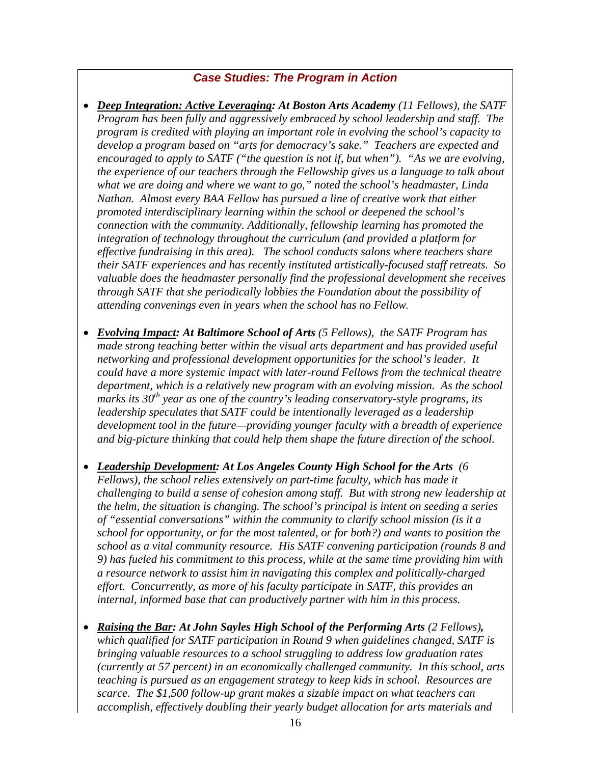### *Case Studies: The Program in Action*

- ***Deep Integration: Active Leveraging*: At Boston Arts Academy** *(11 Fellows), the SATF Program has been fully and aggressively embraced by school leadership and staff. The program is credited with playing an important role in evolving the school's capacity to develop a program based on "arts for democracy's sake." Teachers are expected and encouraged to apply to SATF ("the question is not if, but when"). "As we are evolving, the experience of our teachers through the Fellowship gives us a language to talk about what we are doing and where we want to go," noted the school's headmaster, Linda Nathan. Almost every BAA Fellow has pursued a line of creative work that either promoted interdisciplinary learning within the school or deepened the school's connection with the community. Additionally, fellowship learning has promoted the integration of technology throughout the curriculum (and provided a platform for effective fundraising in this area). The school conducts salons where teachers share their SATF experiences and has recently instituted artistically-focused staff retreats. So valuable does the headmaster personally find the professional development she receives through SATF that she periodically lobbies the Foundation about the possibility of attending convenings even in years when the school has no Fellow.*

- ***Evolving Impact*: At Baltimore School of Arts** *(5 Fellows), the SATF Program has made strong teaching better within the visual arts department and has provided useful networking and professional development opportunities for the school's leader. It could have a more systemic impact with later-round Fellows from the technical theatre department, which is a relatively new program with an evolving mission. As the school marks its 30th year as one of the country's leading conservatory-style programs, its leadership speculates that SATF could be intentionally leveraged as a leadership development tool in the future—providing younger faculty with a breadth of experience and big-picture thinking that could help them shape the future direction of the school.*

- ***Leadership Development*: At Los Angeles County High School for the Arts** *(6 Fellows), the school relies extensively on part-time faculty, which has made it challenging to build a sense of cohesion among staff. But with strong new leadership at the helm, the situation is changing. The school's principal is intent on seeding a series of "essential conversations" within the community to clarify school mission (is it a school for opportunity, or for the most talented, or for both?) and wants to position the school as a vital community resource. His SATF convening participation (rounds 8 and 9) has fueled his commitment to this process, while at the same time providing him with a resource network to assist him in navigating this complex and politically-charged effort. Concurrently, as more of his faculty participate in SATF, this provides an internal, informed base that can productively partner with him in this process.*

- ***Raising the Bar*: At John Sayles High School of the Performing Arts** *(2 Fellows)**,** which qualified for SATF participation in Round 9 when guidelines changed, SATF is bringing valuable resources to a school struggling to address low graduation rates (currently at 57 percent) in an economically challenged community. In this school, arts teaching is pursued as an engagement strategy to keep kids in school. Resources are scarce. The $1,500 follow-up grant makes a sizable impact on what teachers can accomplish, effectively doubling their yearly budget allocation for arts materials and*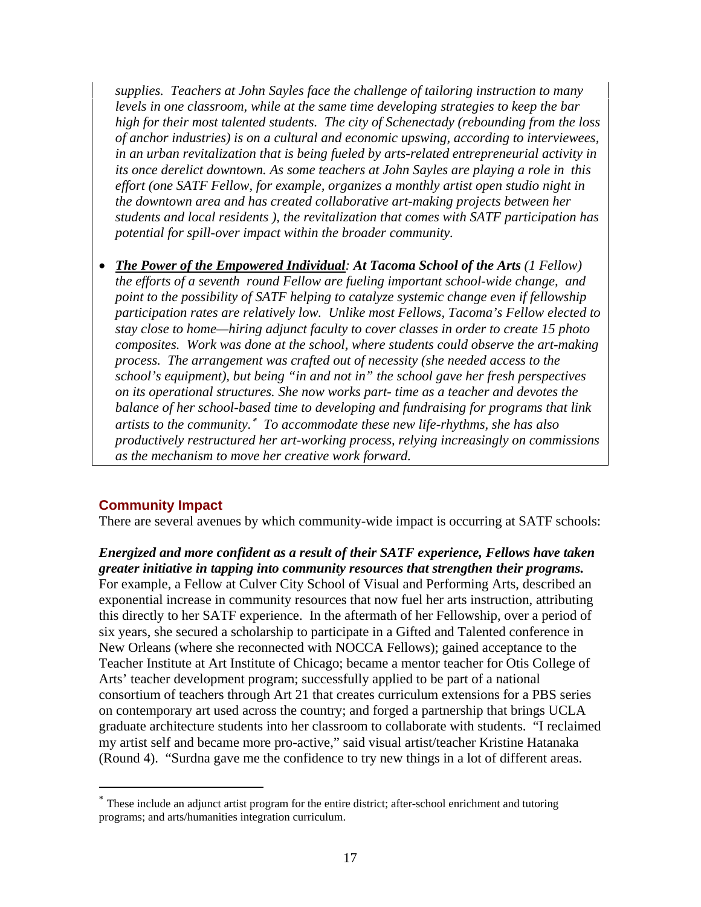*supplies. Teachers at John Sayles face the challenge of tailoring instruction to many levels in one classroom, while at the same time developing strategies to keep the bar high for their most talented students. The city of Schenectady (rebounding from the loss of anchor industries) is on a cultural and economic upswing, according to interviewees, in an urban revitalization that is being fueled by arts-related entrepreneurial activity in its once derelict downtown. As some teachers at John Sayles are playing a role in this effort (one SATF Fellow, for example, organizes a monthly artist open studio night in the downtown area and has created collaborative art-making projects between her students and local residents ), the revitalization that comes with SATF participation has potential for spill-over impact within the broader community.*

- ***<u>The Power of the Empowered Individual</u>**: **At Tacoma School of the Arts** (1 Fellow) the efforts of a seventh round Fellow are fueling important school-wide change, and point to the possibility of SATF helping to catalyze systemic change even if fellowship participation rates are relatively low. Unlike most Fellows, Tacoma's Fellow elected to stay close to home—hiring adjunct faculty to cover classes in order to create 15 photo composites. Work was done at the school, where students could observe the art-making process. The arrangement was crafted out of necessity (she needed access to the school's equipment), but being "in and not in" the school gave her fresh perspectives on its operational structures. She now works part- time as a teacher and devotes the balance of her school-based time to developing and fundraising for programs that link artists to the community.[\*] To accommodate these new life-rhythms, she has also productively restructured her art-working process, relying increasingly on commissions as the mechanism to move her creative work forward.*

## Community Impact

There are several avenues by which community-wide impact is occurring at SATF schools:

***Energized and more confident as a result of their SATF experience, Fellows have taken greater initiative in tapping into community resources that strengthen their programs.*** For example, a Fellow at Culver City School of Visual and Performing Arts, described an exponential increase in community resources that now fuel her arts instruction, attributing this directly to her SATF experience. In the aftermath of her Fellowship, over a period of six years, she secured a scholarship to participate in a Gifted and Talented conference in New Orleans (where she reconnected with NOCCA Fellows); gained acceptance to the Teacher Institute at Art Institute of Chicago; became a mentor teacher for Otis College of Arts' teacher development program; successfully applied to be part of a national consortium of teachers through Art 21 that creates curriculum extensions for a PBS series on contemporary art used across the country; and forged a partnership that brings UCLA graduate architecture students into her classroom to collaborate with students. "I reclaimed my artist self and became more pro-active," said visual artist/teacher Kristine Hatanaka (Round 4). "Surdna gave me the confidence to try new things in a lot of different areas.

---

[\*] These include an adjunct artist program for the entire district; after-school enrichment and tutoring programs; and arts/humanities integration curriculum.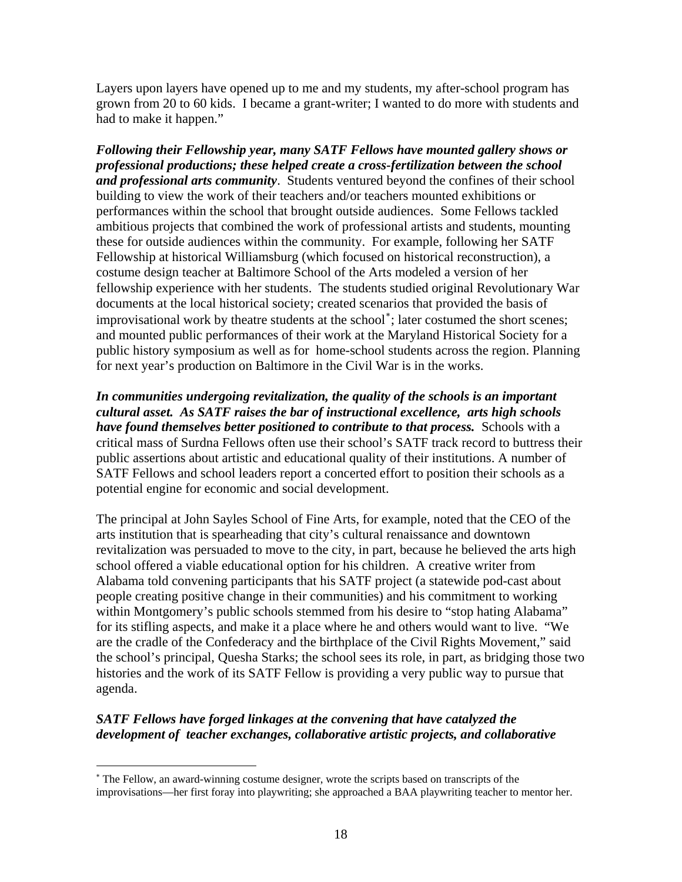Layers upon layers have opened up to me and my students, my after-school program has grown from 20 to 60 kids. I became a grant-writer; I wanted to do more with students and had to make it happen."

***Following their Fellowship year, many SATF Fellows have mounted gallery shows or professional productions; these helped create a cross-fertilization between the school and professional arts community***. Students ventured beyond the confines of their school building to view the work of their teachers and/or teachers mounted exhibitions or performances within the school that brought outside audiences. Some Fellows tackled ambitious projects that combined the work of professional artists and students, mounting these for outside audiences within the community. For example, following her SATF Fellowship at historical Williamsburg (which focused on historical reconstruction), a costume design teacher at Baltimore School of the Arts modeled a version of her fellowship experience with her students. The students studied original Revolutionary War documents at the local historical society; created scenarios that provided the basis of improvisational work by theatre students at the school[*]; later costumed the short scenes; and mounted public performances of their work at the Maryland Historical Society for a public history symposium as well as for home-school students across the region. Planning for next year's production on Baltimore in the Civil War is in the works.

***In communities undergoing revitalization, the quality of the schools is an important cultural asset. As SATF raises the bar of instructional excellence, arts high schools have found themselves better positioned to contribute to that process.*** Schools with a critical mass of Surdna Fellows often use their school's SATF track record to buttress their public assertions about artistic and educational quality of their institutions. A number of SATF Fellows and school leaders report a concerted effort to position their schools as a potential engine for economic and social development.

The principal at John Sayles School of Fine Arts, for example, noted that the CEO of the arts institution that is spearheading that city's cultural renaissance and downtown revitalization was persuaded to move to the city, in part, because he believed the arts high school offered a viable educational option for his children. A creative writer from Alabama told convening participants that his SATF project (a statewide pod-cast about people creating positive change in their communities) and his commitment to working within Montgomery's public schools stemmed from his desire to "stop hating Alabama" for its stifling aspects, and make it a place where he and others would want to live. "We are the cradle of the Confederacy and the birthplace of the Civil Rights Movement," said the school's principal, Quesha Starks; the school sees its role, in part, as bridging those two histories and the work of its SATF Fellow is providing a very public way to pursue that agenda.

***SATF Fellows have forged linkages at the convening that have catalyzed the development of teacher exchanges, collaborative artistic projects, and collaborative***

[*] The Fellow, an award-winning costume designer, wrote the scripts based on transcripts of the improvisations—her first foray into playwriting; she approached a BAA playwriting teacher to mentor her.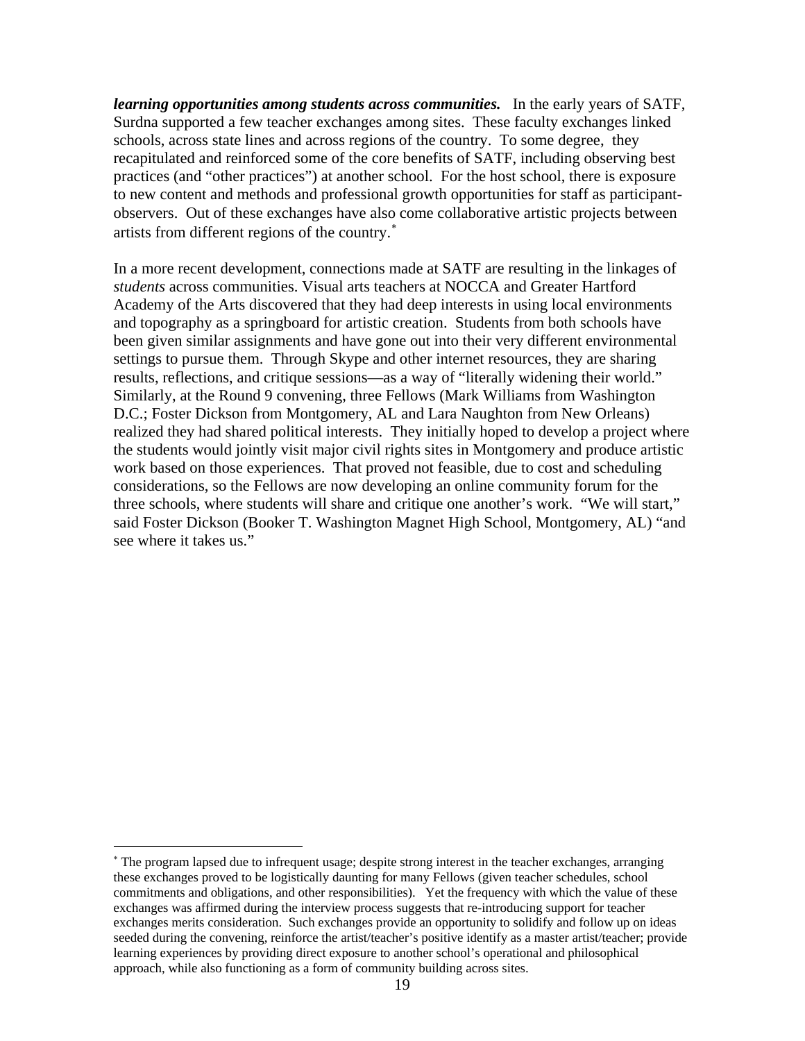***learning opportunities among students across communities.*** In the early years of SATF, Surdna supported a few teacher exchanges among sites. These faculty exchanges linked schools, across state lines and across regions of the country. To some degree, they recapitulated and reinforced some of the core benefits of SATF, including observing best practices (and "other practices") at another school. For the host school, there is exposure to new content and methods and professional growth opportunities for staff as participant-observers. Out of these exchanges have also come collaborative artistic projects between artists from different regions of the country.[*]

In a more recent development, connections made at SATF are resulting in the linkages of *students* across communities. Visual arts teachers at NOCCA and Greater Hartford Academy of the Arts discovered that they had deep interests in using local environments and topography as a springboard for artistic creation. Students from both schools have been given similar assignments and have gone out into their very different environmental settings to pursue them. Through Skype and other internet resources, they are sharing results, reflections, and critique sessions—as a way of "literally widening their world." Similarly, at the Round 9 convening, three Fellows (Mark Williams from Washington D.C.; Foster Dickson from Montgomery, AL and Lara Naughton from New Orleans) realized they had shared political interests. They initially hoped to develop a project where the students would jointly visit major civil rights sites in Montgomery and produce artistic work based on those experiences. That proved not feasible, due to cost and scheduling considerations, so the Fellows are now developing an online community forum for the three schools, where students will share and critique one another's work. "We will start," said Foster Dickson (Booker T. Washington Magnet High School, Montgomery, AL) "and see where it takes us."

---

[*] The program lapsed due to infrequent usage; despite strong interest in the teacher exchanges, arranging these exchanges proved to be logistically daunting for many Fellows (given teacher schedules, school commitments and obligations, and other responsibilities). Yet the frequency with which the value of these exchanges was affirmed during the interview process suggests that re-introducing support for teacher exchanges merits consideration. Such exchanges provide an opportunity to solidify and follow up on ideas seeded during the convening, reinforce the artist/teacher's positive identify as a master artist/teacher; provide learning experiences by providing direct exposure to another school's operational and philosophical approach, while also functioning as a form of community building across sites.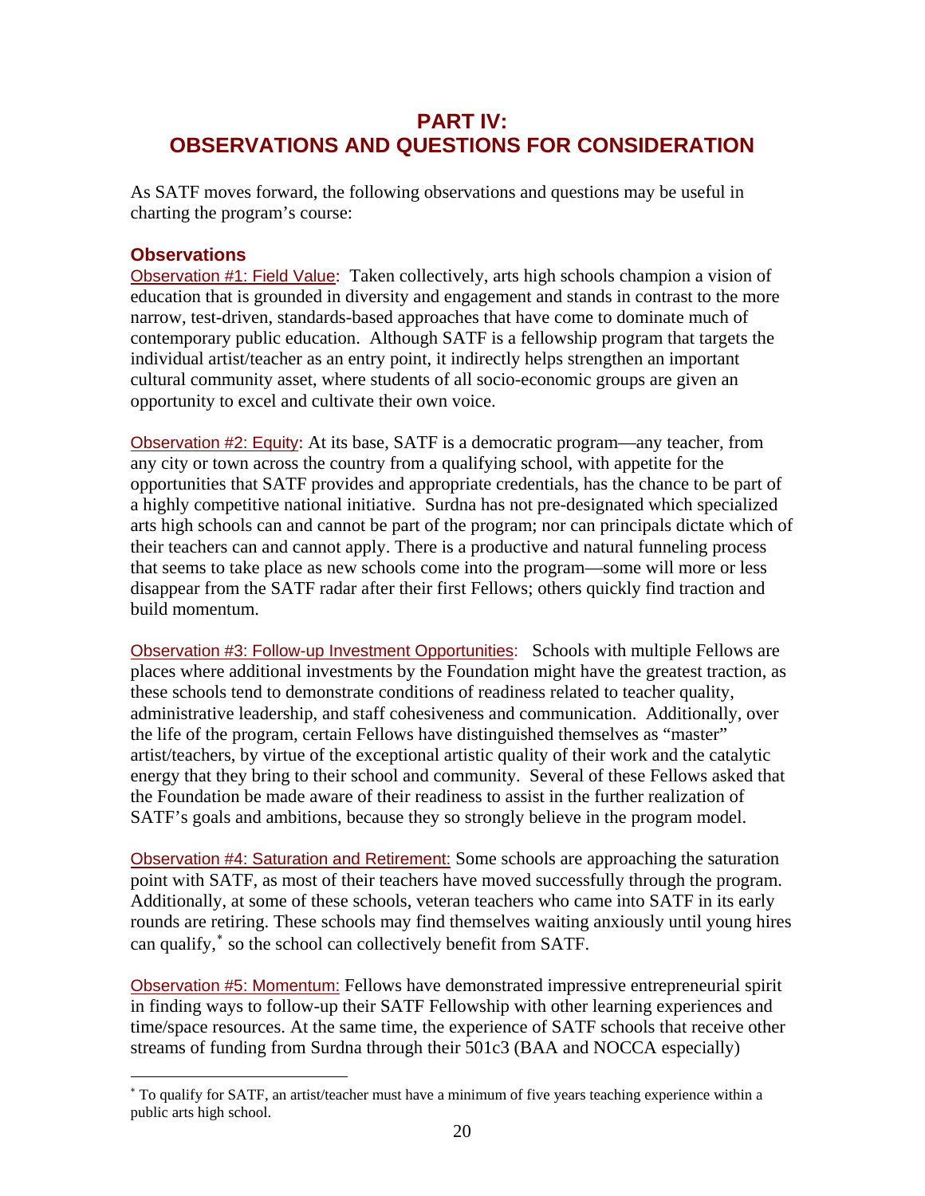# PART IV:
# OBSERVATIONS AND QUESTIONS FOR CONSIDERATION

As SATF moves forward, the following observations and questions may be useful in charting the program's course:

## Observations

Observation #1: Field Value: Taken collectively, arts high schools champion a vision of education that is grounded in diversity and engagement and stands in contrast to the more narrow, test-driven, standards-based approaches that have come to dominate much of contemporary public education. Although SATF is a fellowship program that targets the individual artist/teacher as an entry point, it indirectly helps strengthen an important cultural community asset, where students of all socio-economic groups are given an opportunity to excel and cultivate their own voice.

Observation #2: Equity: At its base, SATF is a democratic program—any teacher, from any city or town across the country from a qualifying school, with appetite for the opportunities that SATF provides and appropriate credentials, has the chance to be part of a highly competitive national initiative. Surdna has not pre-designated which specialized arts high schools can and cannot be part of the program; nor can principals dictate which of their teachers can and cannot apply. There is a productive and natural funneling process that seems to take place as new schools come into the program—some will more or less disappear from the SATF radar after their first Fellows; others quickly find traction and build momentum.

Observation #3: Follow-up Investment Opportunities: Schools with multiple Fellows are places where additional investments by the Foundation might have the greatest traction, as these schools tend to demonstrate conditions of readiness related to teacher quality, administrative leadership, and staff cohesiveness and communication. Additionally, over the life of the program, certain Fellows have distinguished themselves as "master" artist/teachers, by virtue of the exceptional artistic quality of their work and the catalytic energy that they bring to their school and community. Several of these Fellows asked that the Foundation be made aware of their readiness to assist in the further realization of SATF's goals and ambitions, because they so strongly believe in the program model.

Observation #4: Saturation and Retirement: Some schools are approaching the saturation point with SATF, as most of their teachers have moved successfully through the program. Additionally, at some of these schools, veteran teachers who came into SATF in its early rounds are retiring. These schools may find themselves waiting anxiously until young hires can qualify,* so the school can collectively benefit from SATF.

Observation #5: Momentum: Fellows have demonstrated impressive entrepreneurial spirit in finding ways to follow-up their SATF Fellowship with other learning experiences and time/space resources. At the same time, the experience of SATF schools that receive other streams of funding from Surdna through their 501c3 (BAA and NOCCA especially)

* To qualify for SATF, an artist/teacher must have a minimum of five years teaching experience within a public arts high school.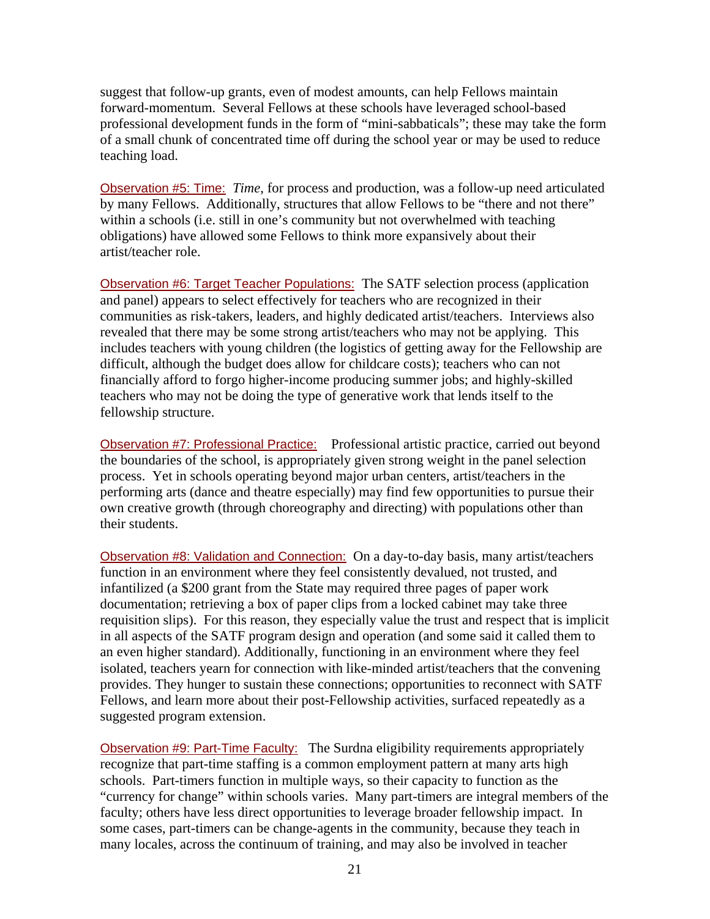suggest that follow-up grants, even of modest amounts, can help Fellows maintain forward-momentum. Several Fellows at these schools have leveraged school-based professional development funds in the form of "mini-sabbaticals"; these may take the form of a small chunk of concentrated time off during the school year or may be used to reduce teaching load.

Observation #5: Time: *Time,* for process and production, was a follow-up need articulated by many Fellows. Additionally, structures that allow Fellows to be "there and not there" within a schools (i.e. still in one's community but not overwhelmed with teaching obligations) have allowed some Fellows to think more expansively about their artist/teacher role.

Observation #6: Target Teacher Populations: The SATF selection process (application and panel) appears to select effectively for teachers who are recognized in their communities as risk-takers, leaders, and highly dedicated artist/teachers. Interviews also revealed that there may be some strong artist/teachers who may not be applying. This includes teachers with young children (the logistics of getting away for the Fellowship are difficult, although the budget does allow for childcare costs); teachers who can not financially afford to forgo higher-income producing summer jobs; and highly-skilled teachers who may not be doing the type of generative work that lends itself to the fellowship structure.

Observation #7: Professional Practice: Professional artistic practice, carried out beyond the boundaries of the school, is appropriately given strong weight in the panel selection process. Yet in schools operating beyond major urban centers, artist/teachers in the performing arts (dance and theatre especially) may find few opportunities to pursue their own creative growth (through choreography and directing) with populations other than their students.

Observation #8: Validation and Connection: On a day-to-day basis, many artist/teachers function in an environment where they feel consistently devalued, not trusted, and infantilized (a $200 grant from the State may required three pages of paper work documentation; retrieving a box of paper clips from a locked cabinet may take three requisition slips). For this reason, they especially value the trust and respect that is implicit in all aspects of the SATF program design and operation (and some said it called them to an even higher standard). Additionally, functioning in an environment where they feel isolated, teachers yearn for connection with like-minded artist/teachers that the convening provides. They hunger to sustain these connections; opportunities to reconnect with SATF Fellows, and learn more about their post-Fellowship activities, surfaced repeatedly as a suggested program extension.

Observation #9: Part-Time Faculty: The Surdna eligibility requirements appropriately recognize that part-time staffing is a common employment pattern at many arts high schools. Part-timers function in multiple ways, so their capacity to function as the "currency for change" within schools varies. Many part-timers are integral members of the faculty; others have less direct opportunities to leverage broader fellowship impact. In some cases, part-timers can be change-agents in the community, because they teach in many locales, across the continuum of training, and may also be involved in teacher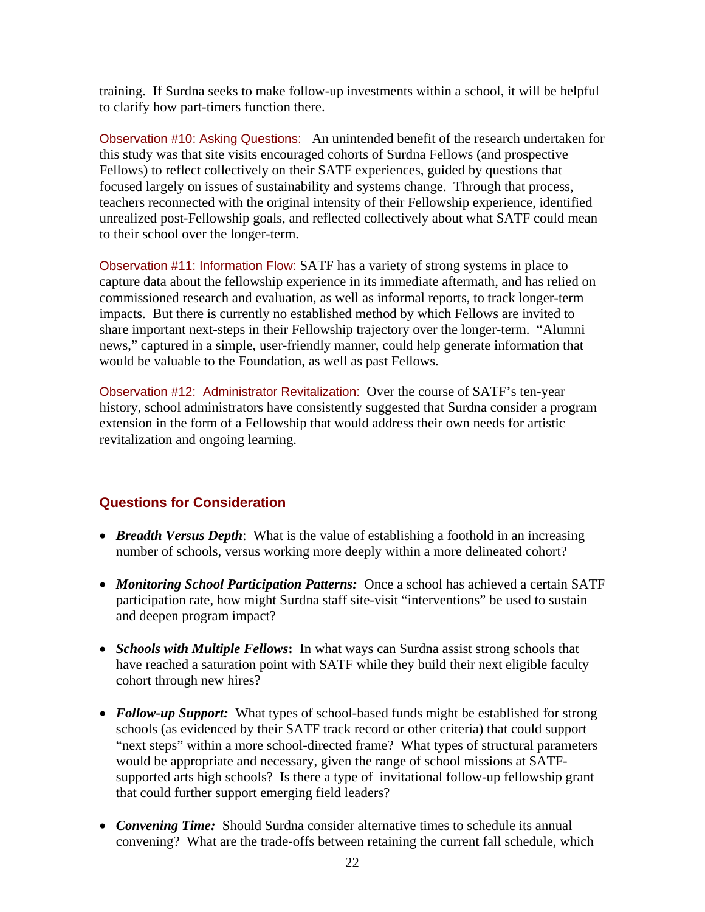training. If Surdna seeks to make follow-up investments within a school, it will be helpful to clarify how part-timers function there.

Observation #10: Asking Questions: An unintended benefit of the research undertaken for this study was that site visits encouraged cohorts of Surdna Fellows (and prospective Fellows) to reflect collectively on their SATF experiences, guided by questions that focused largely on issues of sustainability and systems change. Through that process, teachers reconnected with the original intensity of their Fellowship experience, identified unrealized post-Fellowship goals, and reflected collectively about what SATF could mean to their school over the longer-term.

Observation #11: Information Flow: SATF has a variety of strong systems in place to capture data about the fellowship experience in its immediate aftermath, and has relied on commissioned research and evaluation, as well as informal reports, to track longer-term impacts. But there is currently no established method by which Fellows are invited to share important next-steps in their Fellowship trajectory over the longer-term. "Alumni news," captured in a simple, user-friendly manner, could help generate information that would be valuable to the Foundation, as well as past Fellows.

Observation #12: Administrator Revitalization: Over the course of SATF's ten-year history, school administrators have consistently suggested that Surdna consider a program extension in the form of a Fellowship that would address their own needs for artistic revitalization and ongoing learning.

## Questions for Consideration

- ***Breadth Versus Depth***: What is the value of establishing a foothold in an increasing number of schools, versus working more deeply within a more delineated cohort?
- ***Monitoring School Participation Patterns:*** Once a school has achieved a certain SATF participation rate, how might Surdna staff site-visit "interventions" be used to sustain and deepen program impact?
- ***Schools with Multiple Fellows*****:** In what ways can Surdna assist strong schools that have reached a saturation point with SATF while they build their next eligible faculty cohort through new hires?
- ***Follow-up Support:*** What types of school-based funds might be established for strong schools (as evidenced by their SATF track record or other criteria) that could support "next steps" within a more school-directed frame? What types of structural parameters would be appropriate and necessary, given the range of school missions at SATF-supported arts high schools? Is there a type of invitational follow-up fellowship grant that could further support emerging field leaders?
- ***Convening Time:*** Should Surdna consider alternative times to schedule its annual convening? What are the trade-offs between retaining the current fall schedule, which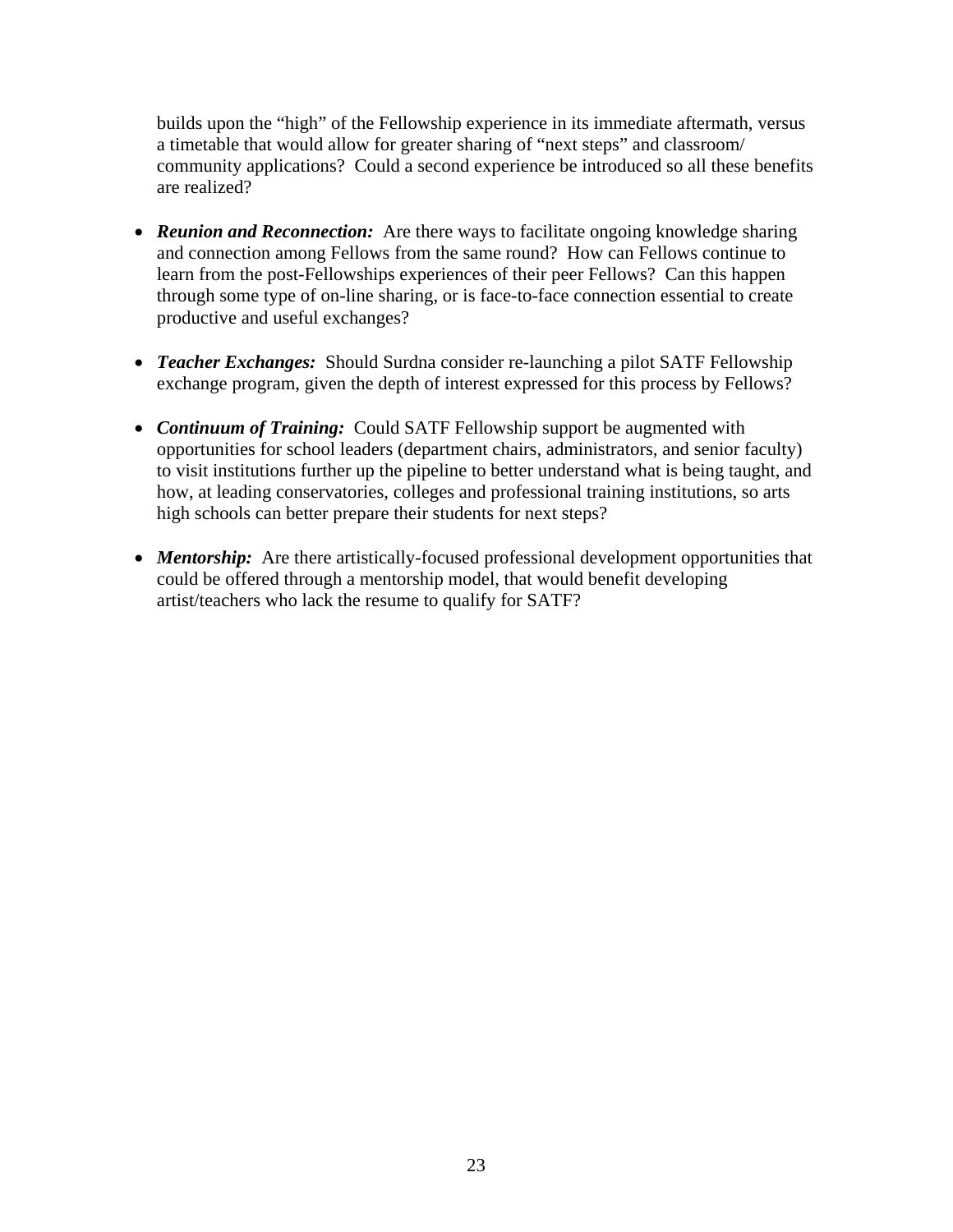builds upon the "high" of the Fellowship experience in its immediate aftermath, versus a timetable that would allow for greater sharing of "next steps" and classroom/ community applications? Could a second experience be introduced so all these benefits are realized?

- ***Reunion and Reconnection:*** Are there ways to facilitate ongoing knowledge sharing and connection among Fellows from the same round? How can Fellows continue to learn from the post-Fellowships experiences of their peer Fellows? Can this happen through some type of on-line sharing, or is face-to-face connection essential to create productive and useful exchanges?

- ***Teacher Exchanges:*** Should Surdna consider re-launching a pilot SATF Fellowship exchange program, given the depth of interest expressed for this process by Fellows?

- ***Continuum of Training:*** Could SATF Fellowship support be augmented with opportunities for school leaders (department chairs, administrators, and senior faculty) to visit institutions further up the pipeline to better understand what is being taught, and how, at leading conservatories, colleges and professional training institutions, so arts high schools can better prepare their students for next steps?

- ***Mentorship:*** Are there artistically-focused professional development opportunities that could be offered through a mentorship model, that would benefit developing artist/teachers who lack the resume to qualify for SATF?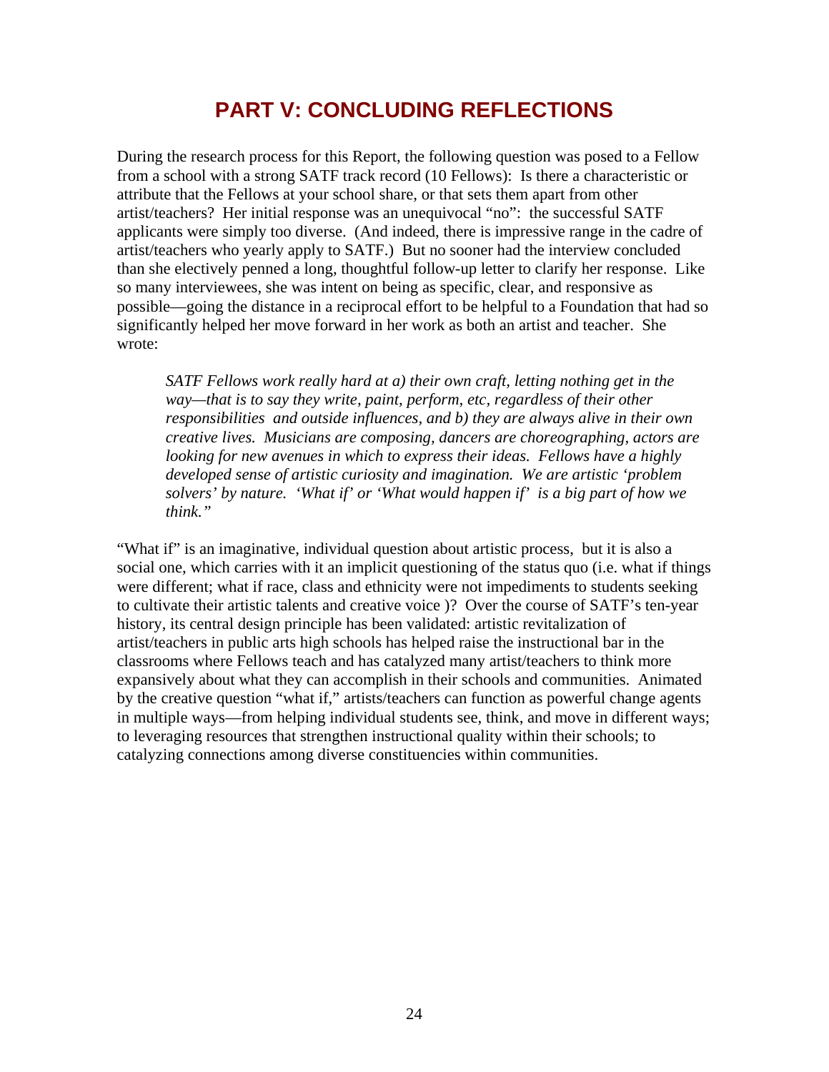# PART V: CONCLUDING REFLECTIONS

During the research process for this Report, the following question was posed to a Fellow from a school with a strong SATF track record (10 Fellows): Is there a characteristic or attribute that the Fellows at your school share, or that sets them apart from other artist/teachers? Her initial response was an unequivocal "no": the successful SATF applicants were simply too diverse. (And indeed, there is impressive range in the cadre of artist/teachers who yearly apply to SATF.) But no sooner had the interview concluded than she electively penned a long, thoughtful follow-up letter to clarify her response. Like so many interviewees, she was intent on being as specific, clear, and responsive as possible—going the distance in a reciprocal effort to be helpful to a Foundation that had so significantly helped her move forward in her work as both an artist and teacher. She wrote:

> *SATF Fellows work really hard at a) their own craft, letting nothing get in the way—that is to say they write, paint, perform, etc, regardless of their other responsibilities and outside influences, and b) they are always alive in their own creative lives. Musicians are composing, dancers are choreographing, actors are looking for new avenues in which to express their ideas. Fellows have a highly developed sense of artistic curiosity and imagination. We are artistic 'problem solvers' by nature. 'What if' or 'What would happen if' is a big part of how we think."*

"What if" is an imaginative, individual question about artistic process, but it is also a social one, which carries with it an implicit questioning of the status quo (i.e. what if things were different; what if race, class and ethnicity were not impediments to students seeking to cultivate their artistic talents and creative voice )? Over the course of SATF's ten-year history, its central design principle has been validated: artistic revitalization of artist/teachers in public arts high schools has helped raise the instructional bar in the classrooms where Fellows teach and has catalyzed many artist/teachers to think more expansively about what they can accomplish in their schools and communities. Animated by the creative question "what if," artists/teachers can function as powerful change agents in multiple ways—from helping individual students see, think, and move in different ways; to leveraging resources that strengthen instructional quality within their schools; to catalyzing connections among diverse constituencies within communities.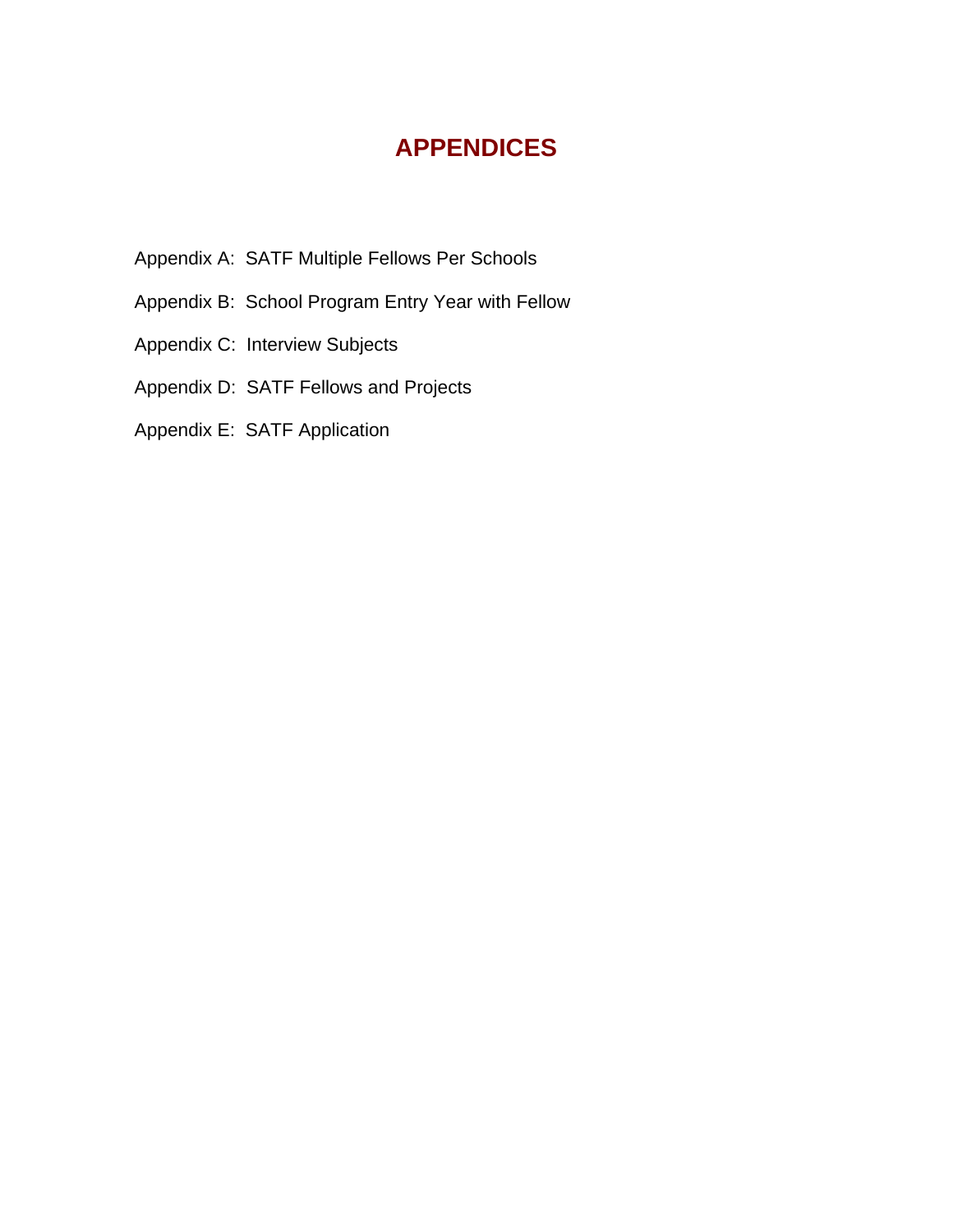# APPENDICES

Appendix A: SATF Multiple Fellows Per Schools

Appendix B: School Program Entry Year with Fellow

Appendix C: Interview Subjects

Appendix D: SATF Fellows and Projects

Appendix E: SATF Application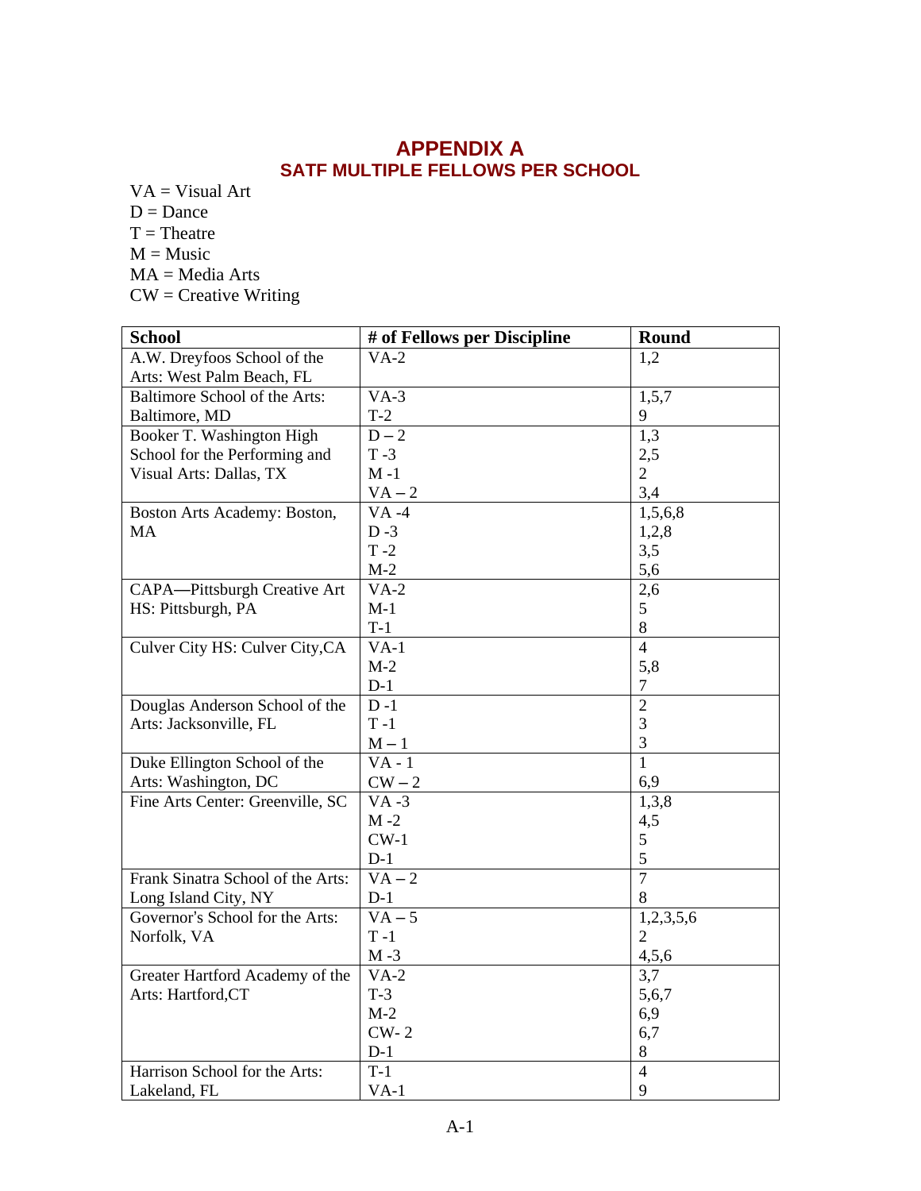# APPENDIX A

## SATF MULTIPLE FELLOWS PER SCHOOL

VA = Visual Art
D = Dance
T = Theatre
M = Music
MA = Media Arts
CW = Creative Writing

| School | # of Fellows per Discipline | Round |
|---|---|---|
| A.W. Dreyfoos School of the Arts: West Palm Beach, FL | VA-2 | 1,2 |
| Baltimore School of the Arts: Baltimore, MD | VA-3<br>T-2 | 1,5,7<br>9 |
| Booker T. Washington High School for the Performing and Visual Arts: Dallas, TX | D – 2<br>T -3<br>M -1<br>VA – 2 | 1,3<br>2,5<br>2<br>3,4 |
| Boston Arts Academy: Boston, MA | VA -4<br>D -3<br>T -2<br>M-2 | 1,5,6,8<br>1,2,8<br>3,5<br>5,6 |
| CAPA—Pittsburgh Creative Art HS: Pittsburgh, PA | VA-2<br>M-1<br>T-1 | 2,6<br>5<br>8 |
| Culver City HS: Culver City,CA | VA-1<br>M-2<br>D-1 | 4<br>5,8<br>7 |
| Douglas Anderson School of the Arts: Jacksonville, FL | D -1<br>T -1<br>M – 1 | 2<br>3<br>3 |
| Duke Ellington School of the Arts: Washington, DC | VA - 1<br>CW – 2 | 1<br>6,9 |
| Fine Arts Center: Greenville, SC | VA -3<br>M -2<br>CW-1<br>D-1 | 1,3,8<br>4,5<br>5<br>5 |
| Frank Sinatra School of the Arts: Long Island City, NY | VA – 2<br>D-1 | 7<br>8 |
| Governor's School for the Arts: Norfolk, VA | VA – 5<br>T -1<br>M -3 | 1,2,3,5,6<br>2<br>4,5,6 |
| Greater Hartford Academy of the Arts: Hartford,CT | VA-2<br>T-3<br>M-2<br>CW- 2<br>D-1 | 3,7<br>5,6,7<br>6,9<br>6,7<br>8 |
| Harrison School for the Arts: Lakeland, FL | T-1<br>VA-1 | 4<br>9 |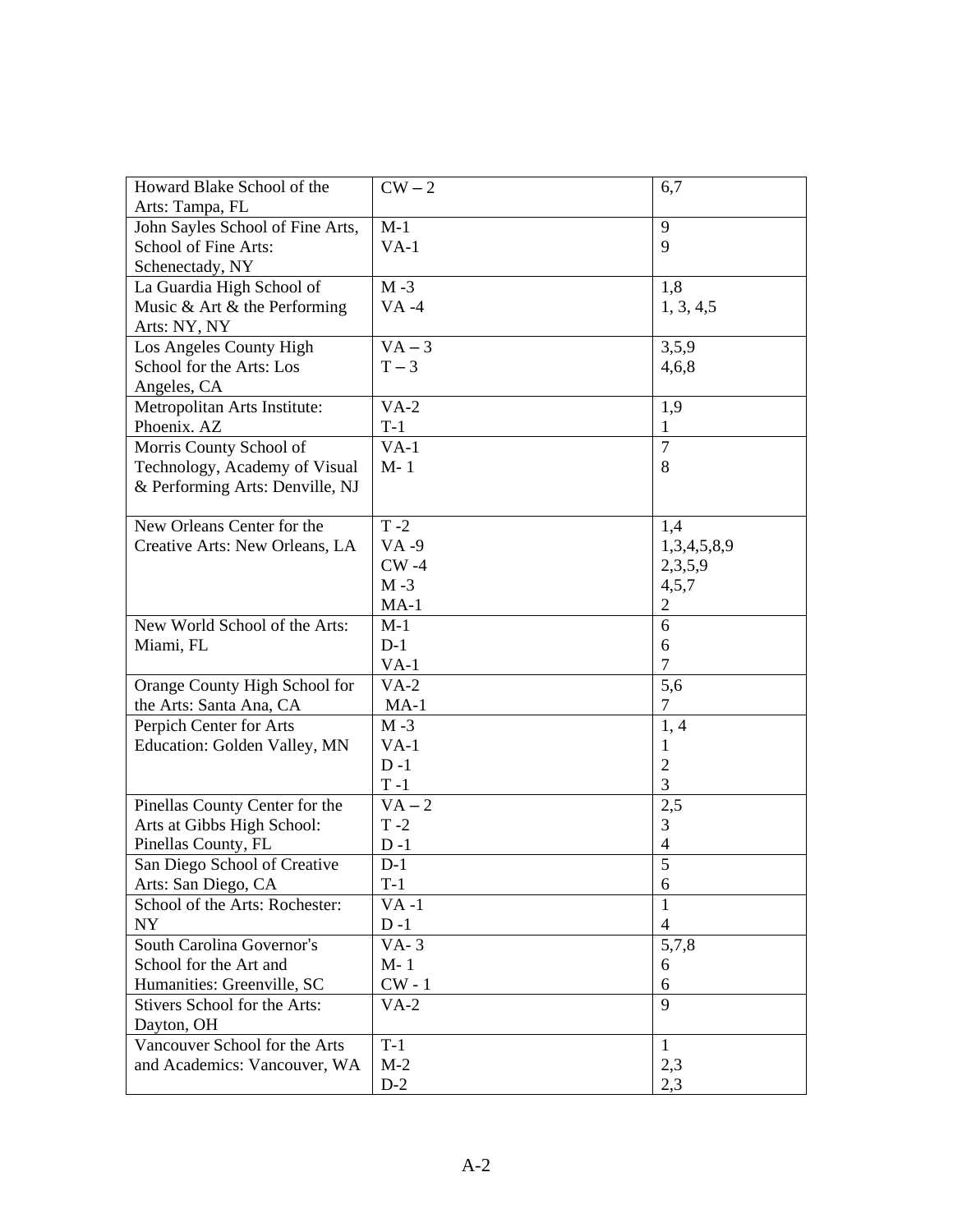| Howard Blake School of the Arts: Tampa, FL | CW – 2 | 6,7 |
|---|---|---|
| John Sayles School of Fine Arts, School of Fine Arts: Schenectady, NY | M-1<br>VA-1 | 9<br>9 |
| La Guardia High School of Music & Art & the Performing Arts: NY, NY | M -3<br>VA -4 | 1,8<br>1, 3, 4,5 |
| Los Angeles County High School for the Arts: Los Angeles, CA | VA – 3<br>T – 3 | 3,5,9<br>4,6,8 |
| Metropolitan Arts Institute: Phoenix. AZ | VA-2<br>T-1 | 1,9<br>1 |
| Morris County School of Technology, Academy of Visual & Performing Arts: Denville, NJ | VA-1<br>M- 1 | 7<br>8 |
| New Orleans Center for the Creative Arts: New Orleans, LA | T -2<br>VA -9<br>CW -4<br>M -3<br>MA-1 | 1,4<br>1,3,4,5,8,9<br>2,3,5,9<br>4,5,7<br>2 |
| New World School of the Arts: Miami, FL | M-1<br>D-1<br>VA-1 | 6<br>6<br>7 |
| Orange County High School for the Arts: Santa Ana, CA | VA-2<br>MA-1 | 5,6<br>7 |
| Perpich Center for Arts Education: Golden Valley, MN | M -3<br>VA-1<br>D -1<br>T -1 | 1, 4<br>1<br>2<br>3 |
| Pinellas County Center for the Arts at Gibbs High School: Pinellas County, FL | VA – 2<br>T -2<br>D -1 | 2,5<br>3<br>4 |
| San Diego School of Creative Arts: San Diego, CA | D-1<br>T-1 | 5<br>6 |
| School of the Arts: Rochester: NY | VA -1<br>D -1 | 1<br>4 |
| South Carolina Governor's School for the Art and Humanities: Greenville, SC | VA- 3<br>M- 1<br>CW - 1 | 5,7,8<br>6<br>6 |
| Stivers School for the Arts: Dayton, OH | VA-2 | 9 |
| Vancouver School for the Arts and Academics: Vancouver, WA | T-1<br>M-2<br>D-2 | 1<br>2,3<br>2,3 |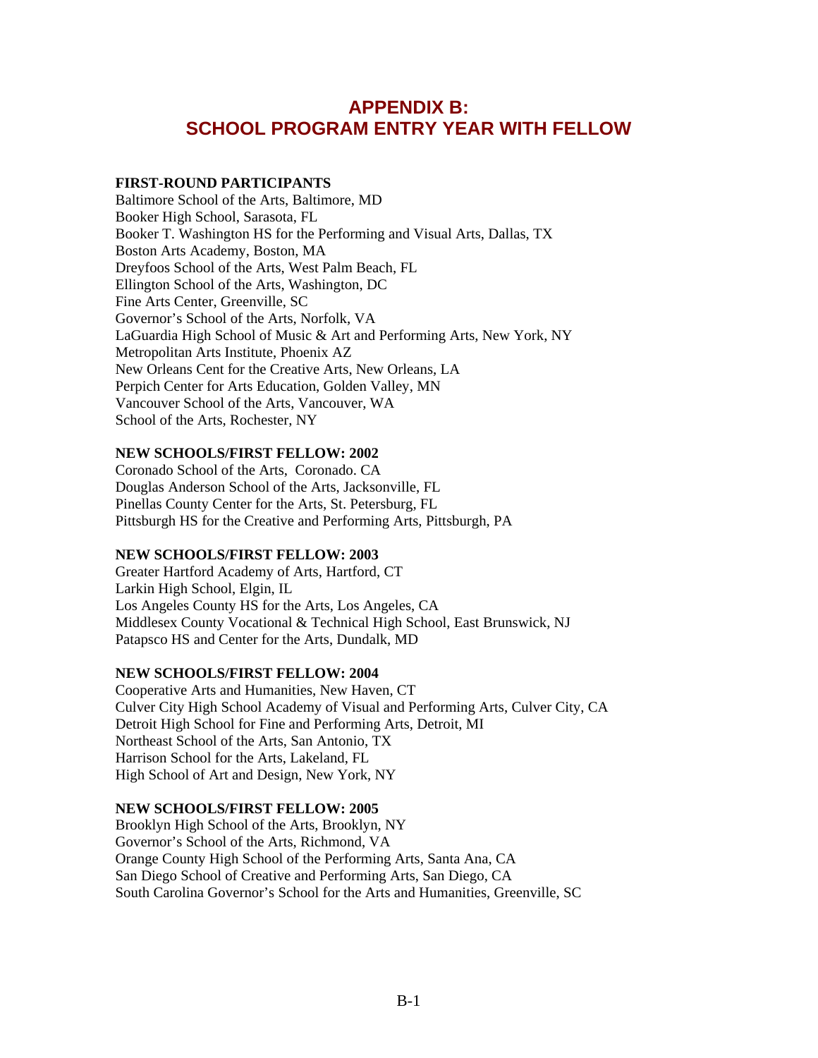# APPENDIX B:
# SCHOOL PROGRAM ENTRY YEAR WITH FELLOW

**FIRST-ROUND PARTICIPANTS**

Baltimore School of the Arts, Baltimore, MD
Booker High School, Sarasota, FL
Booker T. Washington HS for the Performing and Visual Arts, Dallas, TX
Boston Arts Academy, Boston, MA
Dreyfoos School of the Arts, West Palm Beach, FL
Ellington School of the Arts, Washington, DC
Fine Arts Center, Greenville, SC
Governor's School of the Arts, Norfolk, VA
LaGuardia High School of Music & Art and Performing Arts, New York, NY
Metropolitan Arts Institute, Phoenix AZ
New Orleans Cent for the Creative Arts, New Orleans, LA
Perpich Center for Arts Education, Golden Valley, MN
Vancouver School of the Arts, Vancouver, WA
School of the Arts, Rochester, NY

**NEW SCHOOLS/FIRST FELLOW: 2002**

Coronado School of the Arts, Coronado. CA
Douglas Anderson School of the Arts, Jacksonville, FL
Pinellas County Center for the Arts, St. Petersburg, FL
Pittsburgh HS for the Creative and Performing Arts, Pittsburgh, PA

**NEW SCHOOLS/FIRST FELLOW: 2003**

Greater Hartford Academy of Arts, Hartford, CT
Larkin High School, Elgin, IL
Los Angeles County HS for the Arts, Los Angeles, CA
Middlesex County Vocational & Technical High School, East Brunswick, NJ
Patapsco HS and Center for the Arts, Dundalk, MD

**NEW SCHOOLS/FIRST FELLOW: 2004**

Cooperative Arts and Humanities, New Haven, CT
Culver City High School Academy of Visual and Performing Arts, Culver City, CA
Detroit High School for Fine and Performing Arts, Detroit, MI
Northeast School of the Arts, San Antonio, TX
Harrison School for the Arts, Lakeland, FL
High School of Art and Design, New York, NY

**NEW SCHOOLS/FIRST FELLOW: 2005**

Brooklyn High School of the Arts, Brooklyn, NY
Governor's School of the Arts, Richmond, VA
Orange County High School of the Performing Arts, Santa Ana, CA
San Diego School of Creative and Performing Arts, San Diego, CA
South Carolina Governor's School for the Arts and Humanities, Greenville, SC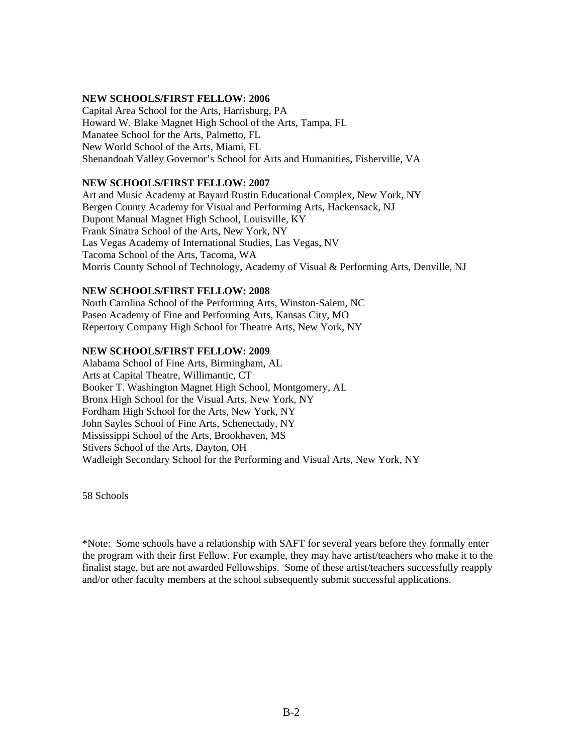**NEW SCHOOLS/FIRST FELLOW: 2006**

Capital Area School for the Arts, Harrisburg, PA
Howard W. Blake Magnet High School of the Arts, Tampa, FL
Manatee School for the Arts, Palmetto, FL
New World School of the Arts, Miami, FL
Shenandoah Valley Governor's School for Arts and Humanities, Fisherville, VA

**NEW SCHOOLS/FIRST FELLOW: 2007**

Art and Music Academy at Bayard Rustin Educational Complex, New York, NY
Bergen County Academy for Visual and Performing Arts, Hackensack, NJ
Dupont Manual Magnet High School, Louisville, KY
Frank Sinatra School of the Arts, New York, NY
Las Vegas Academy of International Studies, Las Vegas, NV
Tacoma School of the Arts, Tacoma, WA
Morris County School of Technology, Academy of Visual & Performing Arts, Denville, NJ

**NEW SCHOOLS/FIRST FELLOW: 2008**

North Carolina School of the Performing Arts, Winston-Salem, NC
Paseo Academy of Fine and Performing Arts, Kansas City, MO
Repertory Company High School for Theatre Arts, New York, NY

**NEW SCHOOLS/FIRST FELLOW: 2009**

Alabama School of Fine Arts, Birmingham, AL
Arts at Capital Theatre, Willimantic, CT
Booker T. Washington Magnet High School, Montgomery, AL
Bronx High School for the Visual Arts, New York, NY
Fordham High School for the Arts, New York, NY
John Sayles School of Fine Arts, Schenectady, NY
Mississippi School of the Arts, Brookhaven, MS
Stivers School of the Arts, Dayton, OH
Wadleigh Secondary School for the Performing and Visual Arts, New York, NY

58 Schools

*Note: Some schools have a relationship with SAFT for several years before they formally enter the program with their first Fellow. For example, they may have artist/teachers who make it to the finalist stage, but are not awarded Fellowships. Some of these artist/teachers successfully reapply and/or other faculty members at the school subsequently submit successful applications.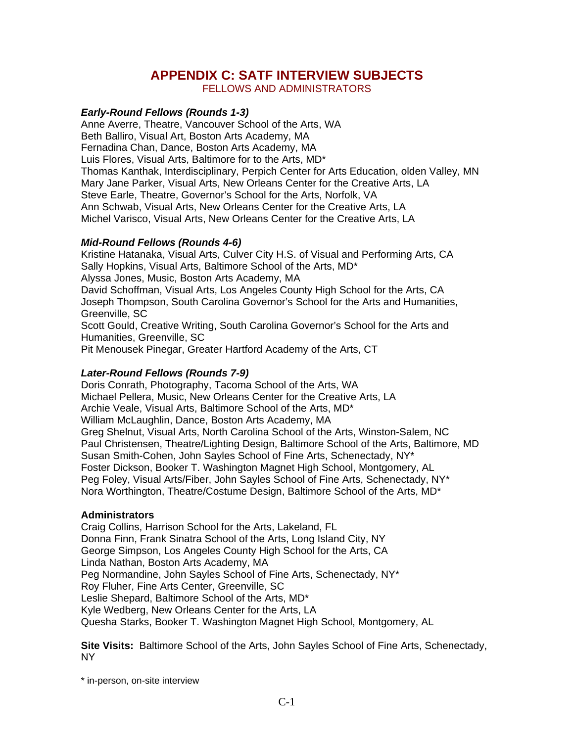# APPENDIX C: SATF INTERVIEW SUBJECTS

FELLOWS AND ADMINISTRATORS

***Early-Round Fellows (Rounds 1-3)***

Anne Averre, Theatre, Vancouver School of the Arts, WA
Beth Balliro, Visual Art, Boston Arts Academy, MA
Fernadina Chan, Dance, Boston Arts Academy, MA
Luis Flores, Visual Arts, Baltimore for to the Arts, MD*
Thomas Kanthak, Interdisciplinary, Perpich Center for Arts Education, olden Valley, MN
Mary Jane Parker, Visual Arts, New Orleans Center for the Creative Arts, LA
Steve Earle, Theatre, Governor's School for the Arts, Norfolk, VA
Ann Schwab, Visual Arts, New Orleans Center for the Creative Arts, LA
Michel Varisco, Visual Arts, New Orleans Center for the Creative Arts, LA

***Mid-Round Fellows (Rounds 4-6)***

Kristine Hatanaka, Visual Arts, Culver City H.S. of Visual and Performing Arts, CA
Sally Hopkins, Visual Arts, Baltimore School of the Arts, MD*
Alyssa Jones, Music, Boston Arts Academy, MA
David Schoffman, Visual Arts, Los Angeles County High School for the Arts, CA
Joseph Thompson, South Carolina Governor's School for the Arts and Humanities, Greenville, SC
Scott Gould, Creative Writing, South Carolina Governor's School for the Arts and Humanities, Greenville, SC
Pit Menousek Pinegar, Greater Hartford Academy of the Arts, CT

***Later-Round Fellows (Rounds 7-9)***

Doris Conrath, Photography, Tacoma School of the Arts, WA
Michael Pellera, Music, New Orleans Center for the Creative Arts, LA
Archie Veale, Visual Arts, Baltimore School of the Arts, MD*
William McLaughlin, Dance, Boston Arts Academy, MA
Greg Shelnut, Visual Arts, North Carolina School of the Arts, Winston-Salem, NC
Paul Christensen, Theatre/Lighting Design, Baltimore School of the Arts, Baltimore, MD
Susan Smith-Cohen, John Sayles School of Fine Arts, Schenectady, NY*
Foster Dickson, Booker T. Washington Magnet High School, Montgomery, AL
Peg Foley, Visual Arts/Fiber, John Sayles School of Fine Arts, Schenectady, NY*
Nora Worthington, Theatre/Costume Design, Baltimore School of the Arts, MD*

**Administrators**

Craig Collins, Harrison School for the Arts, Lakeland, FL
Donna Finn, Frank Sinatra School of the Arts, Long Island City, NY
George Simpson, Los Angeles County High School for the Arts, CA
Linda Nathan, Boston Arts Academy, MA
Peg Normandine, John Sayles School of Fine Arts, Schenectady, NY*
Roy Fluher, Fine Arts Center, Greenville, SC
Leslie Shepard, Baltimore School of the Arts, MD*
Kyle Wedberg, New Orleans Center for the Arts, LA
Quesha Starks, Booker T. Washington Magnet High School, Montgomery, AL

**Site Visits:** Baltimore School of the Arts, John Sayles School of Fine Arts, Schenectady, NY

* in-person, on-site interview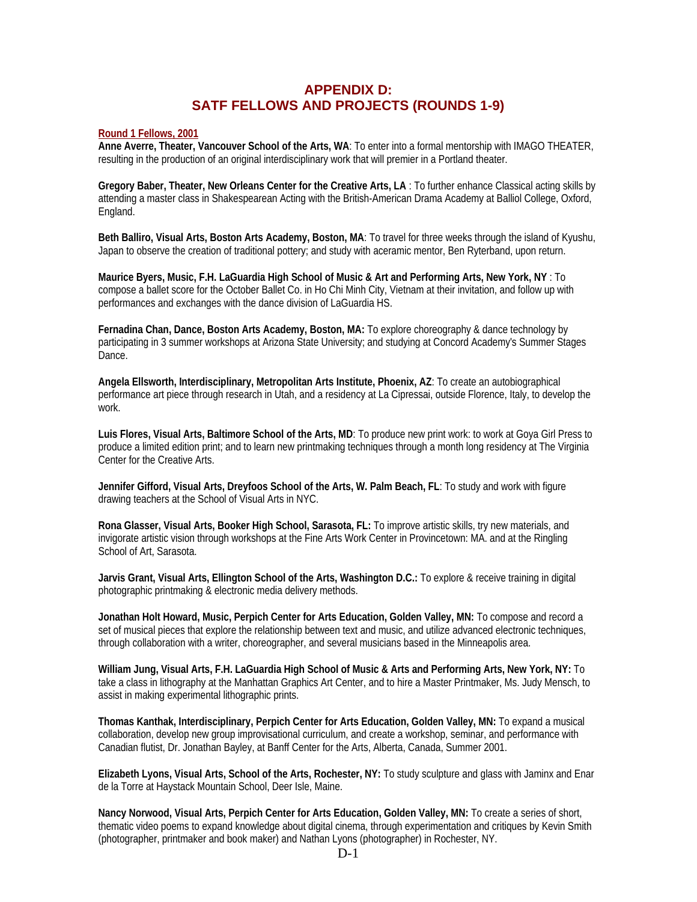# APPENDIX D:
# SATF FELLOWS AND PROJECTS (ROUNDS 1-9)

## Round 1 Fellows, 2001

**Anne Averre, Theater, Vancouver School of the Arts, WA**: To enter into a formal mentorship with IMAGO THEATER, resulting in the production of an original interdisciplinary work that will premier in a Portland theater.

**Gregory Baber, Theater, New Orleans Center for the Creative Arts, LA** : To further enhance Classical acting skills by attending a master class in Shakespearean Acting with the British-American Drama Academy at Balliol College, Oxford, England.

**Beth Balliro, Visual Arts, Boston Arts Academy, Boston, MA**: To travel for three weeks through the island of Kyushu, Japan to observe the creation of traditional pottery; and study with aceramic mentor, Ben Ryterband, upon return.

**Maurice Byers, Music, F.H. LaGuardia High School of Music & Art and Performing Arts, New York, NY** : To compose a ballet score for the October Ballet Co. in Ho Chi Minh City, Vietnam at their invitation, and follow up with performances and exchanges with the dance division of LaGuardia HS.

**Fernadina Chan, Dance, Boston Arts Academy, Boston, MA:** To explore choreography & dance technology by participating in 3 summer workshops at Arizona State University; and studying at Concord Academy's Summer Stages Dance.

**Angela Ellsworth, Interdisciplinary, Metropolitan Arts Institute, Phoenix, AZ**: To create an autobiographical performance art piece through research in Utah, and a residency at La Cipressai, outside Florence, Italy, to develop the work.

**Luis Flores, Visual Arts, Baltimore School of the Arts, MD**: To produce new print work: to work at Goya Girl Press to produce a limited edition print; and to learn new printmaking techniques through a month long residency at The Virginia Center for the Creative Arts.

**Jennifer Gifford, Visual Arts, Dreyfoos School of the Arts, W. Palm Beach, FL**: To study and work with figure drawing teachers at the School of Visual Arts in NYC.

**Rona Glasser, Visual Arts, Booker High School, Sarasota, FL:** To improve artistic skills, try new materials, and invigorate artistic vision through workshops at the Fine Arts Work Center in Provincetown: MA. and at the Ringling School of Art, Sarasota.

**Jarvis Grant, Visual Arts, Ellington School of the Arts, Washington D.C.:** To explore & receive training in digital photographic printmaking & electronic media delivery methods.

**Jonathan Holt Howard, Music, Perpich Center for Arts Education, Golden Valley, MN:** To compose and record a set of musical pieces that explore the relationship between text and music, and utilize advanced electronic techniques, through collaboration with a writer, choreographer, and several musicians based in the Minneapolis area.

**William Jung, Visual Arts, F.H. LaGuardia High School of Music & Arts and Performing Arts, New York, NY:** To take a class in lithography at the Manhattan Graphics Art Center, and to hire a Master Printmaker, Ms. Judy Mensch, to assist in making experimental lithographic prints.

**Thomas Kanthak, Interdisciplinary, Perpich Center for Arts Education, Golden Valley, MN:** To expand a musical collaboration, develop new group improvisational curriculum, and create a workshop, seminar, and performance with Canadian flutist, Dr. Jonathan Bayley, at Banff Center for the Arts, Alberta, Canada, Summer 2001.

**Elizabeth Lyons, Visual Arts, School of the Arts, Rochester, NY:** To study sculpture and glass with Jaminx and Enar de la Torre at Haystack Mountain School, Deer Isle, Maine.

**Nancy Norwood, Visual Arts, Perpich Center for Arts Education, Golden Valley, MN:** To create a series of short, thematic video poems to expand knowledge about digital cinema, through experimentation and critiques by Kevin Smith (photographer, printmaker and book maker) and Nathan Lyons (photographer) in Rochester, NY.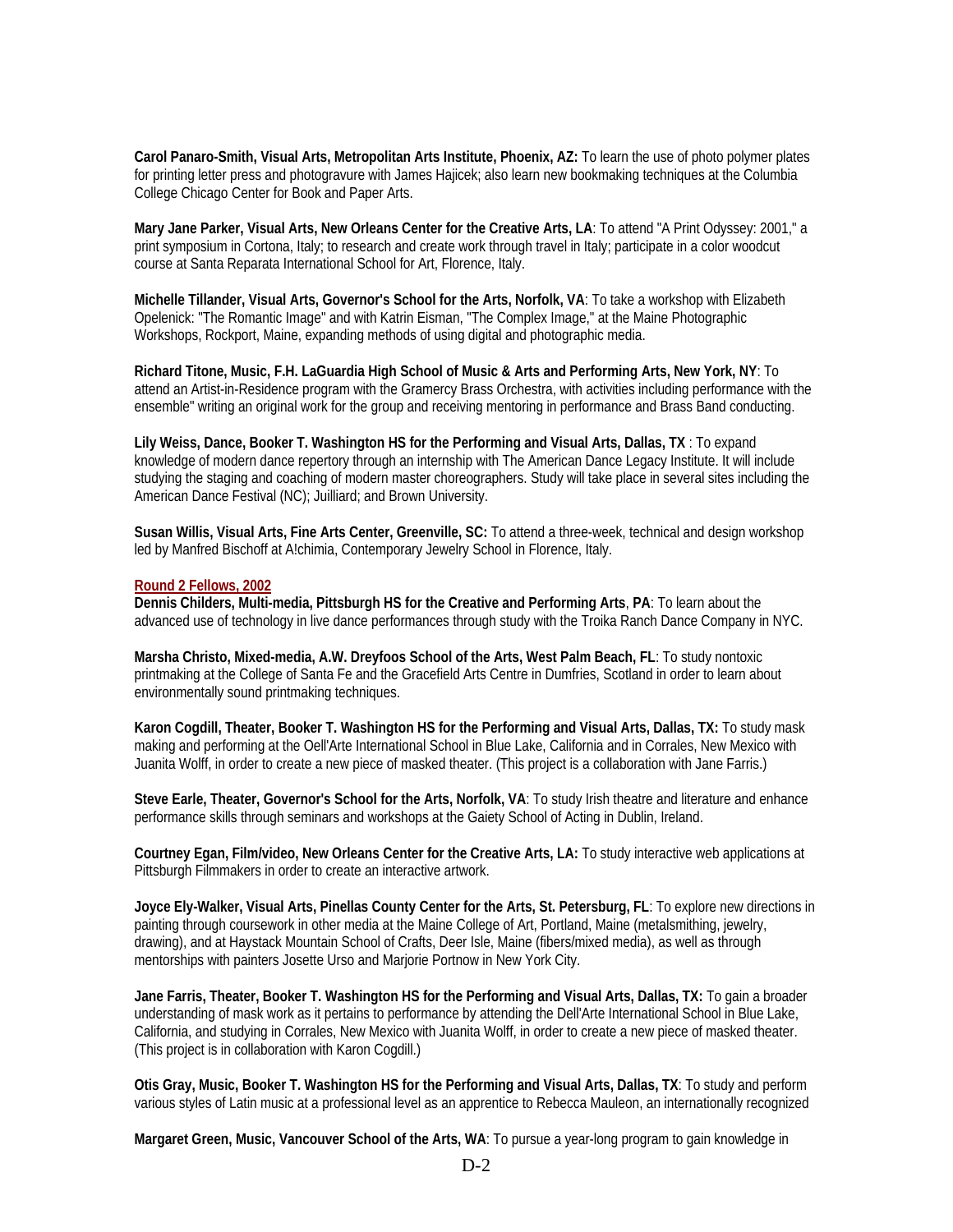**Carol Panaro-Smith, Visual Arts, Metropolitan Arts Institute, Phoenix, AZ:** To learn the use of photo polymer plates for printing letter press and photogravure with James Hajicek; also learn new bookmaking techniques at the Columbia College Chicago Center for Book and Paper Arts.

**Mary Jane Parker, Visual Arts, New Orleans Center for the Creative Arts, LA**: To attend "A Print Odyssey: 2001," a print symposium in Cortona, Italy; to research and create work through travel in Italy; participate in a color woodcut course at Santa Reparata International School for Art, Florence, Italy.

**Michelle Tillander, Visual Arts, Governor's School for the Arts, Norfolk, VA**: To take a workshop with Elizabeth Opelenick: "The Romantic Image" and with Katrin Eisman, "The Complex Image," at the Maine Photographic Workshops, Rockport, Maine, expanding methods of using digital and photographic media.

**Richard Titone, Music, F.H. LaGuardia High School of Music & Arts and Performing Arts, New York, NY**: To attend an Artist-in-Residence program with the Gramercy Brass Orchestra, with activities including performance with the ensemble" writing an original work for the group and receiving mentoring in performance and Brass Band conducting.

**Lily Weiss, Dance, Booker T. Washington HS for the Performing and Visual Arts, Dallas, TX** : To expand knowledge of modern dance repertory through an internship with The American Dance Legacy Institute. It will include studying the staging and coaching of modern master choreographers. Study will take place in several sites including the American Dance Festival (NC); Juilliard; and Brown University.

**Susan Willis, Visual Arts, Fine Arts Center, Greenville, SC:** To attend a three-week, technical and design workshop led by Manfred Bischoff at A!chimia, Contemporary Jewelry School in Florence, Italy.

**Round 2 Fellows, 2002**

**Dennis Childers, Multi-media, Pittsburgh HS for the Creative and Performing Arts**, **PA**: To learn about the advanced use of technology in live dance performances through study with the Troika Ranch Dance Company in NYC.

**Marsha Christo, Mixed-media, A.W. Dreyfoos School of the Arts, West Palm Beach, FL**: To study nontoxic printmaking at the College of Santa Fe and the Gracefield Arts Centre in Dumfries, Scotland in order to learn about environmentally sound printmaking techniques.

**Karon Cogdill, Theater, Booker T. Washington HS for the Performing and Visual Arts, Dallas, TX:** To study mask making and performing at the Oell'Arte International School in Blue Lake, California and in Corrales, New Mexico with Juanita Wolff, in order to create a new piece of masked theater. (This project is a collaboration with Jane Farris.)

**Steve Earle, Theater, Governor's School for the Arts, Norfolk, VA**: To study Irish theatre and literature and enhance performance skills through seminars and workshops at the Gaiety School of Acting in Dublin, Ireland.

**Courtney Egan, Film/video, New Orleans Center for the Creative Arts, LA:** To study interactive web applications at Pittsburgh Filmmakers in order to create an interactive artwork.

**Joyce Ely-Walker, Visual Arts, Pinellas County Center for the Arts, St. Petersburg, FL**: To explore new directions in painting through coursework in other media at the Maine College of Art, Portland, Maine (metalsmithing, jewelry, drawing), and at Haystack Mountain School of Crafts, Deer Isle, Maine (fibers/mixed media), as well as through mentorships with painters Josette Urso and Marjorie Portnow in New York City.

**Jane Farris, Theater, Booker T. Washington HS for the Performing and Visual Arts, Dallas, TX:** To gain a broader understanding of mask work as it pertains to performance by attending the Dell'Arte International School in Blue Lake, California, and studying in Corrales, New Mexico with Juanita Wolff, in order to create a new piece of masked theater. (This project is in collaboration with Karon Cogdill.)

**Otis Gray, Music, Booker T. Washington HS for the Performing and Visual Arts, Dallas, TX**: To study and perform various styles of Latin music at a professional level as an apprentice to Rebecca Mauleon, an internationally recognized

**Margaret Green, Music, Vancouver School of the Arts, WA**: To pursue a year-long program to gain knowledge in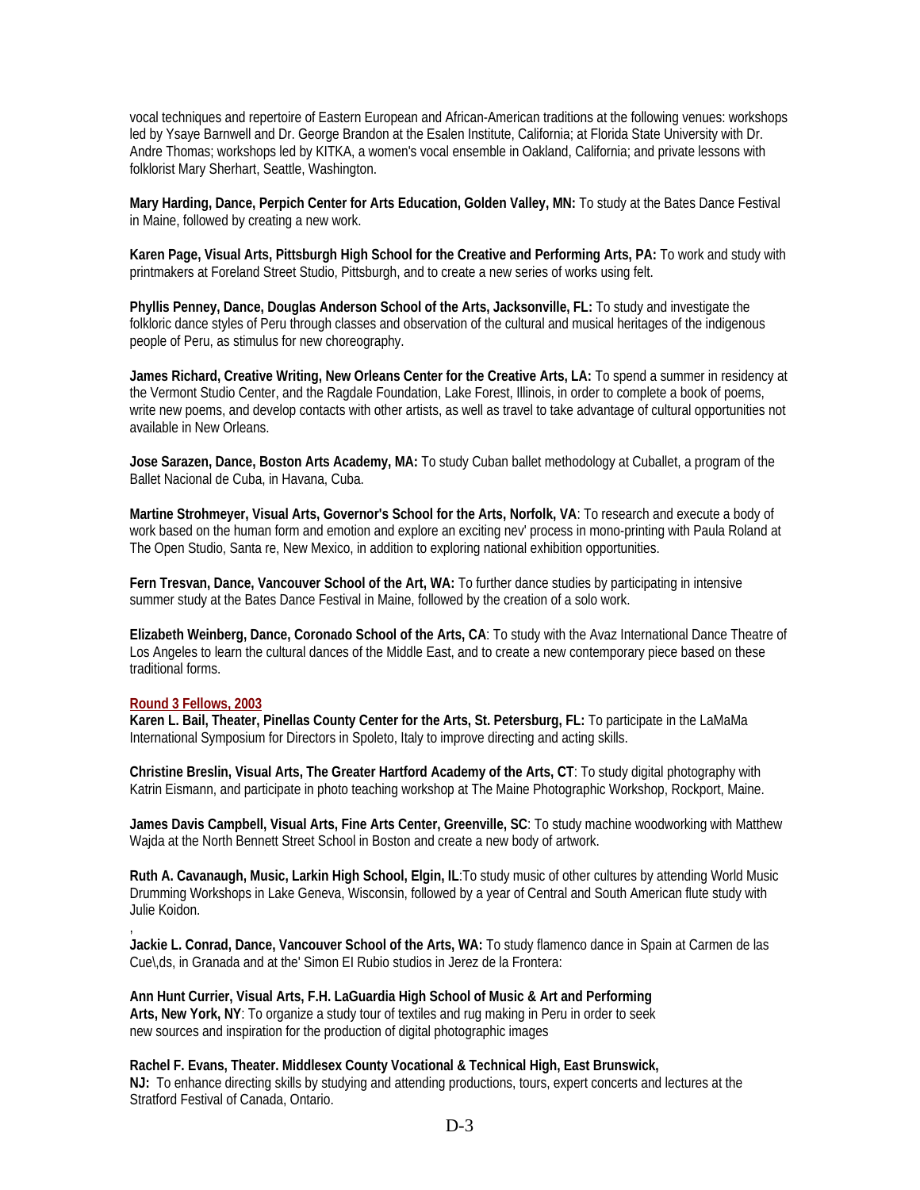vocal techniques and repertoire of Eastern European and African-American traditions at the following venues: workshops led by Ysaye Barnwell and Dr. George Brandon at the Esalen Institute, California; at Florida State University with Dr. Andre Thomas; workshops led by KITKA, a women's vocal ensemble in Oakland, California; and private lessons with folklorist Mary Sherhart, Seattle, Washington.

**Mary Harding, Dance, Perpich Center for Arts Education, Golden Valley, MN:** To study at the Bates Dance Festival in Maine, followed by creating a new work.

**Karen Page, Visual Arts, Pittsburgh High School for the Creative and Performing Arts, PA:** To work and study with printmakers at Foreland Street Studio, Pittsburgh, and to create a new series of works using felt.

**Phyllis Penney, Dance, Douglas Anderson School of the Arts, Jacksonville, FL:** To study and investigate the folkloric dance styles of Peru through classes and observation of the cultural and musical heritages of the indigenous people of Peru, as stimulus for new choreography.

**James Richard, Creative Writing, New Orleans Center for the Creative Arts, LA:** To spend a summer in residency at the Vermont Studio Center, and the Ragdale Foundation, Lake Forest, Illinois, in order to complete a book of poems, write new poems, and develop contacts with other artists, as well as travel to take advantage of cultural opportunities not available in New Orleans.

**Jose Sarazen, Dance, Boston Arts Academy, MA:** To study Cuban ballet methodology at Cuballet, a program of the Ballet Nacional de Cuba, in Havana, Cuba.

**Martine Strohmeyer, Visual Arts, Governor's School for the Arts, Norfolk, VA**: To research and execute a body of work based on the human form and emotion and explore an exciting nev' process in mono-printing with Paula Roland at The Open Studio, Santa re, New Mexico, in addition to exploring national exhibition opportunities.

**Fern Tresvan, Dance, Vancouver School of the Art, WA:** To further dance studies by participating in intensive summer study at the Bates Dance Festival in Maine, followed by the creation of a solo work.

**Elizabeth Weinberg, Dance, Coronado School of the Arts, CA**: To study with the Avaz International Dance Theatre of Los Angeles to learn the cultural dances of the Middle East, and to create a new contemporary piece based on these traditional forms.

**Round 3 Fellows, 2003**

**Karen L. Bail, Theater, Pinellas County Center for the Arts, St. Petersburg, FL:** To participate in the LaMaMa International Symposium for Directors in Spoleto, Italy to improve directing and acting skills.

**Christine Breslin, Visual Arts, The Greater Hartford Academy of the Arts, CT**: To study digital photography with Katrin Eismann, and participate in photo teaching workshop at The Maine Photographic Workshop, Rockport, Maine.

**James Davis Campbell, Visual Arts, Fine Arts Center, Greenville, SC**: To study machine woodworking with Matthew Wajda at the North Bennett Street School in Boston and create a new body of artwork.

**Ruth A. Cavanaugh, Music, Larkin High School, Elgin, IL**:To study music of other cultures by attending World Music Drumming Workshops in Lake Geneva, Wisconsin, followed by a year of Central and South American flute study with Julie Koidon.

,
**Jackie L. Conrad, Dance, Vancouver School of the Arts, WA:** To study flamenco dance in Spain at Carmen de las Cue\,ds, in Granada and at the' Simon El Rubio studios in Jerez de la Frontera:

**Ann Hunt Currier, Visual Arts, F.H. LaGuardia High School of Music & Art and Performing Arts, New York, NY**: To organize a study tour of textiles and rug making in Peru in order to seek new sources and inspiration for the production of digital photographic images

**Rachel F. Evans, Theater. Middlesex County Vocational & Technical High, East Brunswick, NJ:** To enhance directing skills by studying and attending productions, tours, expert concerts and lectures at the Stratford Festival of Canada, Ontario.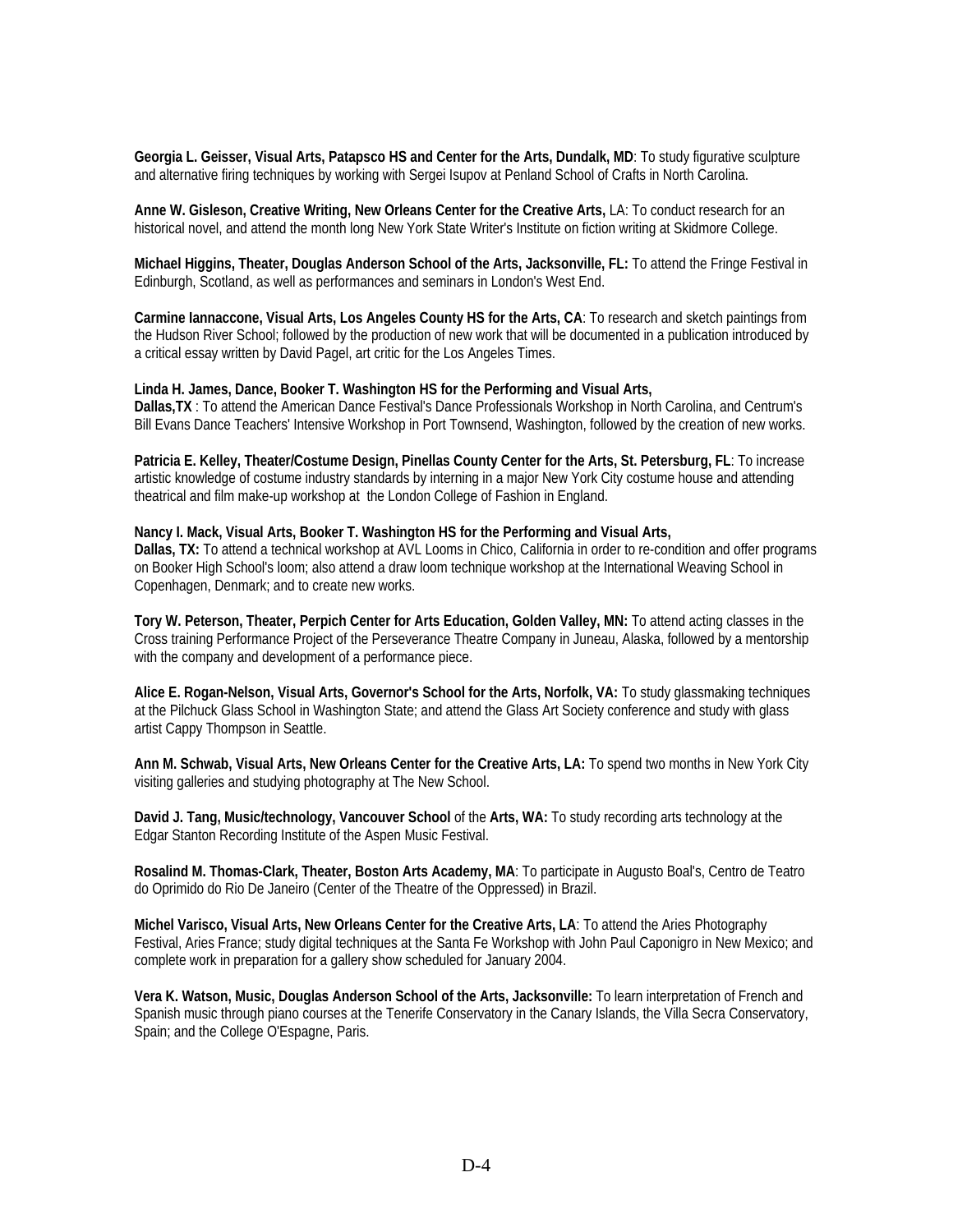**Georgia L. Geisser, Visual Arts, Patapsco HS and Center for the Arts, Dundalk, MD**: To study figurative sculpture and alternative firing techniques by working with Sergei Isupov at Penland School of Crafts in North Carolina.

**Anne W. Gisleson, Creative Writing, New Orleans Center for the Creative Arts,** LA: To conduct research for an historical novel, and attend the month long New York State Writer's Institute on fiction writing at Skidmore College.

**Michael Higgins, Theater, Douglas Anderson School of the Arts, Jacksonville, FL:** To attend the Fringe Festival in Edinburgh, Scotland, as well as performances and seminars in London's West End.

**Carmine Iannaccone, Visual Arts, Los Angeles County HS for the Arts, CA**: To research and sketch paintings from the Hudson River School; followed by the production of new work that will be documented in a publication introduced by a critical essay written by David Pagel, art critic for the Los Angeles Times.

**Linda H. James, Dance, Booker T. Washington HS for the Performing and Visual Arts, Dallas,TX** : To attend the American Dance Festival's Dance Professionals Workshop in North Carolina, and Centrum's Bill Evans Dance Teachers' Intensive Workshop in Port Townsend, Washington, followed by the creation of new works.

**Patricia E. Kelley, Theater/Costume Design, Pinellas County Center for the Arts, St. Petersburg, FL**: To increase artistic knowledge of costume industry standards by interning in a major New York City costume house and attending theatrical and film make-up workshop at the London College of Fashion in England.

**Nancy I. Mack, Visual Arts, Booker T. Washington HS for the Performing and Visual Arts, Dallas, TX:** To attend a technical workshop at AVL Looms in Chico, California in order to re-condition and offer programs on Booker High School's loom; also attend a draw loom technique workshop at the International Weaving School in Copenhagen, Denmark; and to create new works.

**Tory W. Peterson, Theater, Perpich Center for Arts Education, Golden Valley, MN:** To attend acting classes in the Cross training Performance Project of the Perseverance Theatre Company in Juneau, Alaska, followed by a mentorship with the company and development of a performance piece.

**Alice E. Rogan-Nelson, Visual Arts, Governor's School for the Arts, Norfolk, VA:** To study glassmaking techniques at the Pilchuck Glass School in Washington State; and attend the Glass Art Society conference and study with glass artist Cappy Thompson in Seattle.

**Ann M. Schwab, Visual Arts, New Orleans Center for the Creative Arts, LA:** To spend two months in New York City visiting galleries and studying photography at The New School.

**David J. Tang, Music/technology, Vancouver School** of the **Arts, WA:** To study recording arts technology at the Edgar Stanton Recording Institute of the Aspen Music Festival.

**Rosalind M. Thomas-Clark, Theater, Boston Arts Academy, MA**: To participate in Augusto Boal's, Centro de Teatro do Oprimido do Rio De Janeiro (Center of the Theatre of the Oppressed) in Brazil.

**Michel Varisco, Visual Arts, New Orleans Center for the Creative Arts, LA**: To attend the Aries Photography Festival, Aries France; study digital techniques at the Santa Fe Workshop with John Paul Caponigro in New Mexico; and complete work in preparation for a gallery show scheduled for January 2004.

**Vera K. Watson, Music, Douglas Anderson School of the Arts, Jacksonville:** To learn interpretation of French and Spanish music through piano courses at the Tenerife Conservatory in the Canary Islands, the Villa Secra Conservatory, Spain; and the College O'Espagne, Paris.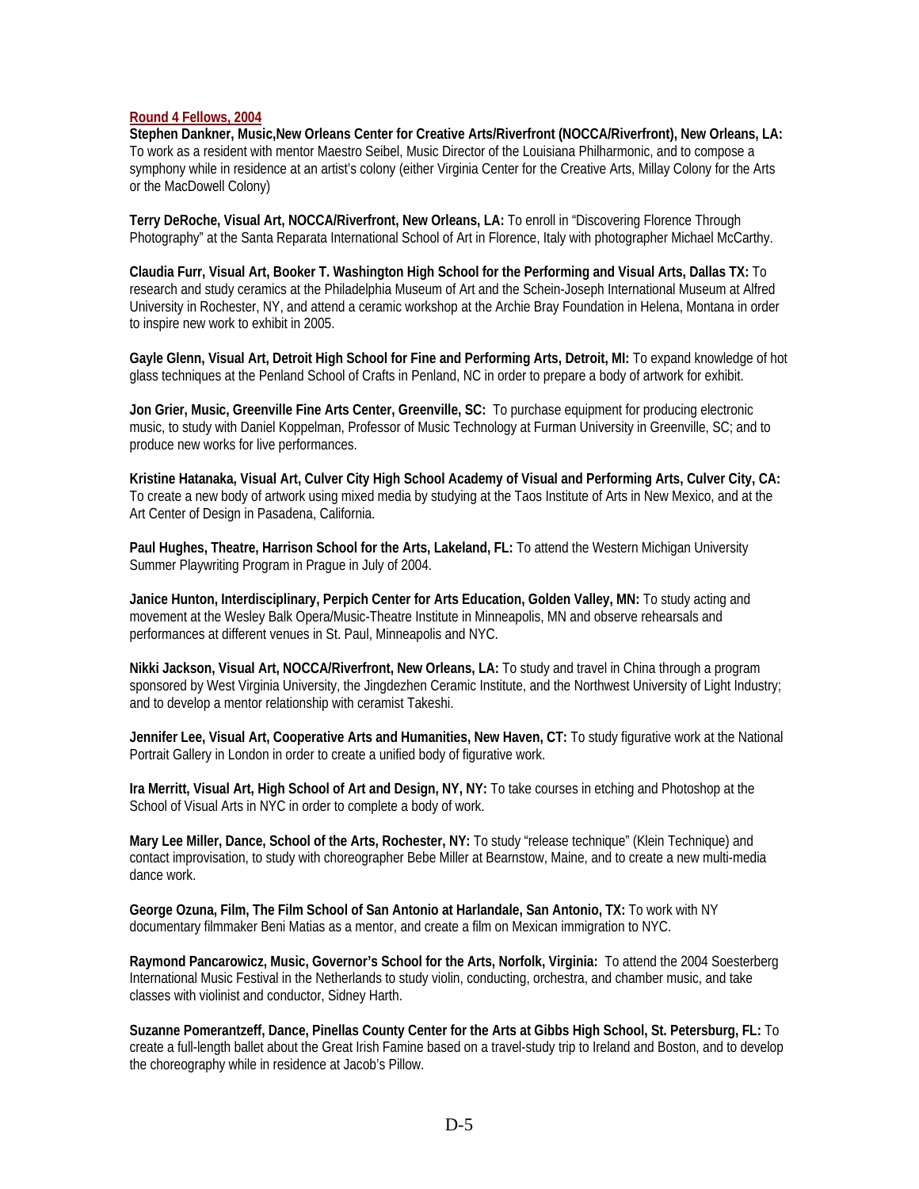## Round 4 Fellows, 2004

**Stephen Dankner, Music,New Orleans Center for Creative Arts/Riverfront (NOCCA/Riverfront), New Orleans, LA:** To work as a resident with mentor Maestro Seibel, Music Director of the Louisiana Philharmonic, and to compose a symphony while in residence at an artist's colony (either Virginia Center for the Creative Arts, Millay Colony for the Arts or the MacDowell Colony)

**Terry DeRoche, Visual Art, NOCCA/Riverfront, New Orleans, LA:** To enroll in "Discovering Florence Through Photography" at the Santa Reparata International School of Art in Florence, Italy with photographer Michael McCarthy.

**Claudia Furr, Visual Art, Booker T. Washington High School for the Performing and Visual Arts, Dallas TX:** To research and study ceramics at the Philadelphia Museum of Art and the Schein-Joseph International Museum at Alfred University in Rochester, NY, and attend a ceramic workshop at the Archie Bray Foundation in Helena, Montana in order to inspire new work to exhibit in 2005.

**Gayle Glenn, Visual Art, Detroit High School for Fine and Performing Arts, Detroit, MI:** To expand knowledge of hot glass techniques at the Penland School of Crafts in Penland, NC in order to prepare a body of artwork for exhibit.

**Jon Grier, Music, Greenville Fine Arts Center, Greenville, SC:** To purchase equipment for producing electronic music, to study with Daniel Koppelman, Professor of Music Technology at Furman University in Greenville, SC; and to produce new works for live performances.

**Kristine Hatanaka, Visual Art, Culver City High School Academy of Visual and Performing Arts, Culver City, CA:** To create a new body of artwork using mixed media by studying at the Taos Institute of Arts in New Mexico, and at the Art Center of Design in Pasadena, California.

**Paul Hughes, Theatre, Harrison School for the Arts, Lakeland, FL:** To attend the Western Michigan University Summer Playwriting Program in Prague in July of 2004.

**Janice Hunton, Interdisciplinary, Perpich Center for Arts Education, Golden Valley, MN:** To study acting and movement at the Wesley Balk Opera/Music-Theatre Institute in Minneapolis, MN and observe rehearsals and performances at different venues in St. Paul, Minneapolis and NYC.

**Nikki Jackson, Visual Art, NOCCA/Riverfront, New Orleans, LA:** To study and travel in China through a program sponsored by West Virginia University, the Jingdezhen Ceramic Institute, and the Northwest University of Light Industry; and to develop a mentor relationship with ceramist Takeshi.

**Jennifer Lee, Visual Art, Cooperative Arts and Humanities, New Haven, CT:** To study figurative work at the National Portrait Gallery in London in order to create a unified body of figurative work.

**Ira Merritt, Visual Art, High School of Art and Design, NY, NY:** To take courses in etching and Photoshop at the School of Visual Arts in NYC in order to complete a body of work.

**Mary Lee Miller, Dance, School of the Arts, Rochester, NY:** To study "release technique" (Klein Technique) and contact improvisation, to study with choreographer Bebe Miller at Bearnstow, Maine, and to create a new multi-media dance work.

**George Ozuna, Film, The Film School of San Antonio at Harlandale, San Antonio, TX:** To work with NY documentary filmmaker Beni Matias as a mentor, and create a film on Mexican immigration to NYC.

**Raymond Pancarowicz, Music, Governor's School for the Arts, Norfolk, Virginia:** To attend the 2004 Soesterberg International Music Festival in the Netherlands to study violin, conducting, orchestra, and chamber music, and take classes with violinist and conductor, Sidney Harth.

**Suzanne Pomerantzeff, Dance, Pinellas County Center for the Arts at Gibbs High School, St. Petersburg, FL:** To create a full-length ballet about the Great Irish Famine based on a travel-study trip to Ireland and Boston, and to develop the choreography while in residence at Jacob's Pillow.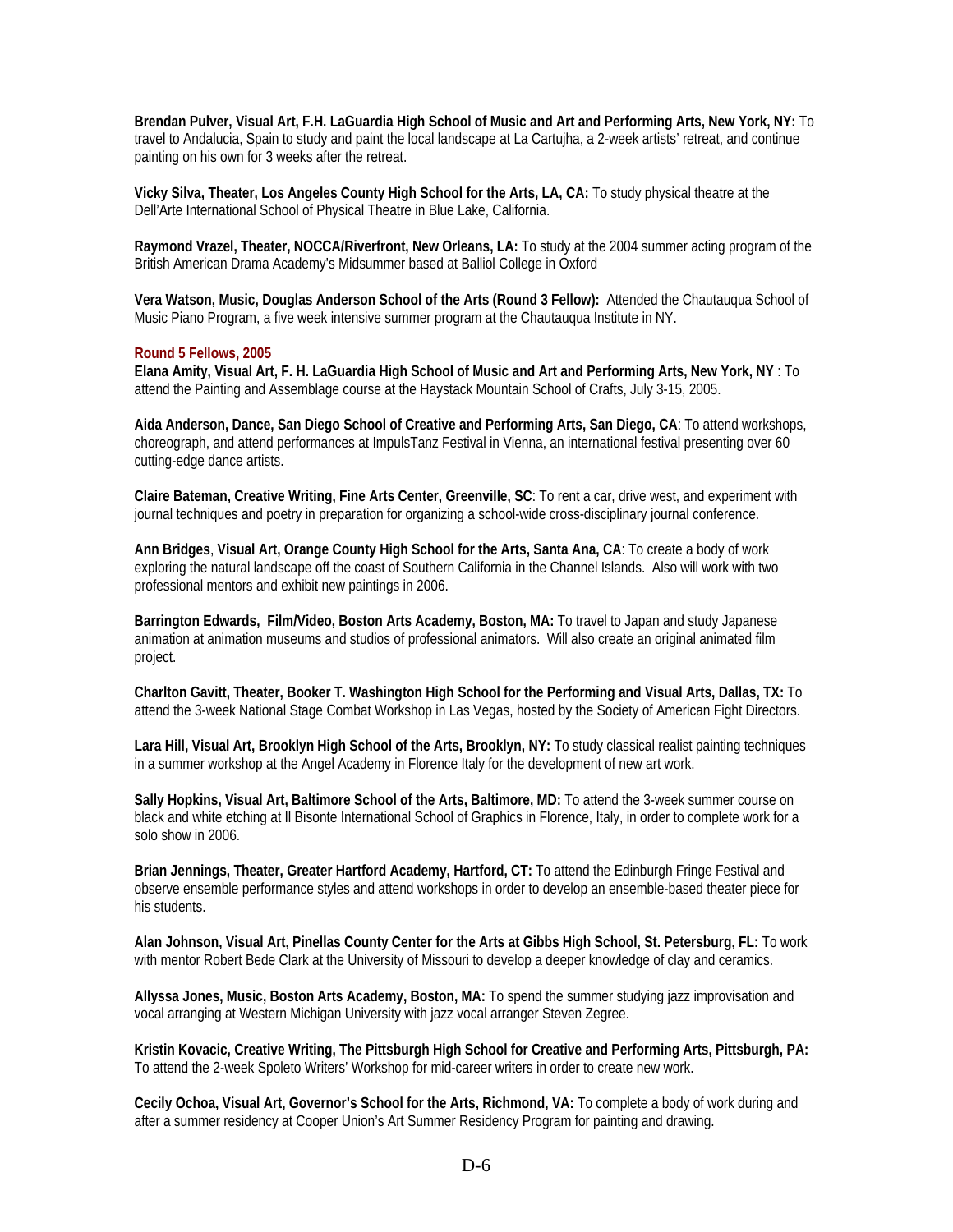**Brendan Pulver, Visual Art, F.H. LaGuardia High School of Music and Art and Performing Arts, New York, NY:** To travel to Andalucia, Spain to study and paint the local landscape at La Cartujha, a 2-week artists' retreat, and continue painting on his own for 3 weeks after the retreat.

**Vicky Silva, Theater, Los Angeles County High School for the Arts, LA, CA:** To study physical theatre at the Dell'Arte International School of Physical Theatre in Blue Lake, California.

**Raymond Vrazel, Theater, NOCCA/Riverfront, New Orleans, LA:** To study at the 2004 summer acting program of the British American Drama Academy's Midsummer based at Balliol College in Oxford

**Vera Watson, Music, Douglas Anderson School of the Arts (Round 3 Fellow):** Attended the Chautauqua School of Music Piano Program, a five week intensive summer program at the Chautauqua Institute in NY.

**Round 5 Fellows, 2005**

**Elana Amity, Visual Art, F. H. LaGuardia High School of Music and Art and Performing Arts, New York, NY** : To attend the Painting and Assemblage course at the Haystack Mountain School of Crafts, July 3-15, 2005.

**Aida Anderson, Dance, San Diego School of Creative and Performing Arts, San Diego, CA**: To attend workshops, choreograph, and attend performances at ImpulsTanz Festival in Vienna, an international festival presenting over 60 cutting-edge dance artists.

**Claire Bateman, Creative Writing, Fine Arts Center, Greenville, SC**: To rent a car, drive west, and experiment with journal techniques and poetry in preparation for organizing a school-wide cross-disciplinary journal conference.

**Ann Bridges**, **Visual Art, Orange County High School for the Arts, Santa Ana, CA**: To create a body of work exploring the natural landscape off the coast of Southern California in the Channel Islands. Also will work with two professional mentors and exhibit new paintings in 2006.

**Barrington Edwards, Film/Video, Boston Arts Academy, Boston, MA:** To travel to Japan and study Japanese animation at animation museums and studios of professional animators. Will also create an original animated film project.

**Charlton Gavitt, Theater, Booker T. Washington High School for the Performing and Visual Arts, Dallas, TX:** To attend the 3-week National Stage Combat Workshop in Las Vegas, hosted by the Society of American Fight Directors.

**Lara Hill, Visual Art, Brooklyn High School of the Arts, Brooklyn, NY:** To study classical realist painting techniques in a summer workshop at the Angel Academy in Florence Italy for the development of new art work.

**Sally Hopkins, Visual Art, Baltimore School of the Arts, Baltimore, MD:** To attend the 3-week summer course on black and white etching at Il Bisonte International School of Graphics in Florence, Italy, in order to complete work for a solo show in 2006.

**Brian Jennings, Theater, Greater Hartford Academy, Hartford, CT:** To attend the Edinburgh Fringe Festival and observe ensemble performance styles and attend workshops in order to develop an ensemble-based theater piece for his students.

**Alan Johnson, Visual Art, Pinellas County Center for the Arts at Gibbs High School, St. Petersburg, FL:** To work with mentor Robert Bede Clark at the University of Missouri to develop a deeper knowledge of clay and ceramics.

**Allyssa Jones, Music, Boston Arts Academy, Boston, MA:** To spend the summer studying jazz improvisation and vocal arranging at Western Michigan University with jazz vocal arranger Steven Zegree.

**Kristin Kovacic, Creative Writing, The Pittsburgh High School for Creative and Performing Arts, Pittsburgh, PA:** To attend the 2-week Spoleto Writers' Workshop for mid-career writers in order to create new work.

**Cecily Ochoa, Visual Art, Governor's School for the Arts, Richmond, VA:** To complete a body of work during and after a summer residency at Cooper Union's Art Summer Residency Program for painting and drawing.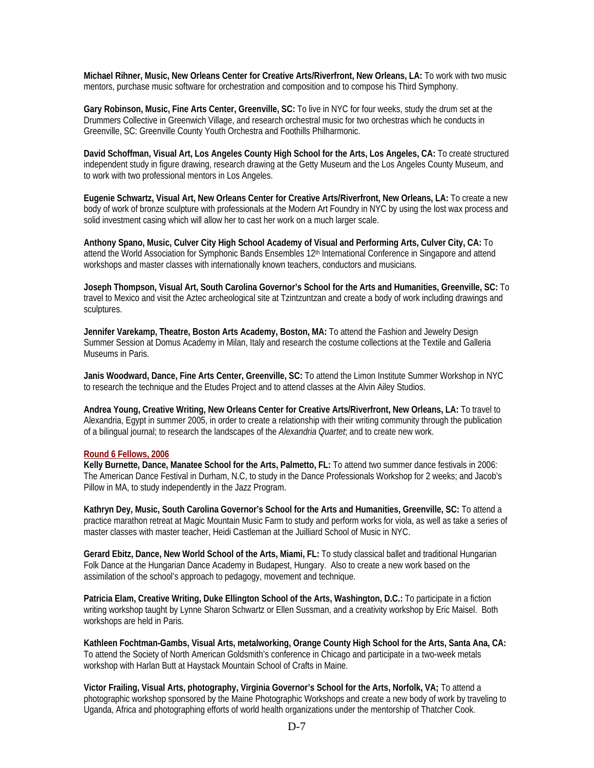**Michael Rihner, Music, New Orleans Center for Creative Arts/Riverfront, New Orleans, LA:** To work with two music mentors, purchase music software for orchestration and composition and to compose his Third Symphony.

**Gary Robinson, Music, Fine Arts Center, Greenville, SC:** To live in NYC for four weeks, study the drum set at the Drummers Collective in Greenwich Village, and research orchestral music for two orchestras which he conducts in Greenville, SC: Greenville County Youth Orchestra and Foothills Philharmonic.

**David Schoffman, Visual Art, Los Angeles County High School for the Arts, Los Angeles, CA:** To create structured independent study in figure drawing, research drawing at the Getty Museum and the Los Angeles County Museum, and to work with two professional mentors in Los Angeles.

**Eugenie Schwartz, Visual Art, New Orleans Center for Creative Arts/Riverfront, New Orleans, LA:** To create a new body of work of bronze sculpture with professionals at the Modern Art Foundry in NYC by using the lost wax process and solid investment casing which will allow her to cast her work on a much larger scale.

**Anthony Spano, Music, Culver City High School Academy of Visual and Performing Arts, Culver City, CA:** To attend the World Association for Symphonic Bands Ensembles 12th International Conference in Singapore and attend workshops and master classes with internationally known teachers, conductors and musicians.

**Joseph Thompson, Visual Art, South Carolina Governor's School for the Arts and Humanities, Greenville, SC:** To travel to Mexico and visit the Aztec archeological site at Tzintzuntzan and create a body of work including drawings and sculptures.

**Jennifer Varekamp, Theatre, Boston Arts Academy, Boston, MA:** To attend the Fashion and Jewelry Design Summer Session at Domus Academy in Milan, Italy and research the costume collections at the Textile and Galleria Museums in Paris.

**Janis Woodward, Dance, Fine Arts Center, Greenville, SC:** To attend the Limon Institute Summer Workshop in NYC to research the technique and the Etudes Project and to attend classes at the Alvin Ailey Studios.

**Andrea Young, Creative Writing, New Orleans Center for Creative Arts/Riverfront, New Orleans, LA:** To travel to Alexandria, Egypt in summer 2005, in order to create a relationship with their writing community through the publication of a bilingual journal; to research the landscapes of the *Alexandria Quartet*; and to create new work.

**Round 6 Fellows, 2006**

**Kelly Burnette, Dance, Manatee School for the Arts, Palmetto, FL:** To attend two summer dance festivals in 2006: The American Dance Festival in Durham, N.C, to study in the Dance Professionals Workshop for 2 weeks; and Jacob's Pillow in MA, to study independently in the Jazz Program.

**Kathryn Dey, Music, South Carolina Governor's School for the Arts and Humanities, Greenville, SC:** To attend a practice marathon retreat at Magic Mountain Music Farm to study and perform works for viola, as well as take a series of master classes with master teacher, Heidi Castleman at the Juilliard School of Music in NYC.

**Gerard Ebitz, Dance, New World School of the Arts, Miami, FL:** To study classical ballet and traditional Hungarian Folk Dance at the Hungarian Dance Academy in Budapest, Hungary. Also to create a new work based on the assimilation of the school's approach to pedagogy, movement and technique.

**Patricia Elam, Creative Writing, Duke Ellington School of the Arts, Washington, D.C.:** To participate in a fiction writing workshop taught by Lynne Sharon Schwartz or Ellen Sussman, and a creativity workshop by Eric Maisel. Both workshops are held in Paris.

**Kathleen Fochtman-Gambs, Visual Arts, metalworking, Orange County High School for the Arts, Santa Ana, CA:** To attend the Society of North American Goldsmith's conference in Chicago and participate in a two-week metals workshop with Harlan Butt at Haystack Mountain School of Crafts in Maine.

**Victor Frailing, Visual Arts, photography, Virginia Governor's School for the Arts, Norfolk, VA;** To attend a photographic workshop sponsored by the Maine Photographic Workshops and create a new body of work by traveling to Uganda, Africa and photographing efforts of world health organizations under the mentorship of Thatcher Cook.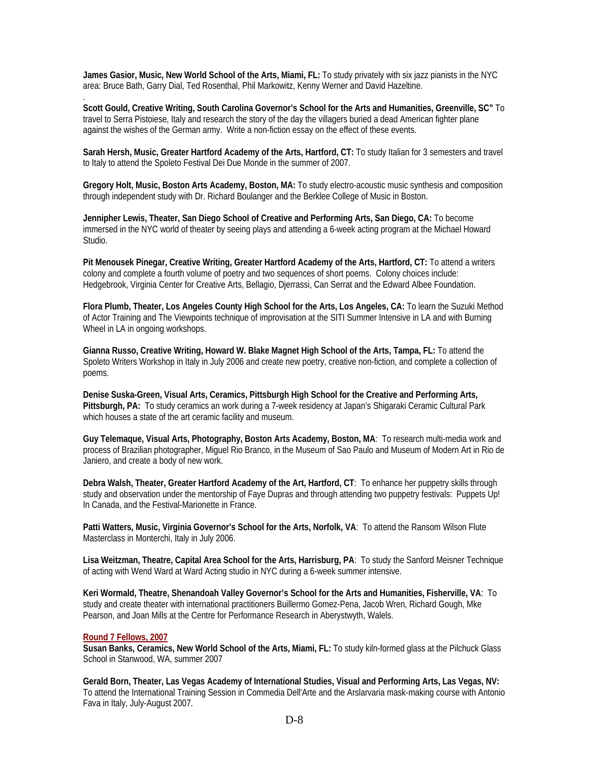**James Gasior, Music, New World School of the Arts, Miami, FL:** To study privately with six jazz pianists in the NYC area: Bruce Bath, Garry Dial, Ted Rosenthal, Phil Markowitz, Kenny Werner and David Hazeltine.

.

**Scott Gould, Creative Writing, South Carolina Governor's School for the Arts and Humanities, Greenville, SC"** To travel to Serra Pistoiese, Italy and research the story of the day the villagers buried a dead American fighter plane against the wishes of the German army. Write a non-fiction essay on the effect of these events.

**Sarah Hersh, Music, Greater Hartford Academy of the Arts, Hartford, CT:** To study Italian for 3 semesters and travel to Italy to attend the Spoleto Festival Dei Due Monde in the summer of 2007.

**Gregory Holt, Music, Boston Arts Academy, Boston, MA:** To study electro-acoustic music synthesis and composition through independent study with Dr. Richard Boulanger and the Berklee College of Music in Boston.

**Jennipher Lewis, Theater, San Diego School of Creative and Performing Arts, San Diego, CA:** To become immersed in the NYC world of theater by seeing plays and attending a 6-week acting program at the Michael Howard Studio.

**Pit Menousek Pinegar, Creative Writing, Greater Hartford Academy of the Arts, Hartford, CT:** To attend a writers colony and complete a fourth volume of poetry and two sequences of short poems. Colony choices include: Hedgebrook, Virginia Center for Creative Arts, Bellagio, Djerrassi, Can Serrat and the Edward Albee Foundation.

**Flora Plumb, Theater, Los Angeles County High School for the Arts, Los Angeles, CA:** To learn the Suzuki Method of Actor Training and The Viewpoints technique of improvisation at the SITI Summer Intensive in LA and with Burning Wheel in LA in ongoing workshops.

**Gianna Russo, Creative Writing, Howard W. Blake Magnet High School of the Arts, Tampa, FL:** To attend the Spoleto Writers Workshop in Italy in July 2006 and create new poetry, creative non-fiction, and complete a collection of poems.

**Denise Suska-Green, Visual Arts, Ceramics, Pittsburgh High School for the Creative and Performing Arts, Pittsburgh, PA:** To study ceramics an work during a 7-week residency at Japan's Shigaraki Ceramic Cultural Park which houses a state of the art ceramic facility and museum.

**Guy Telemaque, Visual Arts, Photography, Boston Arts Academy, Boston, MA**: To research multi-media work and process of Brazilian photographer, Miguel Rio Branco, in the Museum of Sao Paulo and Museum of Modern Art in Rio de Janiero, and create a body of new work.

**Debra Walsh, Theater, Greater Hartford Academy of the Art, Hartford, CT**: To enhance her puppetry skills through study and observation under the mentorship of Faye Dupras and through attending two puppetry festivals: Puppets Up! In Canada, and the Festival-Marionette in France.

**Patti Watters, Music, Virginia Governor's School for the Arts, Norfolk, VA**: To attend the Ransom Wilson Flute Masterclass in Monterchi, Italy in July 2006.

**Lisa Weitzman, Theatre, Capital Area School for the Arts, Harrisburg, PA**: To study the Sanford Meisner Technique of acting with Wend Ward at Ward Acting studio in NYC during a 6-week summer intensive.

**Keri Wormald, Theatre, Shenandoah Valley Governor's School for the Arts and Humanities, Fisherville, VA**: To study and create theater with international practitioners Buillermo Gomez-Pena, Jacob Wren, Richard Gough, Mke Pearson, and Joan Mills at the Centre for Performance Research in Aberystwyth, Walels.

**Round 7 Fellows, 2007**

**Susan Banks, Ceramics, New World School of the Arts, Miami, FL:** To study kiln-formed glass at the Pilchuck Glass School in Stanwood, WA, summer 2007

**Gerald Born, Theater, Las Vegas Academy of International Studies, Visual and Performing Arts, Las Vegas, NV:** To attend the International Training Session in Commedia Dell'Arte and the Arslarvaria mask-making course with Antonio Fava in Italy, July-August 2007.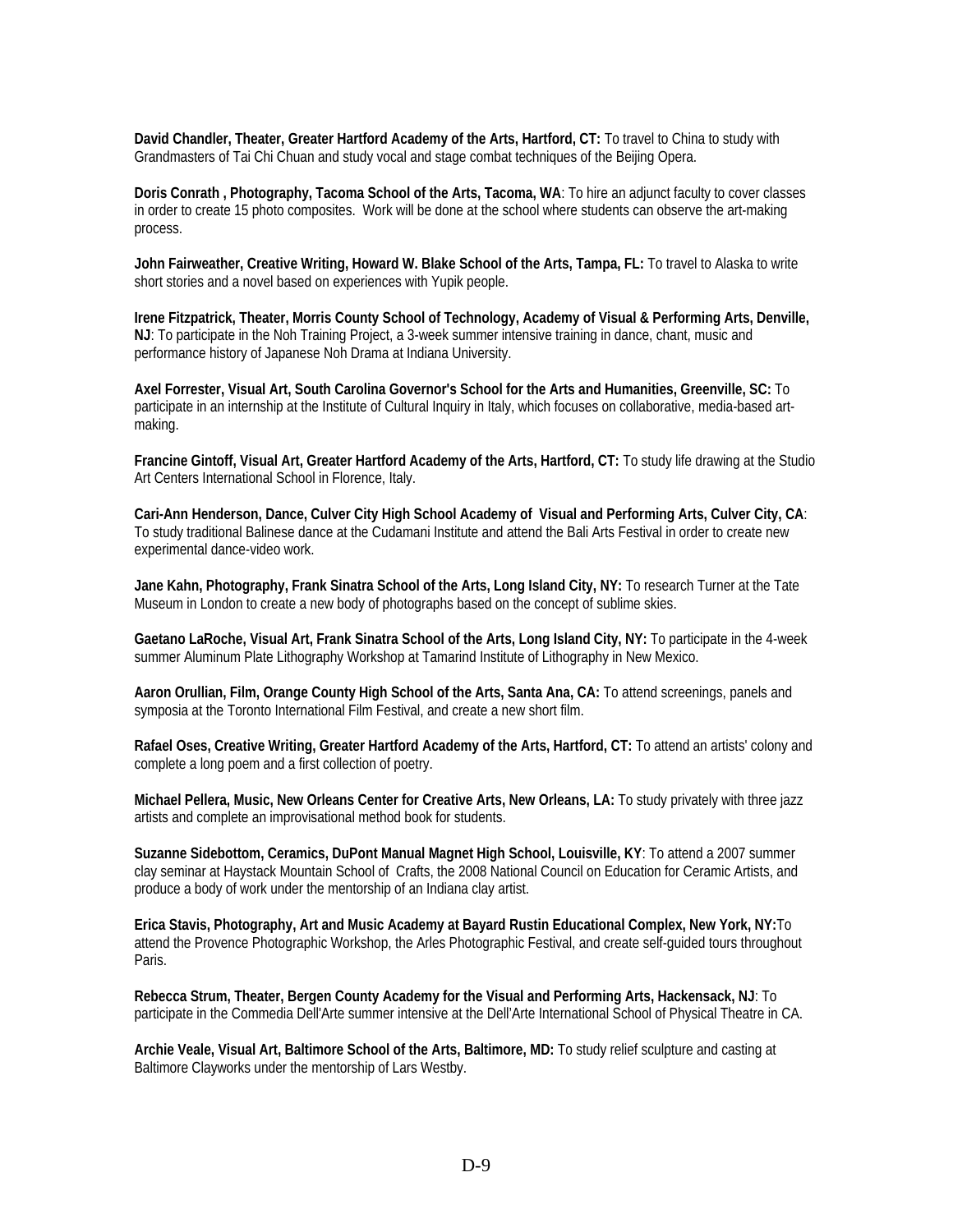**David Chandler, Theater, Greater Hartford Academy of the Arts, Hartford, CT:** To travel to China to study with Grandmasters of Tai Chi Chuan and study vocal and stage combat techniques of the Beijing Opera.

**Doris Conrath , Photography, Tacoma School of the Arts, Tacoma, WA**: To hire an adjunct faculty to cover classes in order to create 15 photo composites. Work will be done at the school where students can observe the art-making process.

**John Fairweather, Creative Writing, Howard W. Blake School of the Arts, Tampa, FL:** To travel to Alaska to write short stories and a novel based on experiences with Yupik people.

**Irene Fitzpatrick, Theater, Morris County School of Technology, Academy of Visual & Performing Arts, Denville, NJ**: To participate in the Noh Training Project, a 3-week summer intensive training in dance, chant, music and performance history of Japanese Noh Drama at Indiana University.

**Axel Forrester, Visual Art, South Carolina Governor's School for the Arts and Humanities, Greenville, SC:** To participate in an internship at the Institute of Cultural Inquiry in Italy, which focuses on collaborative, media-based art-making.

**Francine Gintoff, Visual Art, Greater Hartford Academy of the Arts, Hartford, CT:** To study life drawing at the Studio Art Centers International School in Florence, Italy.

**Cari-Ann Henderson, Dance, Culver City High School Academy of Visual and Performing Arts, Culver City, CA**: To study traditional Balinese dance at the Cudamani Institute and attend the Bali Arts Festival in order to create new experimental dance-video work.

**Jane Kahn, Photography, Frank Sinatra School of the Arts, Long Island City, NY:** To research Turner at the Tate Museum in London to create a new body of photographs based on the concept of sublime skies.

**Gaetano LaRoche, Visual Art, Frank Sinatra School of the Arts, Long Island City, NY:** To participate in the 4-week summer Aluminum Plate Lithography Workshop at Tamarind Institute of Lithography in New Mexico.

**Aaron Orullian, Film, Orange County High School of the Arts, Santa Ana, CA:** To attend screenings, panels and symposia at the Toronto International Film Festival, and create a new short film.

**Rafael Oses, Creative Writing, Greater Hartford Academy of the Arts, Hartford, CT:** To attend an artists' colony and complete a long poem and a first collection of poetry.

**Michael Pellera, Music, New Orleans Center for Creative Arts, New Orleans, LA:** To study privately with three jazz artists and complete an improvisational method book for students.

**Suzanne Sidebottom, Ceramics, DuPont Manual Magnet High School, Louisville, KY**: To attend a 2007 summer clay seminar at Haystack Mountain School of Crafts, the 2008 National Council on Education for Ceramic Artists, and produce a body of work under the mentorship of an Indiana clay artist.

**Erica Stavis, Photography, Art and Music Academy at Bayard Rustin Educational Complex, New York, NY:**To attend the Provence Photographic Workshop, the Arles Photographic Festival, and create self-guided tours throughout Paris.

**Rebecca Strum, Theater, Bergen County Academy for the Visual and Performing Arts, Hackensack, NJ**: To participate in the Commedia Dell'Arte summer intensive at the Dell'Arte International School of Physical Theatre in CA.

**Archie Veale, Visual Art, Baltimore School of the Arts, Baltimore, MD:** To study relief sculpture and casting at Baltimore Clayworks under the mentorship of Lars Westby.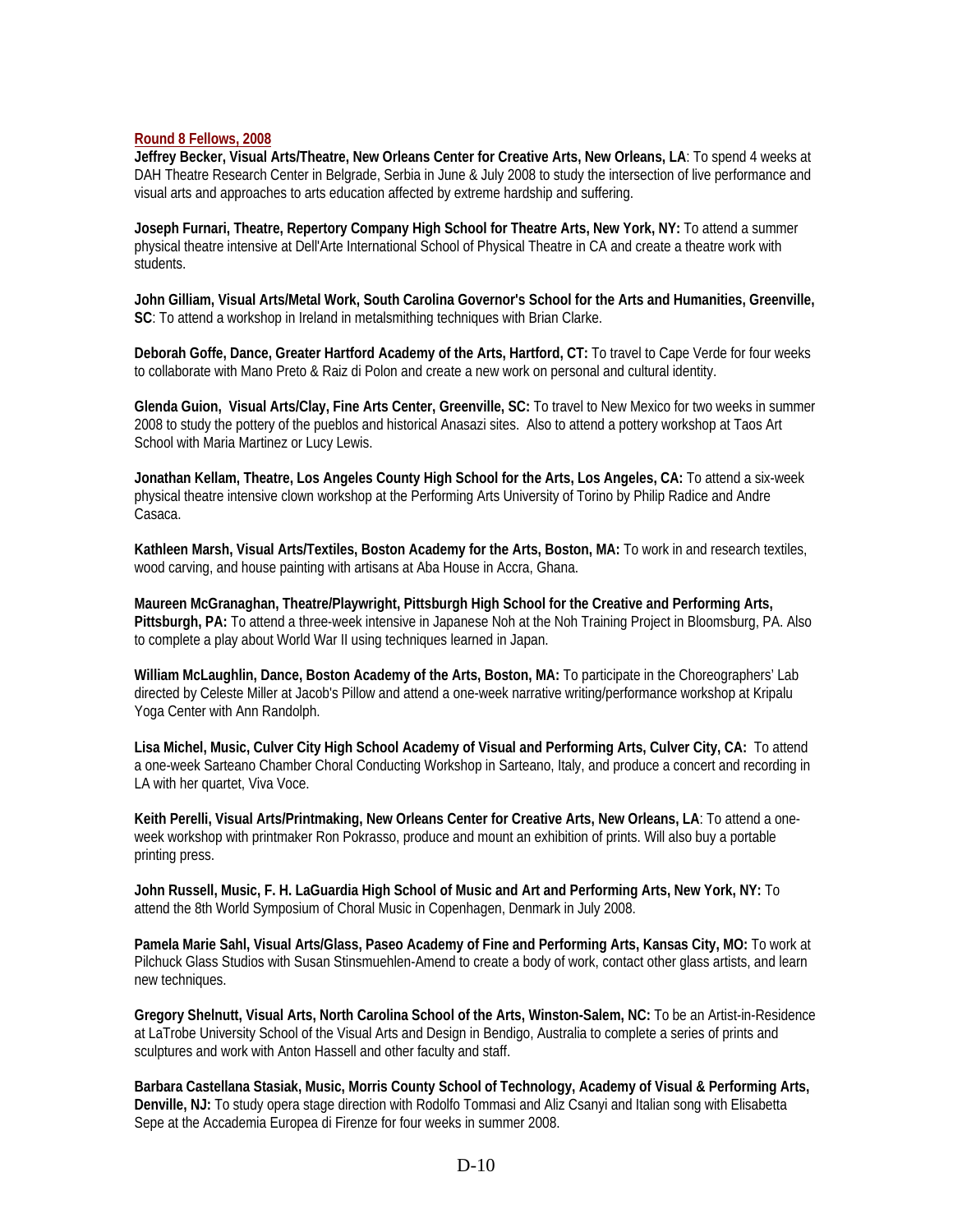## Round 8 Fellows, 2008

**Jeffrey Becker, Visual Arts/Theatre, New Orleans Center for Creative Arts, New Orleans, LA**: To spend 4 weeks at DAH Theatre Research Center in Belgrade, Serbia in June & July 2008 to study the intersection of live performance and visual arts and approaches to arts education affected by extreme hardship and suffering.

**Joseph Furnari, Theatre, Repertory Company High School for Theatre Arts, New York, NY:** To attend a summer physical theatre intensive at Dell'Arte International School of Physical Theatre in CA and create a theatre work with students.

**John Gilliam, Visual Arts/Metal Work, South Carolina Governor's School for the Arts and Humanities, Greenville, SC**: To attend a workshop in Ireland in metalsmithing techniques with Brian Clarke.

**Deborah Goffe, Dance, Greater Hartford Academy of the Arts, Hartford, CT:** To travel to Cape Verde for four weeks to collaborate with Mano Preto & Raiz di Polon and create a new work on personal and cultural identity.

**Glenda Guion, Visual Arts/Clay, Fine Arts Center, Greenville, SC:** To travel to New Mexico for two weeks in summer 2008 to study the pottery of the pueblos and historical Anasazi sites. Also to attend a pottery workshop at Taos Art School with Maria Martinez or Lucy Lewis.

**Jonathan Kellam, Theatre, Los Angeles County High School for the Arts, Los Angeles, CA:** To attend a six-week physical theatre intensive clown workshop at the Performing Arts University of Torino by Philip Radice and Andre Casaca.

**Kathleen Marsh, Visual Arts/Textiles, Boston Academy for the Arts, Boston, MA:** To work in and research textiles, wood carving, and house painting with artisans at Aba House in Accra, Ghana.

**Maureen McGranaghan, Theatre/Playwright, Pittsburgh High School for the Creative and Performing Arts, Pittsburgh, PA:** To attend a three-week intensive in Japanese Noh at the Noh Training Project in Bloomsburg, PA. Also to complete a play about World War II using techniques learned in Japan.

**William McLaughlin, Dance, Boston Academy of the Arts, Boston, MA:** To participate in the Choreographers' Lab directed by Celeste Miller at Jacob's Pillow and attend a one-week narrative writing/performance workshop at Kripalu Yoga Center with Ann Randolph.

**Lisa Michel, Music, Culver City High School Academy of Visual and Performing Arts, Culver City, CA:** To attend a one-week Sarteano Chamber Choral Conducting Workshop in Sarteano, Italy, and produce a concert and recording in LA with her quartet, Viva Voce.

**Keith Perelli, Visual Arts/Printmaking, New Orleans Center for Creative Arts, New Orleans, LA**: To attend a one-week workshop with printmaker Ron Pokrasso, produce and mount an exhibition of prints. Will also buy a portable printing press.

**John Russell, Music, F. H. LaGuardia High School of Music and Art and Performing Arts, New York, NY:** To attend the 8th World Symposium of Choral Music in Copenhagen, Denmark in July 2008.

**Pamela Marie Sahl, Visual Arts/Glass, Paseo Academy of Fine and Performing Arts, Kansas City, MO:** To work at Pilchuck Glass Studios with Susan Stinsmuehlen-Amend to create a body of work, contact other glass artists, and learn new techniques.

**Gregory Shelnutt, Visual Arts, North Carolina School of the Arts, Winston-Salem, NC:** To be an Artist-in-Residence at LaTrobe University School of the Visual Arts and Design in Bendigo, Australia to complete a series of prints and sculptures and work with Anton Hassell and other faculty and staff.

**Barbara Castellana Stasiak, Music, Morris County School of Technology, Academy of Visual & Performing Arts, Denville, NJ:** To study opera stage direction with Rodolfo Tommasi and Aliz Csanyi and Italian song with Elisabetta Sepe at the Accademia Europea di Firenze for four weeks in summer 2008.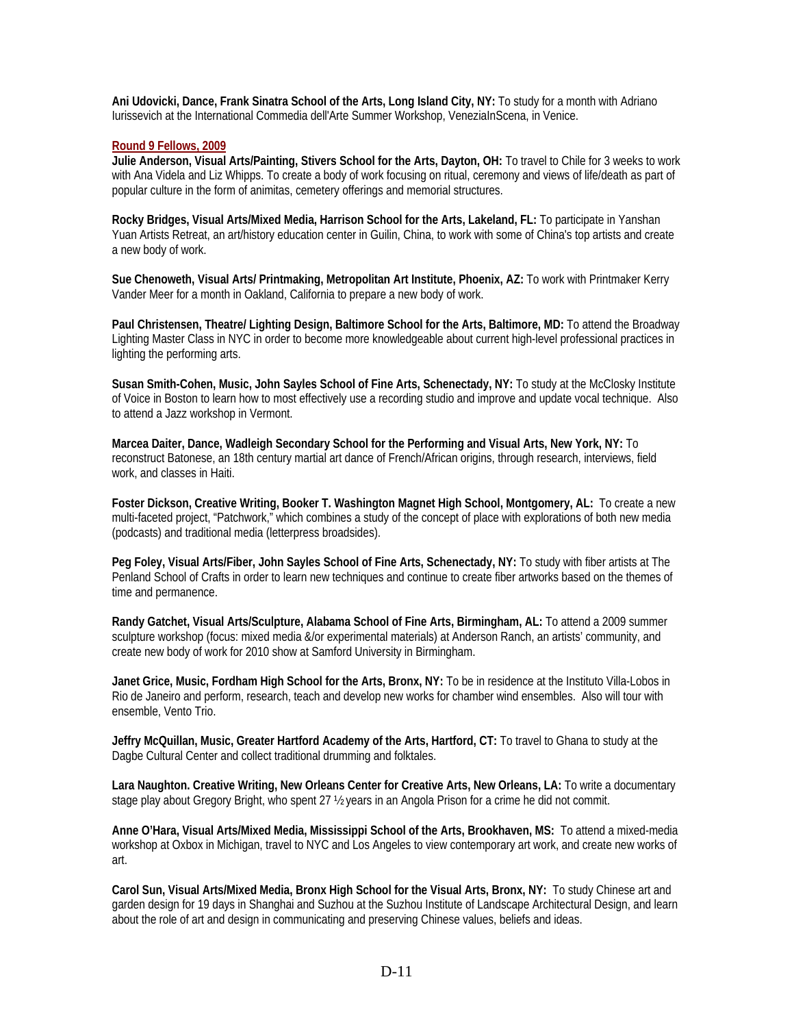**Ani Udovicki, Dance, Frank Sinatra School of the Arts, Long Island City, NY:** To study for a month with Adriano Iurissevich at the International Commedia dell'Arte Summer Workshop, VeneziaInScena, in Venice.

**Round 9 Fellows, 2009**

**Julie Anderson, Visual Arts/Painting, Stivers School for the Arts, Dayton, OH:** To travel to Chile for 3 weeks to work with Ana Videla and Liz Whipps. To create a body of work focusing on ritual, ceremony and views of life/death as part of popular culture in the form of animitas, cemetery offerings and memorial structures.

**Rocky Bridges, Visual Arts/Mixed Media, Harrison School for the Arts, Lakeland, FL:** To participate in Yanshan Yuan Artists Retreat, an art/history education center in Guilin, China, to work with some of China's top artists and create a new body of work.

**Sue Chenoweth, Visual Arts/ Printmaking, Metropolitan Art Institute, Phoenix, AZ:** To work with Printmaker Kerry Vander Meer for a month in Oakland, California to prepare a new body of work.

**Paul Christensen, Theatre/ Lighting Design, Baltimore School for the Arts, Baltimore, MD:** To attend the Broadway Lighting Master Class in NYC in order to become more knowledgeable about current high-level professional practices in lighting the performing arts.

**Susan Smith-Cohen, Music, John Sayles School of Fine Arts, Schenectady, NY:** To study at the McClosky Institute of Voice in Boston to learn how to most effectively use a recording studio and improve and update vocal technique. Also to attend a Jazz workshop in Vermont.

**Marcea Daiter, Dance, Wadleigh Secondary School for the Performing and Visual Arts, New York, NY:** To reconstruct Batonese, an 18th century martial art dance of French/African origins, through research, interviews, field work, and classes in Haiti.

**Foster Dickson, Creative Writing, Booker T. Washington Magnet High School, Montgomery, AL:** To create a new multi-faceted project, "Patchwork," which combines a study of the concept of place with explorations of both new media (podcasts) and traditional media (letterpress broadsides).

**Peg Foley, Visual Arts/Fiber, John Sayles School of Fine Arts, Schenectady, NY:** To study with fiber artists at The Penland School of Crafts in order to learn new techniques and continue to create fiber artworks based on the themes of time and permanence.

**Randy Gatchet, Visual Arts/Sculpture, Alabama School of Fine Arts, Birmingham, AL:** To attend a 2009 summer sculpture workshop (focus: mixed media &/or experimental materials) at Anderson Ranch, an artists' community, and create new body of work for 2010 show at Samford University in Birmingham.

**Janet Grice, Music, Fordham High School for the Arts, Bronx, NY:** To be in residence at the Instituto Villa-Lobos in Rio de Janeiro and perform, research, teach and develop new works for chamber wind ensembles. Also will tour with ensemble, Vento Trio.

**Jeffry McQuillan, Music, Greater Hartford Academy of the Arts, Hartford, CT:** To travel to Ghana to study at the Dagbe Cultural Center and collect traditional drumming and folktales.

**Lara Naughton. Creative Writing, New Orleans Center for Creative Arts, New Orleans, LA:** To write a documentary stage play about Gregory Bright, who spent 27 ½ years in an Angola Prison for a crime he did not commit.

**Anne O'Hara, Visual Arts/Mixed Media, Mississippi School of the Arts, Brookhaven, MS:** To attend a mixed-media workshop at Oxbox in Michigan, travel to NYC and Los Angeles to view contemporary art work, and create new works of art.

**Carol Sun, Visual Arts/Mixed Media, Bronx High School for the Visual Arts, Bronx, NY:** To study Chinese art and garden design for 19 days in Shanghai and Suzhou at the Suzhou Institute of Landscape Architectural Design, and learn about the role of art and design in communicating and preserving Chinese values, beliefs and ideas.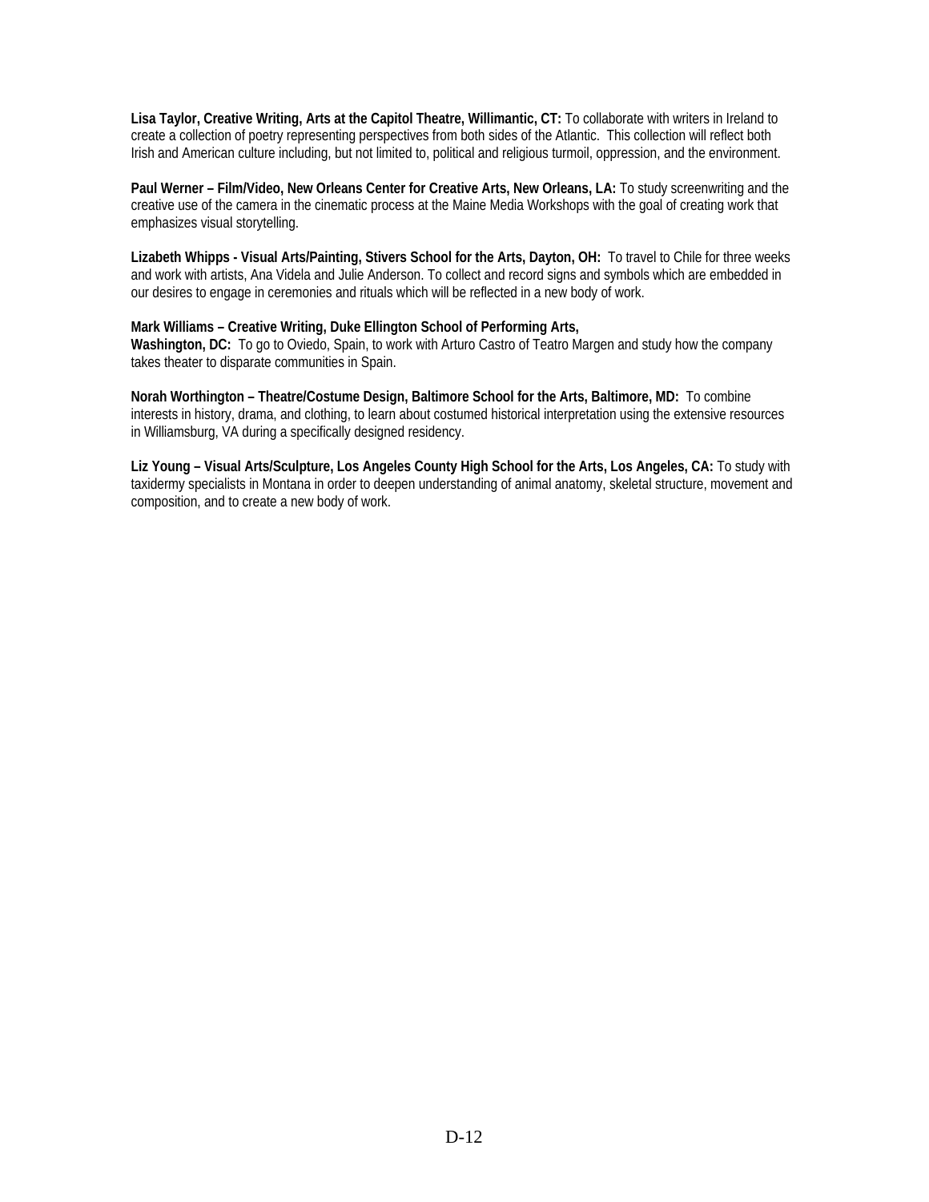**Lisa Taylor, Creative Writing, Arts at the Capitol Theatre, Willimantic, CT:** To collaborate with writers in Ireland to create a collection of poetry representing perspectives from both sides of the Atlantic. This collection will reflect both Irish and American culture including, but not limited to, political and religious turmoil, oppression, and the environment.

**Paul Werner – Film/Video, New Orleans Center for Creative Arts, New Orleans, LA:** To study screenwriting and the creative use of the camera in the cinematic process at the Maine Media Workshops with the goal of creating work that emphasizes visual storytelling.

**Lizabeth Whipps - Visual Arts/Painting, Stivers School for the Arts, Dayton, OH:** To travel to Chile for three weeks and work with artists, Ana Videla and Julie Anderson. To collect and record signs and symbols which are embedded in our desires to engage in ceremonies and rituals which will be reflected in a new body of work.

**Mark Williams – Creative Writing, Duke Ellington School of Performing Arts, Washington, DC:** To go to Oviedo, Spain, to work with Arturo Castro of Teatro Margen and study how the company takes theater to disparate communities in Spain.

**Norah Worthington – Theatre/Costume Design, Baltimore School for the Arts, Baltimore, MD:** To combine interests in history, drama, and clothing, to learn about costumed historical interpretation using the extensive resources in Williamsburg, VA during a specifically designed residency.

**Liz Young – Visual Arts/Sculpture, Los Angeles County High School for the Arts, Los Angeles, CA:** To study with taxidermy specialists in Montana in order to deepen understanding of animal anatomy, skeletal structure, movement and composition, and to create a new body of work.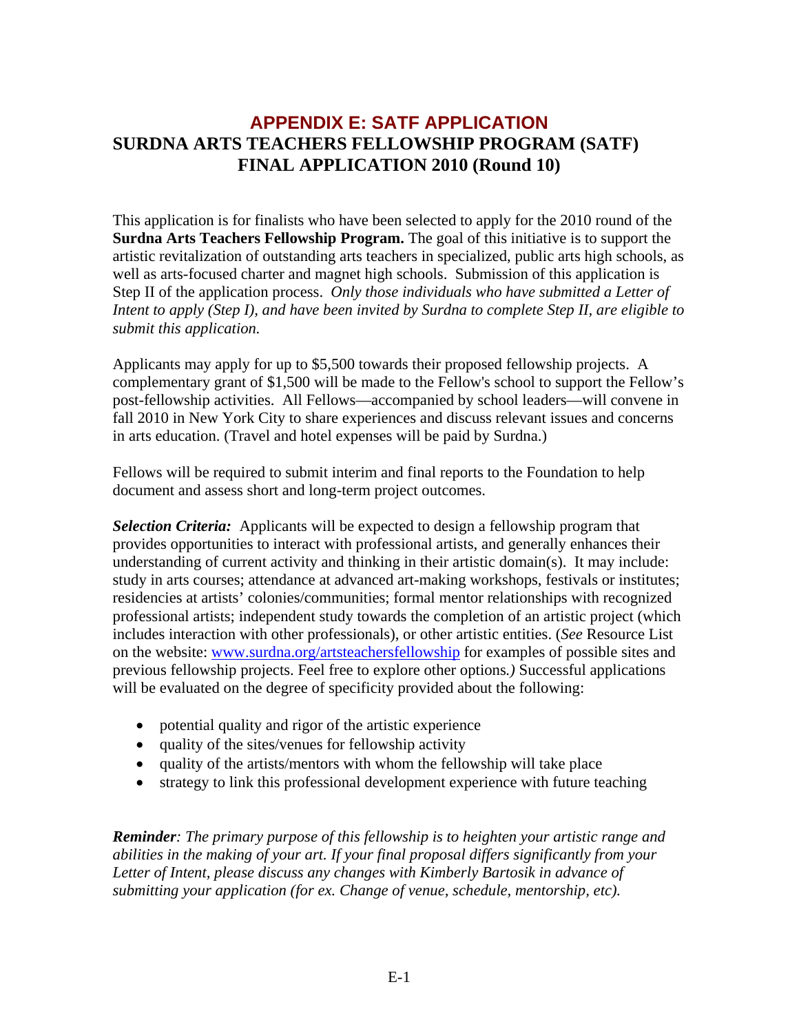## APPENDIX E: SATF APPLICATION

## SURDNA ARTS TEACHERS FELLOWSHIP PROGRAM (SATF) FINAL APPLICATION 2010 (Round 10)

This application is for finalists who have been selected to apply for the 2010 round of the **Surdna Arts Teachers Fellowship Program.** The goal of this initiative is to support the artistic revitalization of outstanding arts teachers in specialized, public arts high schools, as well as arts-focused charter and magnet high schools. Submission of this application is Step II of the application process. *Only those individuals who have submitted a Letter of Intent to apply (Step I), and have been invited by Surdna to complete Step II, are eligible to submit this application.*

Applicants may apply for up to $5,500 towards their proposed fellowship projects. A complementary grant of $1,500 will be made to the Fellow's school to support the Fellow's post-fellowship activities. All Fellows—accompanied by school leaders—will convene in fall 2010 in New York City to share experiences and discuss relevant issues and concerns in arts education. (Travel and hotel expenses will be paid by Surdna.)

Fellows will be required to submit interim and final reports to the Foundation to help document and assess short and long-term project outcomes.

***Selection Criteria:*** Applicants will be expected to design a fellowship program that provides opportunities to interact with professional artists, and generally enhances their understanding of current activity and thinking in their artistic domain(s). It may include: study in arts courses; attendance at advanced art-making workshops, festivals or institutes; residencies at artists' colonies/communities; formal mentor relationships with recognized professional artists; independent study towards the completion of an artistic project (which includes interaction with other professionals), or other artistic entities. (*See* Resource List on the website: www.surdna.org/artsteachersfellowship for examples of possible sites and previous fellowship projects. Feel free to explore other options*.)* Successful applications will be evaluated on the degree of specificity provided about the following:

- potential quality and rigor of the artistic experience
- quality of the sites/venues for fellowship activity
- quality of the artists/mentors with whom the fellowship will take place
- strategy to link this professional development experience with future teaching

***Reminder****: The primary purpose of this fellowship is to heighten your artistic range and abilities in the making of your art. If your final proposal differs significantly from your Letter of Intent, please discuss any changes with Kimberly Bartosik in advance of submitting your application (for ex. Change of venue, schedule, mentorship, etc).*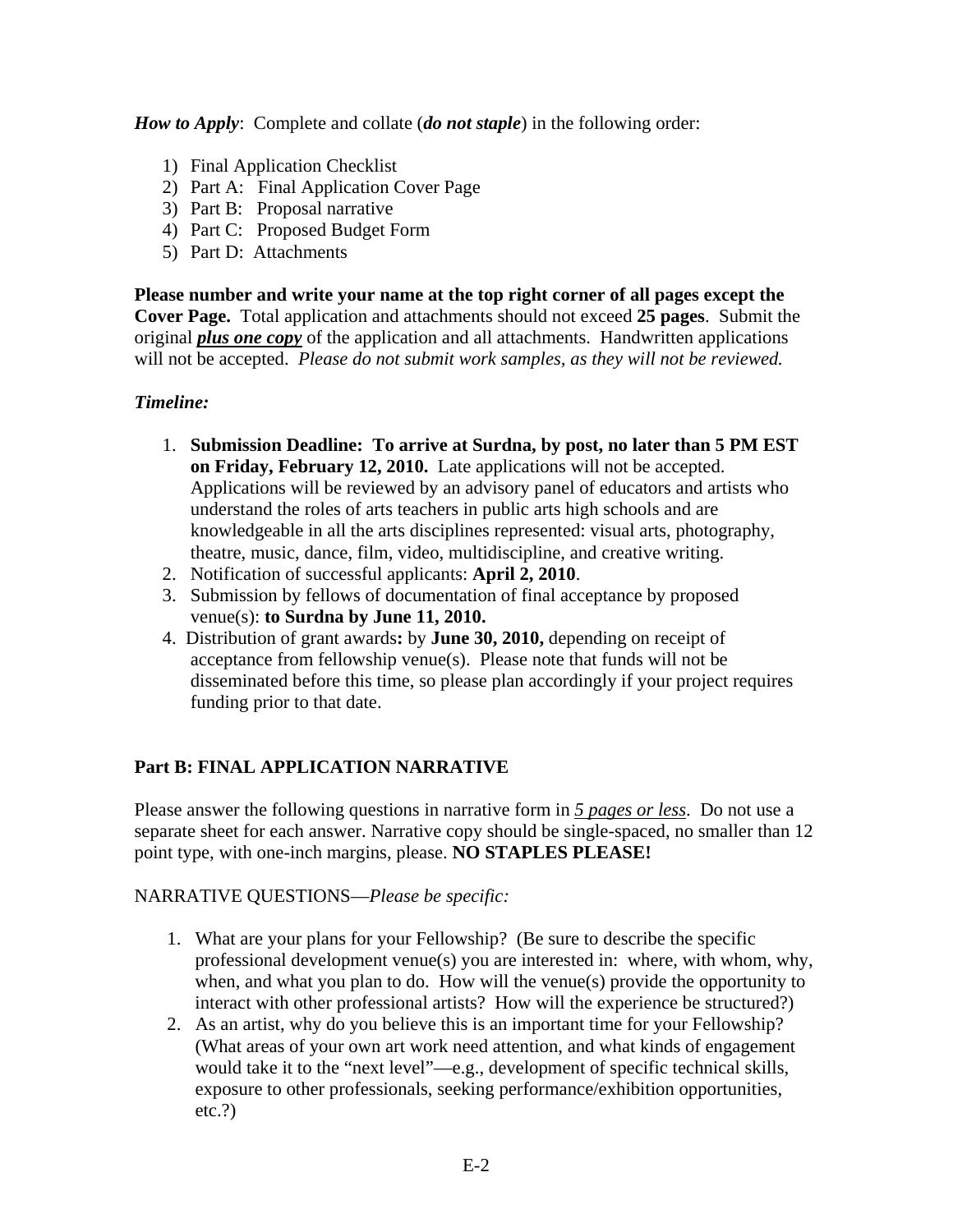***How to Apply***: Complete and collate (***do not staple***) in the following order:

1) Final Application Checklist
2) Part A: Final Application Cover Page
3) Part B: Proposal narrative
4) Part C: Proposed Budget Form
5) Part D: Attachments

**Please number and write your name at the top right corner of all pages except the Cover Page.** Total application and attachments should not exceed **25 pages**. Submit the original ***plus one copy*** of the application and all attachments. Handwritten applications will not be accepted. *Please do not submit work samples, as they will not be reviewed.*

***Timeline:***

1. **Submission Deadline: To arrive at Surdna, by post, no later than 5 PM EST on Friday, February 12, 2010.** Late applications will not be accepted. Applications will be reviewed by an advisory panel of educators and artists who understand the roles of arts teachers in public arts high schools and are knowledgeable in all the arts disciplines represented: visual arts, photography, theatre, music, dance, film, video, multidiscipline, and creative writing.
2. Notification of successful applicants: **April 2, 2010**.
3. Submission by fellows of documentation of final acceptance by proposed venue(s): **to Surdna by June 11, 2010.**
4. Distribution of grant awards**:** by **June 30, 2010,** depending on receipt of acceptance from fellowship venue(s). Please note that funds will not be disseminated before this time, so please plan accordingly if your project requires funding prior to that date.

**Part B: FINAL APPLICATION NARRATIVE**

Please answer the following questions in narrative form in *5 pages or less*. Do not use a separate sheet for each answer. Narrative copy should be single-spaced, no smaller than 12 point type, with one-inch margins, please. **NO STAPLES PLEASE!**

NARRATIVE QUESTIONS—*Please be specific:*

1. What are your plans for your Fellowship? (Be sure to describe the specific professional development venue(s) you are interested in: where, with whom, why, when, and what you plan to do. How will the venue(s) provide the opportunity to interact with other professional artists? How will the experience be structured?)
2. As an artist, why do you believe this is an important time for your Fellowship? (What areas of your own art work need attention, and what kinds of engagement would take it to the "next level"—e.g., development of specific technical skills, exposure to other professionals, seeking performance/exhibition opportunities, etc.?)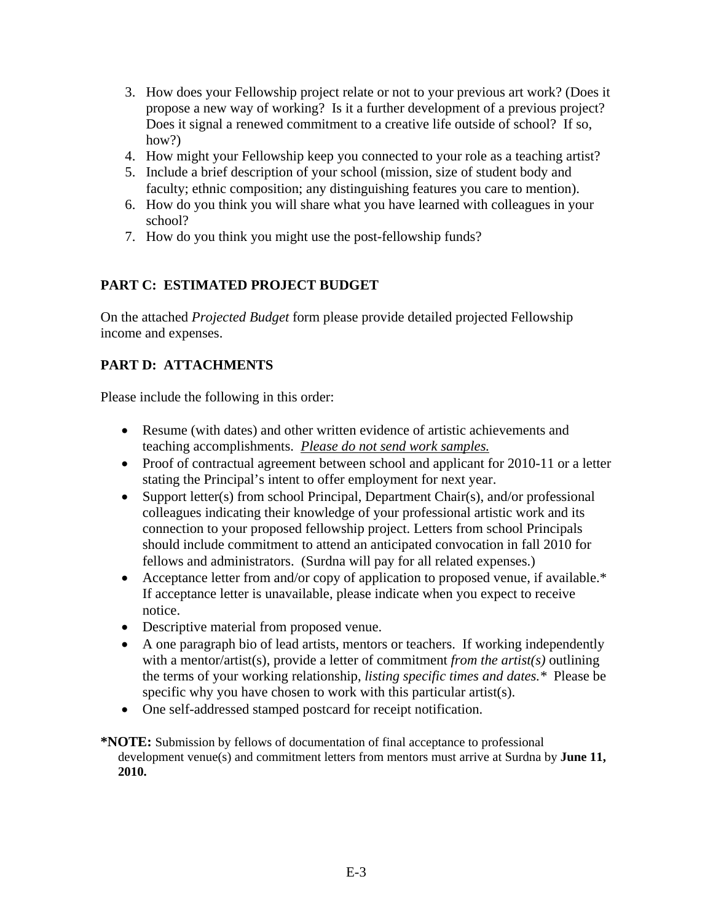3. How does your Fellowship project relate or not to your previous art work? (Does it propose a new way of working? Is it a further development of a previous project? Does it signal a renewed commitment to a creative life outside of school? If so, how?)
4. How might your Fellowship keep you connected to your role as a teaching artist?
5. Include a brief description of your school (mission, size of student body and faculty; ethnic composition; any distinguishing features you care to mention).
6. How do you think you will share what you have learned with colleagues in your school?
7. How do you think you might use the post-fellowship funds?

## PART C: ESTIMATED PROJECT BUDGET

On the attached *Projected Budget* form please provide detailed projected Fellowship income and expenses.

## PART D: ATTACHMENTS

Please include the following in this order:

- Resume (with dates) and other written evidence of artistic achievements and teaching accomplishments. *Please do not send work samples.*
- Proof of contractual agreement between school and applicant for 2010-11 or a letter stating the Principal's intent to offer employment for next year.
- Support letter(s) from school Principal, Department Chair(s), and/or professional colleagues indicating their knowledge of your professional artistic work and its connection to your proposed fellowship project. Letters from school Principals should include commitment to attend an anticipated convocation in fall 2010 for fellows and administrators. (Surdna will pay for all related expenses.)
- Acceptance letter from and/or copy of application to proposed venue, if available.* If acceptance letter is unavailable, please indicate when you expect to receive notice.
- Descriptive material from proposed venue.
- A one paragraph bio of lead artists, mentors or teachers. If working independently with a mentor/artist(s), provide a letter of commitment *from the artist(s)* outlining the terms of your working relationship, *listing specific times and dates.** Please be specific why you have chosen to work with this particular artist(s).
- One self-addressed stamped postcard for receipt notification.

**\*NOTE:** Submission by fellows of documentation of final acceptance to professional development venue(s) and commitment letters from mentors must arrive at Surdna by **June 11, 2010.**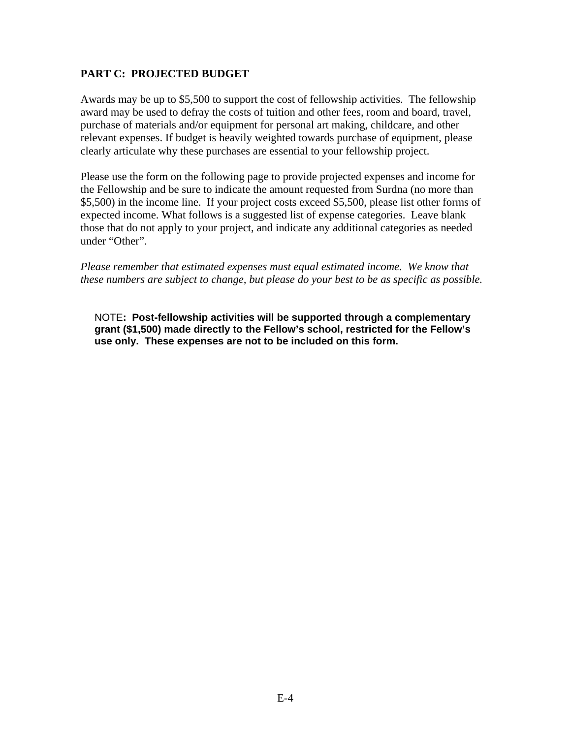## PART C: PROJECTED BUDGET

Awards may be up to $5,500 to support the cost of fellowship activities. The fellowship award may be used to defray the costs of tuition and other fees, room and board, travel, purchase of materials and/or equipment for personal art making, childcare, and other relevant expenses. If budget is heavily weighted towards purchase of equipment, please clearly articulate why these purchases are essential to your fellowship project.

Please use the form on the following page to provide projected expenses and income for the Fellowship and be sure to indicate the amount requested from Surdna (no more than $5,500) in the income line. If your project costs exceed $5,500, please list other forms of expected income. What follows is a suggested list of expense categories. Leave blank those that do not apply to your project, and indicate any additional categories as needed under "Other".

*Please remember that estimated expenses must equal estimated income. We know that these numbers are subject to change, but please do your best to be as specific as possible.*

NOTE**: Post-fellowship activities will be supported through a complementary grant ($1,500) made directly to the Fellow's school, restricted for the Fellow's use only. These expenses are not to be included on this form.**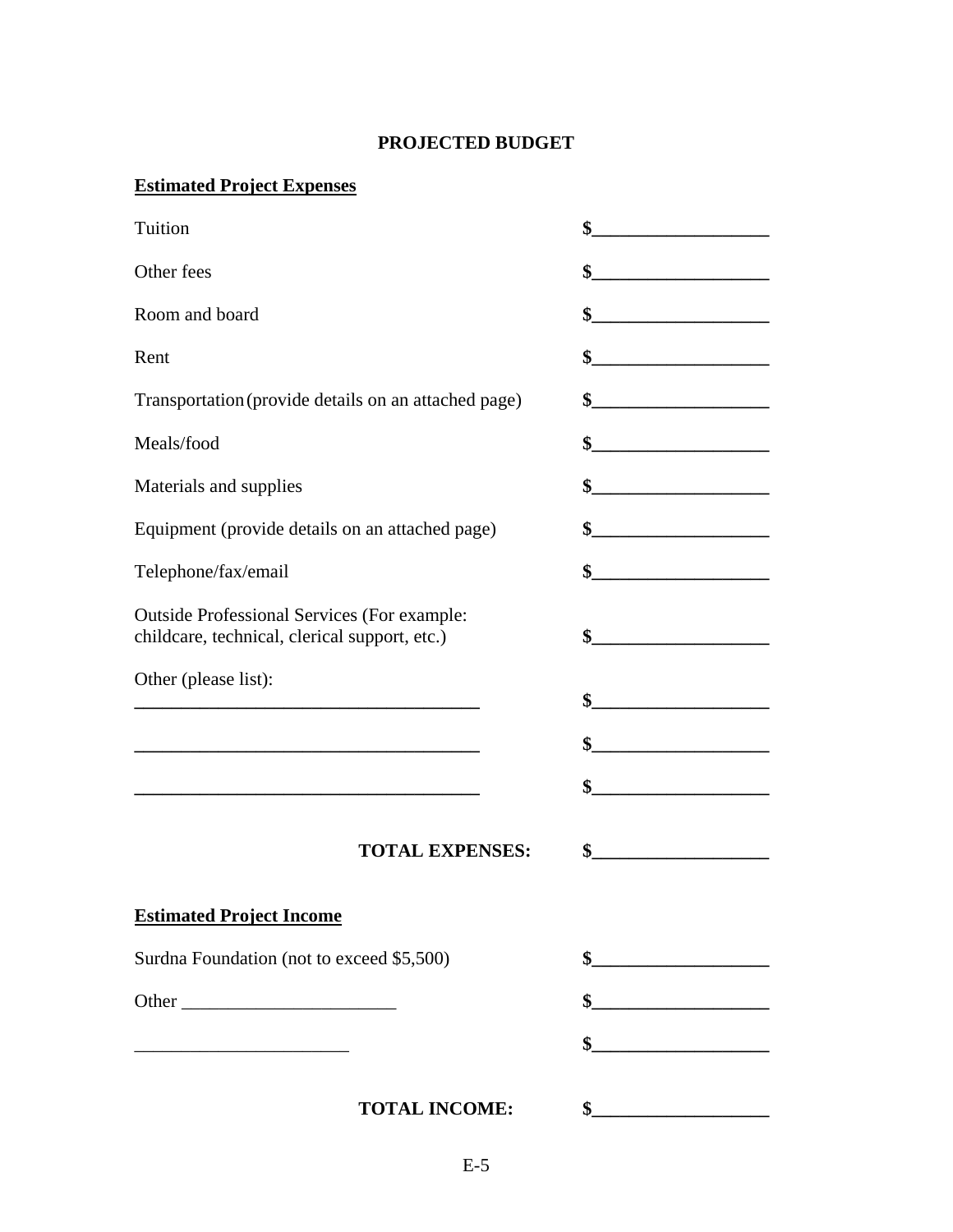# PROJECTED BUDGET

## Estimated Project Expenses

| | |
|---|---|
| Tuition | $__________________ |
| Other fees | $__________________ |
| Room and board | $__________________ |
| Rent | $__________________ |
| Transportation (provide details on an attached page) | $__________________ |
| Meals/food | $__________________ |
| Materials and supplies | $__________________ |
| Equipment (provide details on an attached page) | $__________________ |
| Telephone/fax/email | $__________________ |
| Outside Professional Services (For example: childcare, technical, clerical support, etc.) | $__________________ |
| Other (please list): ____________________________________ | $__________________ |
| ____________________________________ | $__________________ |
| ____________________________________ | $__________________ |
| **TOTAL EXPENSES:** | $__________________ |

## Estimated Project Income

| | |
|---|---|
| Surdna Foundation (not to exceed $5,500) | $__________________ |
| Other ______________________ | $__________________ |
| ______________________ | $__________________ |
| **TOTAL INCOME:** | $__________________ |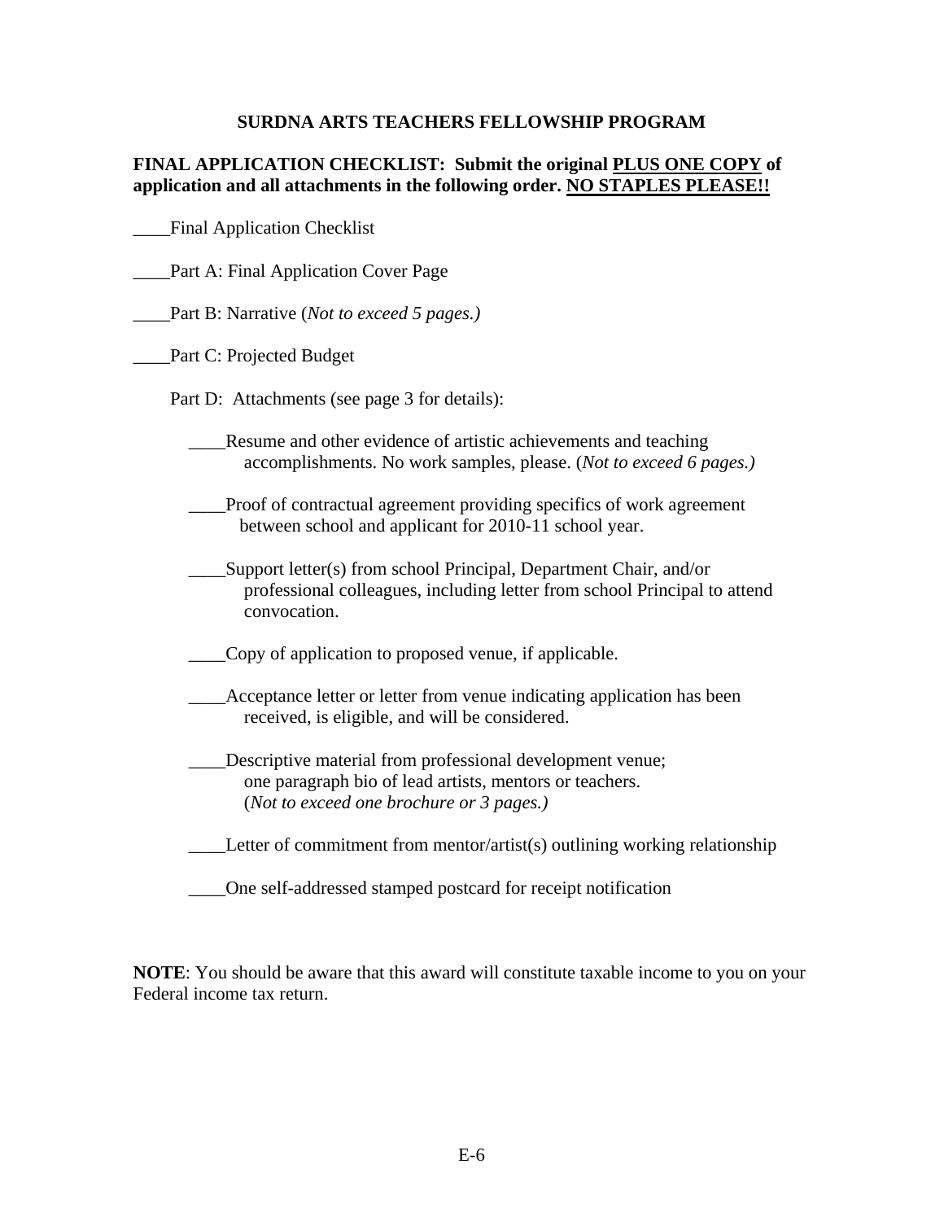## SURDNA ARTS TEACHERS FELLOWSHIP PROGRAM

**FINAL APPLICATION CHECKLIST: Submit the original <u>PLUS ONE COPY</u> of application and all attachments in the following order. <u>NO STAPLES PLEASE!!</u>**

____Final Application Checklist

____Part A: Final Application Cover Page

____Part B: Narrative (*Not to exceed 5 pages.)*

____Part C: Projected Budget

Part D: Attachments (see page 3 for details):

- ____Resume and other evidence of artistic achievements and teaching accomplishments. No work samples, please. (*Not to exceed 6 pages.)*

- ____Proof of contractual agreement providing specifics of work agreement between school and applicant for 2010-11 school year.

- ____Support letter(s) from school Principal, Department Chair, and/or professional colleagues, including letter from school Principal to attend convocation.

- ____Copy of application to proposed venue, if applicable.

- ____Acceptance letter or letter from venue indicating application has been received, is eligible, and will be considered.

- ____Descriptive material from professional development venue; one paragraph bio of lead artists, mentors or teachers. (*Not to exceed one brochure or 3 pages.)*

- ____Letter of commitment from mentor/artist(s) outlining working relationship

- ____One self-addressed stamped postcard for receipt notification

**NOTE**: You should be aware that this award will constitute taxable income to you on your Federal income tax return.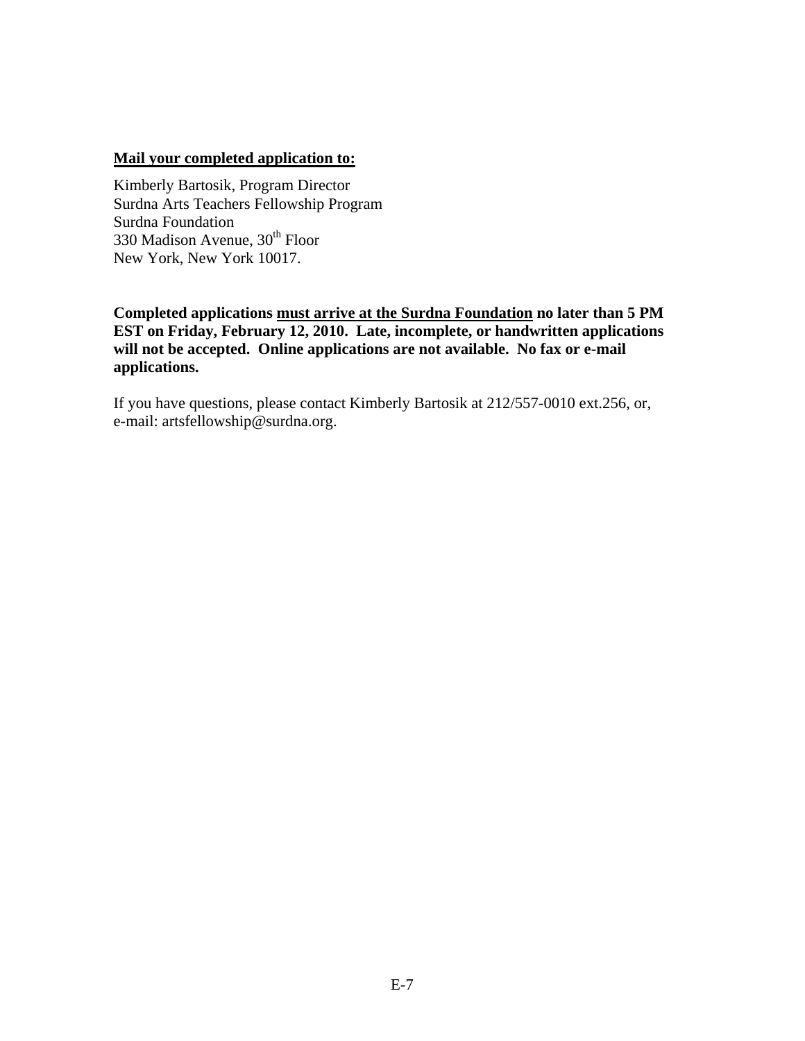**Mail your completed application to:**

Kimberly Bartosik, Program Director
Surdna Arts Teachers Fellowship Program
Surdna Foundation
330 Madison Avenue, 30th Floor
New York, New York 10017.

**Completed applications must arrive at the Surdna Foundation no later than 5 PM EST on Friday, February 12, 2010. Late, incomplete, or handwritten applications will not be accepted. Online applications are not available. No fax or e-mail applications.**

If you have questions, please contact Kimberly Bartosik at 212/557-0010 ext.256, or, e-mail: artsfellowship@surdna.org.